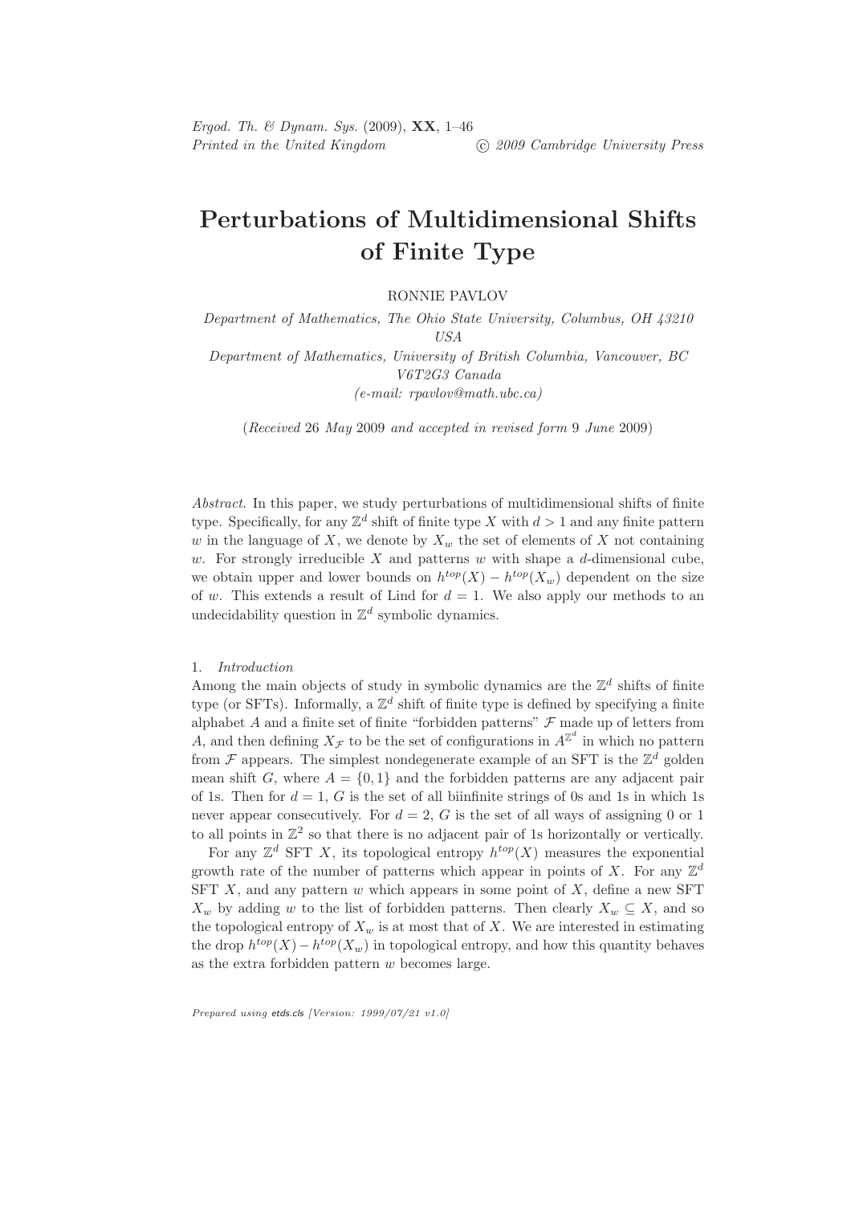# Perturbations of Multidimensional Shifts of Finite Type

RONNIE PAVLOV

*Department of Mathematics, The Ohio State University, Columbus, OH 43210 USA*
*Department of Mathematics, University of British Columbia, Vancouver, BC V6T2G3 Canada*
*(e-mail: rpavlov@math.ubc.ca)*

(*Received* 26 *May* 2009 *and accepted in revised form* 9 *June* 2009)

*Abstract.* In this paper, we study perturbations of multidimensional shifts of finite type. Specifically, for any $\mathbb{Z}^d$ shift of finite type $X$ with $d > 1$ and any finite pattern $w$ in the language of $X$, we denote by $X_w$ the set of elements of $X$ not containing $w$. For strongly irreducible $X$ and patterns $w$ with shape a $d$-dimensional cube, we obtain upper and lower bounds on $h^{top}(X) - h^{top}(X_w)$ dependent on the size of $w$. This extends a result of Lind for $d = 1$. We also apply our methods to an undecidability question in $\mathbb{Z}^d$ symbolic dynamics.

## 1. *Introduction*

Among the main objects of study in symbolic dynamics are the $\mathbb{Z}^d$ shifts of finite type (or SFTs). Informally, a $\mathbb{Z}^d$ shift of finite type is defined by specifying a finite alphabet $A$ and a finite set of finite "forbidden patterns" $\mathcal{F}$ made up of letters from $A$, and then defining $X_{\mathcal{F}}$ to be the set of configurations in $A^{\mathbb{Z}^d}$ in which no pattern from $\mathcal{F}$ appears. The simplest nondegenerate example of an SFT is the $\mathbb{Z}^d$ golden mean shift $G$, where $A = \{0, 1\}$ and the forbidden patterns are any adjacent pair of 1s. Then for $d = 1$, $G$ is the set of all biinfinite strings of 0s and 1s in which 1s never appear consecutively. For $d = 2$, $G$ is the set of all ways of assigning 0 or 1 to all points in $\mathbb{Z}^2$ so that there is no adjacent pair of 1s horizontally or vertically.

For any $\mathbb{Z}^d$ SFT $X$, its topological entropy $h^{top}(X)$ measures the exponential growth rate of the number of patterns which appear in points of $X$. For any $\mathbb{Z}^d$ SFT $X$, and any pattern $w$ which appears in some point of $X$, define a new SFT $X_w$ by adding $w$ to the list of forbidden patterns. Then clearly $X_w \subseteq X$, and so the topological entropy of $X_w$ is at most that of $X$. We are interested in estimating the drop $h^{top}(X) - h^{top}(X_w)$ in topological entropy, and how this quantity behaves as the extra forbidden pattern $w$ becomes large.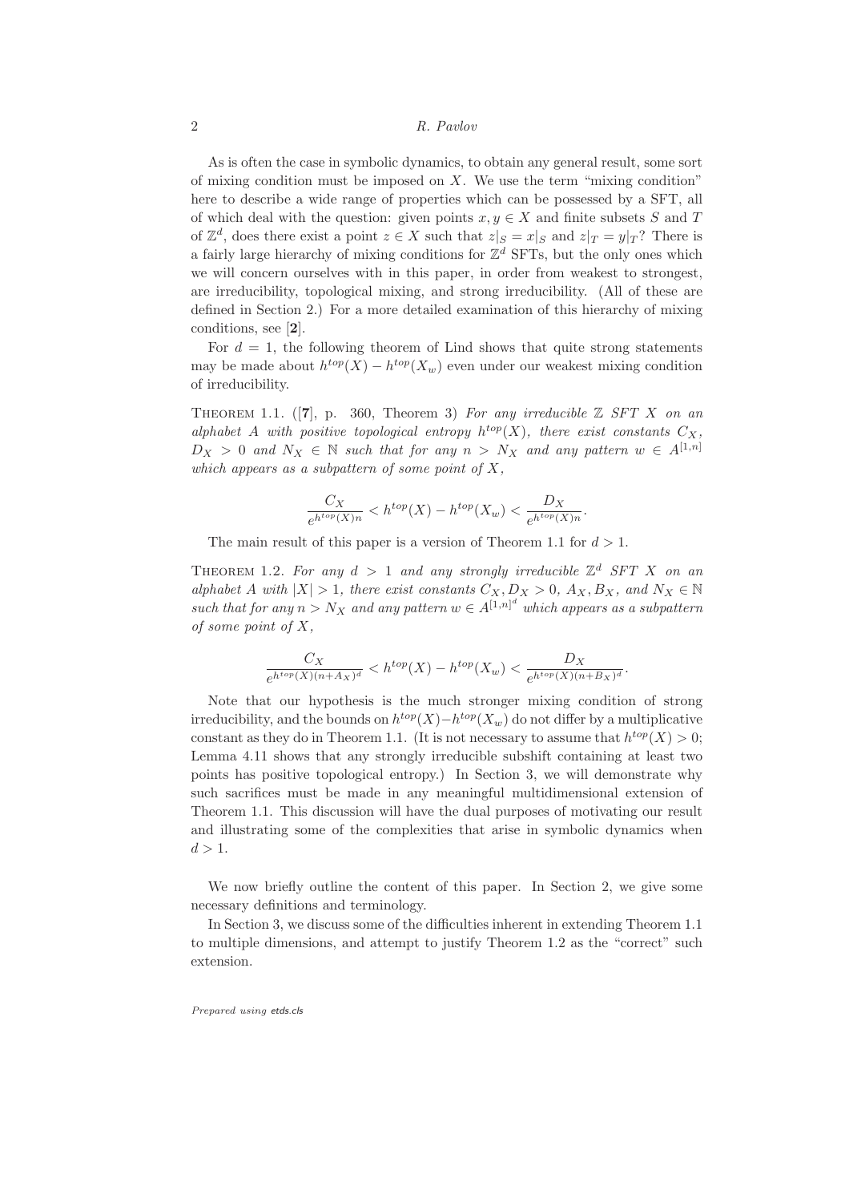As is often the case in symbolic dynamics, to obtain any general result, some sort of mixing condition must be imposed on $X$. We use the term "mixing condition" here to describe a wide range of properties which can be possessed by a SFT, all of which deal with the question: given points $x, y \in X$ and finite subsets $S$ and $T$ of $\mathbb{Z}^d$, does there exist a point $z \in X$ such that $z|_S = x|_S$ and $z|_T = y|_T$? There is a fairly large hierarchy of mixing conditions for $\mathbb{Z}^d$ SFTs, but the only ones which we will concern ourselves with in this paper, in order from weakest to strongest, are irreducibility, topological mixing, and strong irreducibility. (All of these are defined in Section 2.) For a more detailed examination of this hierarchy of mixing conditions, see [**2**].

For $d = 1$, the following theorem of Lind shows that quite strong statements may be made about $h^{top}(X) - h^{top}(X_w)$ even under our weakest mixing condition of irreducibility.

Theorem 1.1. ([**7**], p. 360, Theorem 3) *For any irreducible $\mathbb{Z}$ SFT $X$ on an alphabet $A$ with positive topological entropy $h^{top}(X)$, there exist constants $C_X$, $D_X > 0$ and $N_X \in \mathbb{N}$ such that for $n > N_X$ and any pattern $w \in A^{[1,n]}$ which appears as a subpattern of some point of $X$,*

$$\frac{C_X}{e^{h^{top}(X)n}} < h^{top}(X) - h^{top}(X_w) < \frac{D_X}{e^{h^{top}(X)n}}.$$

The main result of this paper is a version of Theorem 1.1 for $d > 1$.

Theorem 1.2. *For any $d > 1$ and any strongly irreducible $\mathbb{Z}^d$ SFT $X$ on an alphabet $A$ with $|X| > 1$, there exist constants $C_X, D_X > 0$, $A_X, B_X$, and $N_X \in \mathbb{N}$ such that for any $n > N_X$ and any pattern $w \in A^{[1,n]^d}$ which appears as a subpattern of some point of $X$,*

$$\frac{C_X}{e^{h^{top}(X)(n+A_X)^d}} < h^{top}(X) - h^{top}(X_w) < \frac{D_X}{e^{h^{top}(X)(n+B_X)^d}}.$$

Note that our hypothesis is the much stronger mixing condition of strong irreducibility, and the bounds on $h^{top}(X) - h^{top}(X_w)$ do not differ by a multiplicative constant as they do in Theorem 1.1. (It is not necessary to assume that $h^{top}(X) > 0$; Lemma 4.11 shows that any strongly irreducible subshift containing at least two points has positive topological entropy.) In Section 3, we will demonstrate why such sacrifices must be made in any meaningful multidimensional extension of Theorem 1.1. This discussion will have the dual purposes of motivating our result and illustrating some of the complexities that arise in symbolic dynamics when $d > 1$.

We now briefly outline the content of this paper. In Section 2, we give some necessary definitions and terminology.

In Section 3, we discuss some of the difficulties inherent in extending Theorem 1.1 to multiple dimensions, and attempt to justify Theorem 1.2 as the "correct" such extension.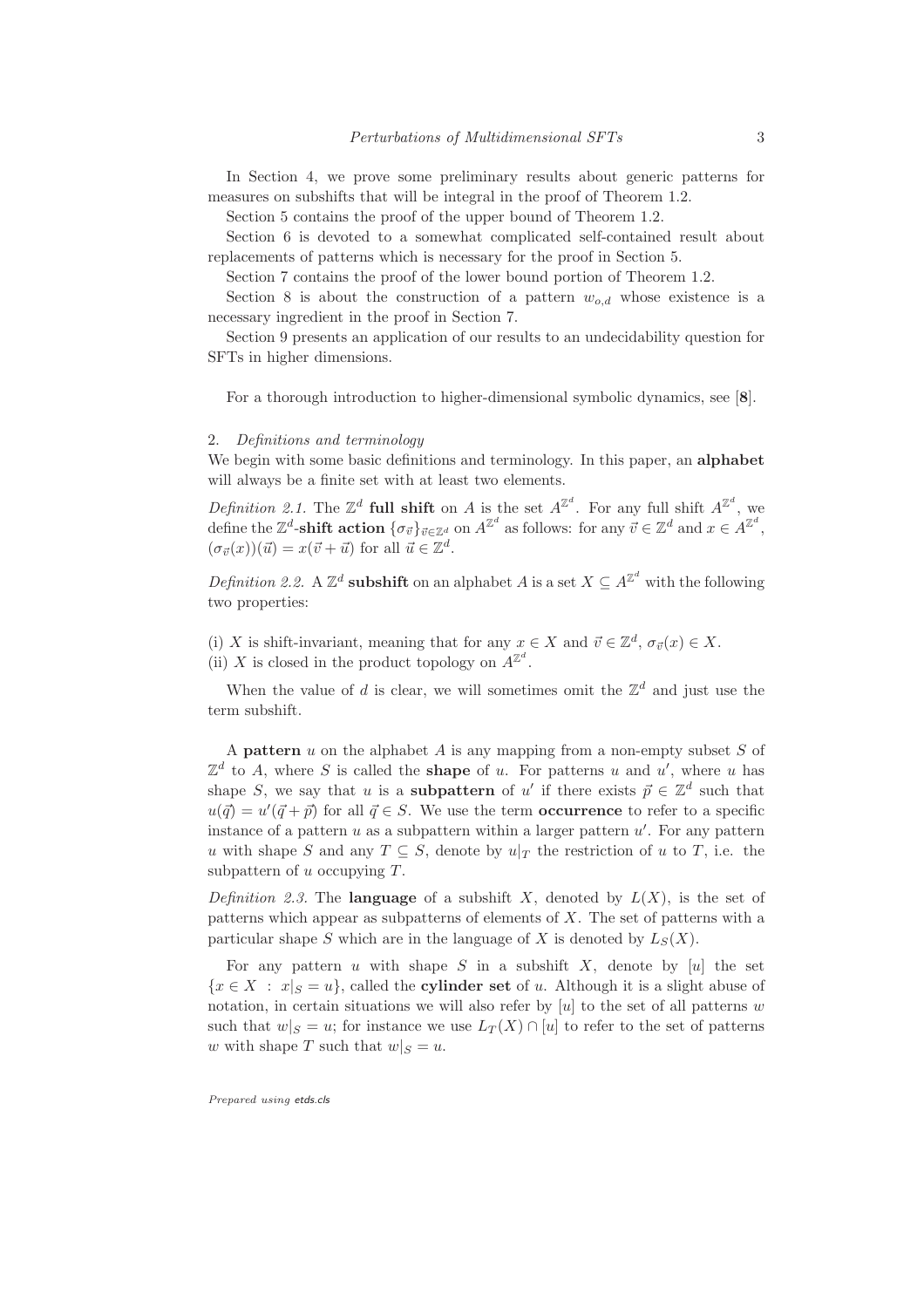In Section 4, we prove some preliminary results about generic patterns for measures on subshifts that will be integral in the proof of Theorem 1.2.

Section 5 contains the proof of the upper bound of Theorem 1.2.

Section 6 is devoted to a somewhat complicated self-contained result about replacements of patterns which is necessary for the proof in Section 5.

Section 7 contains the proof of the lower bound portion of Theorem 1.2.

Section 8 is about the construction of a pattern $w_{o,d}$ whose existence is a necessary ingredient in the proof in Section 7.

Section 9 presents an application of our results to an undecidability question for SFTs in higher dimensions.

For a thorough introduction to higher-dimensional symbolic dynamics, see [**8**].

## 2. *Definitions and terminology*

We begin with some basic definitions and terminology. In this paper, an **alphabet** will always be a finite set with at least two elements.

*Definition 2.1.* The $\mathbb{Z}^d$ **full shift** on $A$ is the set $A^{\mathbb{Z}^d}$. For any full shift $A^{\mathbb{Z}^d}$, we define the $\mathbb{Z}^d$-**shift action** $\{\sigma_{\vec{v}}\}_{\vec{v}\in\mathbb{Z}^d}$ on $A^{\mathbb{Z}^d}$ as follows: for any $\vec{v} \in \mathbb{Z}^d$ and $x \in A^{\mathbb{Z}^d}$, $(\sigma_{\vec{v}}(x))(\vec{u}) = x(\vec{v} + \vec{u})$ for all $\vec{u} \in \mathbb{Z}^d$.

*Definition 2.2.* A $\mathbb{Z}^d$ **subshift** on an alphabet $A$ is a set $X \subseteq A^{\mathbb{Z}^d}$ with the following two properties:

(i) $X$ is shift-invariant, meaning that for any $x \in X$ and $\vec{v} \in \mathbb{Z}^d$, $\sigma_{\vec{v}}(x) \in X$.
(ii) $X$ is closed in the product topology on $A^{\mathbb{Z}^d}$.

When the value of $d$ is clear, we will sometimes omit the $\mathbb{Z}^d$ and just use the term subshift.

A **pattern** $u$ on the alphabet $A$ is any mapping from a non-empty subset $S$ of $\mathbb{Z}^d$ to $A$, where $S$ is called the **shape** of $u$. For patterns $u$ and $u'$, where $u$ has shape $S$, we say that $u$ is a **subpattern** of $u'$ if there exists $\vec{p} \in \mathbb{Z}^d$ such that $u(\vec{q}) = u'(\vec{q} + \vec{p})$ for all $\vec{q} \in S$. We use the term **occurrence** to refer to a specific instance of a pattern $u$ as a subpattern within a larger pattern $u'$. For any pattern $u$ with shape $S$ and any $T \subseteq S$, denote by $u|_T$ the restriction of $u$ to $T$, i.e. the subpattern of $u$ occupying $T$.

*Definition 2.3.* The **language** of a subshift $X$, denoted by $L(X)$, is the set of patterns which appear as subpatterns of elements of $X$. The set of patterns with a particular shape $S$ which are in the language of $X$ is denoted by $L_S(X)$.

For any pattern $u$ with shape $S$ in a subshift $X$, denote by $[u]$ the set $\{x \in X \ : \ x|_S = u\}$, called the **cylinder set** of $u$. Although it is a slight abuse of notation, in certain situations we will also refer by $[u]$ to the set of all patterns $w$ such that $w|_S = u$; for instance we use $L_T(X) \cap [u]$ to refer to the set of patterns $w$ with shape $T$ such that $w|_S = u$.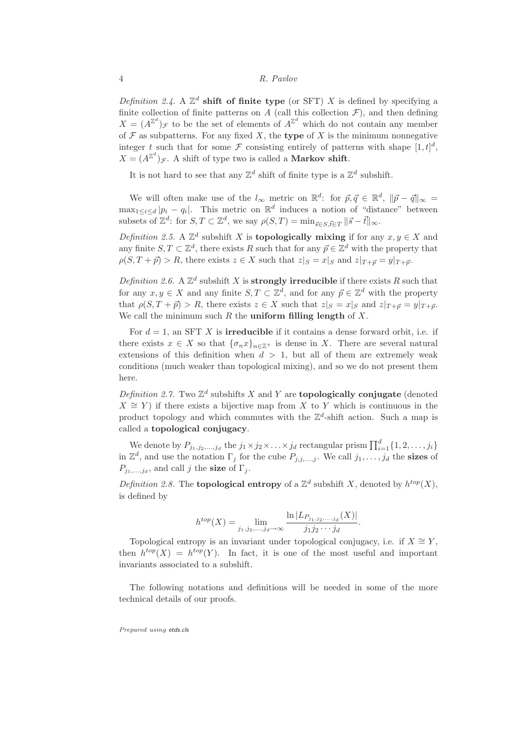*Definition 2.4.* A $\mathbb{Z}^d$ **shift of finite type** (or SFT) $X$ is defined by specifying a finite collection of finite patterns on $A$ (call this collection $\mathcal{F}$), and then defining $X = (A^{\mathbb{Z}^d})_{\mathcal{F}}$ to be the set of elements of $A^{\mathbb{Z}^d}$ which do not contain any member of $\mathcal{F}$ as subpatterns. For any fixed $X$, the **type** of $X$ is the minimum nonnegative integer $t$ such that for some $\mathcal{F}$ consisting entirely of patterns with shape $[1,t]^d$, $X = (A^{\mathbb{Z}^d})_{\mathcal{F}}$. A shift of type two is called a **Markov shift**.

It is not hard to see that any $\mathbb{Z}^d$ shift of finite type is a $\mathbb{Z}^d$ subshift.

We will often make use of the $l_\infty$ metric on $\mathbb{R}^d$: for $\vec{p}, \vec{q} \in \mathbb{R}^d$, $\|\vec{p} - \vec{q}\|_\infty = \max_{1 \leq i \leq d} |p_i - q_i|$. This metric on $\mathbb{R}^d$ induces a notion of "distance" between subsets of $\mathbb{Z}^d$: for $S, T \subset \mathbb{Z}^d$, we say $\rho(S,T) = \min_{\vec{s} \in S, \vec{t} \in T} \|\vec{s} - \vec{t}\|_\infty$.

*Definition 2.5.* A $\mathbb{Z}^d$ subshift $X$ is **topologically mixing** if for any $x, y \in X$ and any finite $S, T \subset \mathbb{Z}^d$, there exists $R$ such that for any $\vec{p} \in \mathbb{Z}^d$ with the property that $\rho(S, T + \vec{p}) > R$, there exists $z \in X$ such that $z|_S = x|_S$ and $z|_{T+\vec{p}} = y|_{T+\vec{p}}$.

*Definition 2.6.* A $\mathbb{Z}^d$ subshift $X$ is **strongly irreducible** if there exists $R$ such that for any $x, y \in X$ and any finite $S, T \subset \mathbb{Z}^d$, and for any $\vec{p} \in \mathbb{Z}^d$ with the property that $\rho(S, T + \vec{p}) > R$, there exists $z \in X$ such that $z|_S = x|_S$ and $z|_{T+\vec{p}} = y|_{T+\vec{p}}$. We call the minimum such $R$ the **uniform filling length** of $X$.

For $d = 1$, an SFT $X$ is **irreducible** if it contains a dense forward orbit, i.e. if there exists $x \in X$ so that $\{\sigma_n x\}_{n \in \mathbb{Z}^+}$ is dense in $X$. There are several natural extensions of this definition when $d > 1$, but all of them are extremely weak conditions (much weaker than topological mixing), and so we do not present them here.

*Definition 2.7.* Two $\mathbb{Z}^d$ subshifts $X$ and $Y$ are **topologically conjugate** (denoted $X \cong Y$) if there exists a bijective map from $X$ to $Y$ which is continuous in the product topology and which commutes with the $\mathbb{Z}^d$-shift action. Such a map is called a **topological conjugacy**.

We denote by $P_{j_1, j_2, \ldots, j_d}$ the $j_1 \times j_2 \times \ldots \times j_d$ rectangular prism $\prod_{i=1}^d \{1, 2, \ldots, j_i\}$ in $\mathbb{Z}^d$, and use the notation $\Gamma_j$ for the cube $P_{j,j,\ldots,j}$. We call $j_1, \ldots, j_d$ the **sizes** of $P_{j_1,\ldots,j_d}$, and call $j$ the **size** of $\Gamma_j$.

*Definition 2.8.* The **topological entropy** of a $\mathbb{Z}^d$ subshift $X$, denoted by $h^{top}(X)$, is defined by

$$h^{top}(X) = \lim_{j_1, j_2, \ldots, j_d \to \infty} \frac{\ln |L_{P_{j_1, j_2, \ldots, j_d}}(X)|}{j_1 j_2 \cdots j_d}.$$

Topological entropy is an invariant under topological conjugacy, i.e. if $X \cong Y$, then $h^{top}(X) = h^{top}(Y)$. In fact, it is one of the most useful and important invariants associated to a subshift.

The following notations and definitions will be needed in some of the more technical details of our proofs.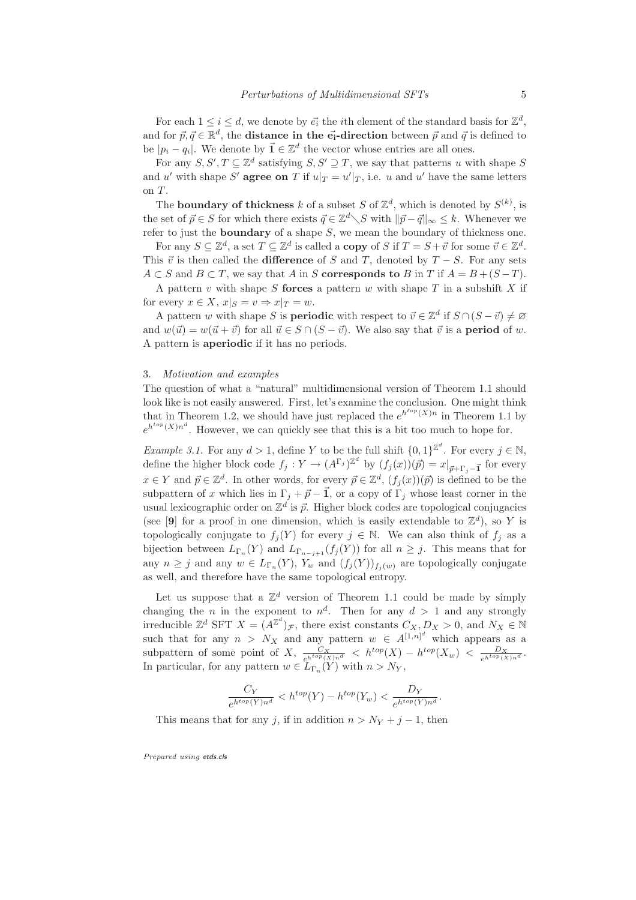For each $1 \leq i \leq d$, we denote by $\vec{e_i}$ the $i$th element of the standard basis for $\mathbb{Z}^d$, and for $\vec{p}, \vec{q} \in \mathbb{R}^d$, the **distance in the $\vec{e_i}$-direction** between $\vec{p}$ and $\vec{q}$ is defined to be $|p_i - q_i|$. We denote by $\vec{1} \in \mathbb{Z}^d$ the vector whose entries are all ones.

For any $S, S', T \subseteq \mathbb{Z}^d$ satisfying $S, S' \supseteq T$, we say that patterns $u$ with shape $S$ and $u'$ with shape $S'$ **agree on** $T$ if $u|_T = u'|_T$, i.e. $u$ and $u'$ have the same letters on $T$.

The **boundary of thickness** $k$ of a subset $S$ of $\mathbb{Z}^d$, which is denoted by $S^{(k)}$, is the set of $\vec{p} \in S$ for which there exists $\vec{q} \in \mathbb{Z}^d \diagdown S$ with $\|\vec{p} - \vec{q}\|_\infty \leq k$. Whenever we refer to just the **boundary** of a shape $S$, we mean the boundary of thickness one.

For any $S \subseteq \mathbb{Z}^d$, a set $T \subseteq \mathbb{Z}^d$ is called a **copy** of $S$ if $T = S + \vec{v}$ for some $\vec{v} \in \mathbb{Z}^d$. This $\vec{v}$ is then called the **difference** of $S$ and $T$, denoted by $T - S$. For any sets $A \subset S$ and $B \subset T$, we say that $A$ in $S$ **corresponds to** $B$ in $T$ if $A = B + (S - T)$.

A pattern $v$ with shape $S$ **forces** a pattern $w$ with shape $T$ in a subshift $X$ if for every $x \in X$, $x|_S = v \Rightarrow x|_T = w$.

A pattern $w$ with shape $S$ is **periodic** with respect to $\vec{v} \in \mathbb{Z}^d$ if $S \cap (S - \vec{v}) \neq \varnothing$ and $w(\vec{u}) = w(\vec{u} + \vec{v})$ for all $\vec{u} \in S \cap (S - \vec{v})$. We also say that $\vec{v}$ is a **period** of $w$. A pattern is **aperiodic** if it has no periods.

## 3. *Motivation and examples*

The question of what a "natural" multidimensional version of Theorem 1.1 should look like is not easily answered. First, let's examine the conclusion. One might think that in Theorem 1.2, we should have just replaced the $e^{h^{top}(X)n}$ in Theorem 1.1 by $e^{h^{top}(X)n^d}$. However, we can quickly see that this is a bit too much to hope for.

*Example 3.1.* For any $d > 1$, define $Y$ to be the full shift $\{0,1\}^{\mathbb{Z}^d}$. For every $j \in \mathbb{N}$, define the higher block code $f_j : Y \to (A^{\Gamma_j})^{\mathbb{Z}^d}$ by $(f_j(x))(\vec{p}) = x|_{\vec{p} + \Gamma_j - \vec{1}}$ for every $x \in Y$ and $\vec{p} \in \mathbb{Z}^d$. In other words, for every $\vec{p} \in \mathbb{Z}^d$, $(f_j(x))(\vec{p})$ is defined to be the subpattern of $x$ which lies in $\Gamma_j + \vec{p} - \vec{1}$, or a copy of $\Gamma_j$ whose least corner in the usual lexicographic order on $\mathbb{Z}^d$ is $\vec{p}$. Higher block codes are topological conjugacies (see [**9**] for a proof in one dimension, which is easily extendable to $\mathbb{Z}^d$), so $Y$ is topologically conjugate to $f_j(Y)$ for every $j \in \mathbb{N}$. We can also think of $f_j$ as a bijection between $L_{\Gamma_n}(Y)$ and $L_{\Gamma_{n-j+1}}(f_j(Y))$ for all $n \geq j$. This means that for any $n \geq j$ and any $w \in L_{\Gamma_n}(Y)$, $Y_w$ and $(f_j(Y))_{f_j(w)}$ are topologically conjugate as well, and therefore have the same topological entropy.

Let us suppose that a $\mathbb{Z}^d$ version of Theorem 1.1 could be made by simply changing the $n$ in the exponent to $n^d$. Then for any $d > 1$ and any strongly irreducible $\mathbb{Z}^d$ SFT $X = (A^{\mathbb{Z}^d})_{\mathcal{F}}$, there exist constants $C_X, D_X > 0$, and $N_X \in \mathbb{N}$ such that for any $n > N_X$ and any pattern $w \in A^{[1,n]^d}$ which appears as a subpattern of some point of $X$, $\frac{C_X}{e^{h^{top}(X)n^d}} < h^{top}(X) - h^{top}(X_w) < \frac{D_X}{e^{h^{top}(X)n^d}}$. In particular, for any pattern $w \in L_{\Gamma_n}(Y)$ with $n > N_Y$,

$$\frac{C_Y}{e^{h^{top}(Y)n^d}} < h^{top}(Y) - h^{top}(Y_w) < \frac{D_Y}{e^{h^{top}(Y)n^d}}.$$

This means that for any $j$, if in addition $n > N_Y + j - 1$, then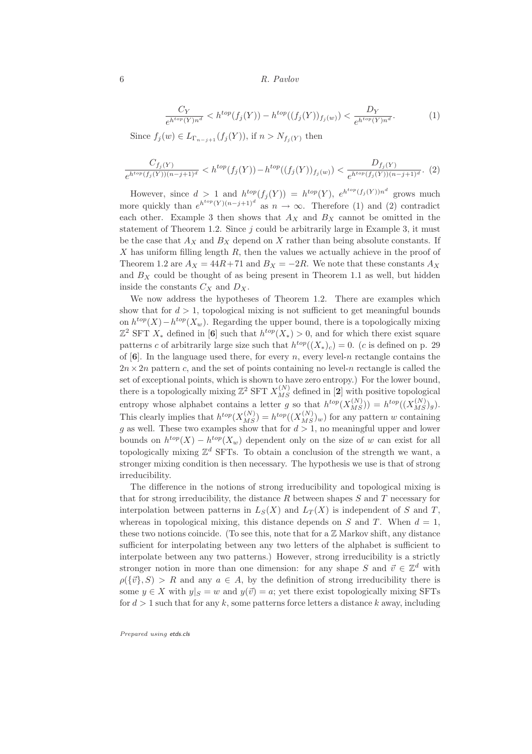$$\frac{C_Y}{e^{h^{top}(Y)n^d}} < h^{top}(f_j(Y)) - h^{top}((f_j(Y))_{f_j(w)}) < \frac{D_Y}{e^{h^{top}(Y)n^d}}. \tag{1}$$

Since $f_j(w) \in L_{\Gamma_{n-j+1}}(f_j(Y))$, if $n > N_{f_j(Y)}$ then

$$\frac{C_{f_j(Y)}}{e^{h^{top}(f_j(Y))(n-j+1)^d}} < h^{top}(f_j(Y)) - h^{top}((f_j(Y))_{f_j(w)}) < \frac{D_{f_j(Y)}}{e^{h^{top}(f_j(Y))(n-j+1)^d}}. \tag{2}$$

However, since $d > 1$ and $h^{top}(f_j(Y)) = h^{top}(Y)$, $e^{h^{top}(f_j(Y))n^d}$ grows much more quickly than $e^{h^{top}(Y)(n-j+1)^d}$ as $n \to \infty$. Therefore (1) and (2) contradict each other. Example 3 then shows that $A_X$ and $B_X$ cannot be omitted in the statement of Theorem 1.2. Since $j$ could be arbitrarily large in Example 3, it must be the case that $A_X$ and $B_X$ depend on $X$ rather than being absolute constants. If $X$ has uniform filling length $R$, then the values we actually achieve in the proof of Theorem 1.2 are $A_X = 44R+71$ and $B_X = -2R$. We note that these constants $A_X$ and $B_X$ could be thought of as being present in Theorem 1.1 as well, but hidden inside the constants $C_X$ and $D_X$.

We now address the hypotheses of Theorem 1.2. There are examples which show that for $d > 1$, topological mixing is not sufficient to get meaningful bounds on $h^{top}(X) - h^{top}(X_w)$. Regarding the upper bound, there is a topologically mixing $\mathbb{Z}^2$ SFT $X_*$ defined in [**6**] such that $h^{top}(X_*) > 0$, and for which there exist square patterns $c$ of arbitrarily large size such that $h^{top}((X_*)_c) = 0$. ($c$ is defined on p. 29 of [**6**]. In the language used there, for every $n$, every level-$n$ rectangle contains the $2n \times 2n$ pattern $c$, and the set of points containing no level-$n$ rectangle is called the set of exceptional points, which is shown to have zero entropy.) For the lower bound, there is a topologically mixing $\mathbb{Z}^2$ SFT $X_{MS}^{(N)}$ defined in [**2**] with positive topological entropy whose alphabet contains a letter $g$ so that $h^{top}(X_{MS}^{(N)}) = h^{top}((X_{MS}^{(N)})_g)$. This clearly implies that $h^{top}(X_{MS}^{(N)}) = h^{top}((X_{MS}^{(N)})_w)$ for any pattern $w$ containing $g$ as well. These two examples show that for $d > 1$, no meaningful upper and lower bounds on $h^{top}(X) - h^{top}(X_w)$ dependent only on the size of $w$ can exist for all topologically mixing $\mathbb{Z}^d$ SFTs. To obtain a conclusion of the strength we want, a stronger mixing condition is then necessary. The hypothesis we use is that of strong irreducibility.

The difference in the notions of strong irreducibility and topological mixing is that for strong irreducibility, the distance $R$ between shapes $S$ and $T$ necessary for interpolation between patterns in $L_S(X)$ and $L_T(X)$ is independent of $S$ and $T$, whereas in topological mixing, this distance depends on $S$ and $T$. When $d = 1$, these two notions coincide. (To see this, note that for a $\mathbb{Z}$ Markov shift, any distance sufficient for interpolating between any two letters of the alphabet is sufficient to interpolate between any two patterns.) However, strong irreducibility is a strictly stronger notion in more than one dimension: for any shape $S$ and $\vec{v} \in \mathbb{Z}^d$ with $\rho(\{\vec{v}\}, S) > R$ and any $a \in A$, by the definition of strong irreducibility there is some $y \in X$ with $y|_S = w$ and $y(\vec{v}) = a$; yet there exist topologically mixing SFTs for $d > 1$ such that for any $k$, some patterns force letters a distance $k$ away, including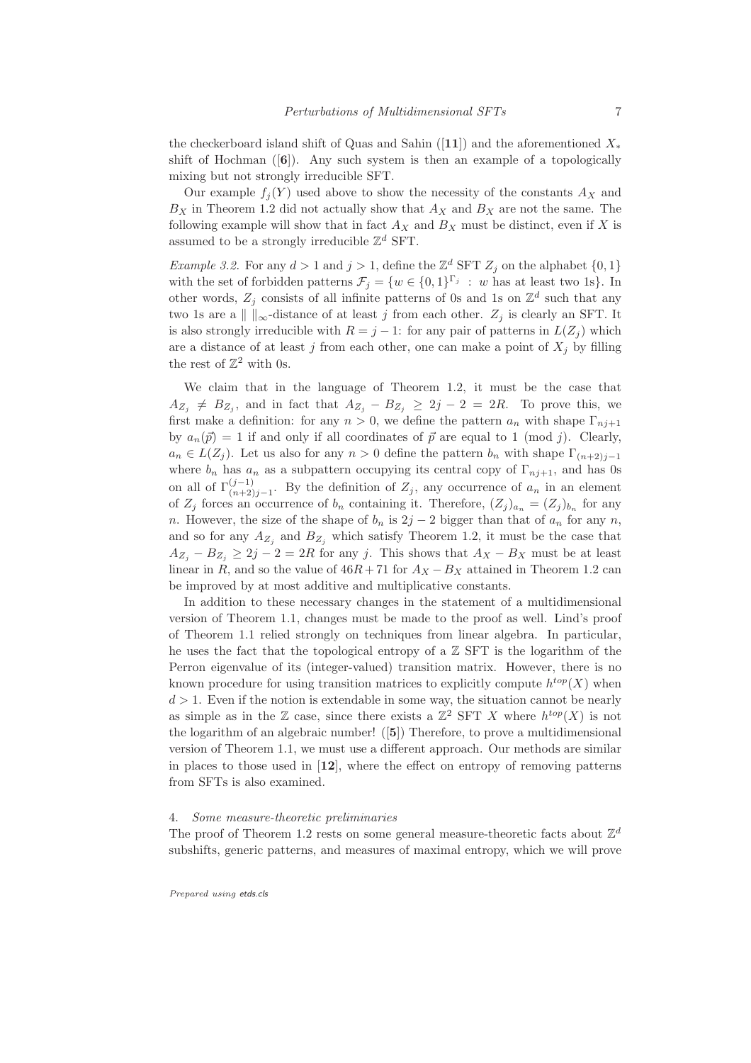the checkerboard island shift of Quas and Sahin ([**11**]) and the aforementioned $X_*$ shift of Hochman ([**6**]). Any such system is then an example of a topologically mixing but not strongly irreducible SFT.

Our example $f_j(Y)$ used above to show the necessity of the constants $A_X$ and $B_X$ in Theorem 1.2 did not actually show that $A_X$ and $B_X$ are not the same. The following example will show that in fact $A_X$ and $B_X$ must be distinct, even if $X$ is assumed to be a strongly irreducible $\mathbb{Z}^d$ SFT.

*Example 3.2.* For any $d > 1$ and $j > 1$, define the $\mathbb{Z}^d$ SFT $Z_j$ on the alphabet $\{0, 1\}$ with the set of forbidden patterns $\mathcal{F}_j = \{w \in \{0,1\}^{\Gamma_j} \ : \ w \text{ has at least two 1s}\}$. In other words, $Z_j$ consists of all infinite patterns of 0s and 1s on $\mathbb{Z}^d$ such that any two 1s are a $\| \ \|_\infty$-distance of at least $j$ from each other. $Z_j$ is clearly an SFT. It is also strongly irreducible with $R = j - 1$: for any pair of patterns in $L(Z_j)$ which are a distance of at least $j$ from each other, one can make a point of $X_j$ by filling the rest of $\mathbb{Z}^2$ with 0s.

We claim that in the language of Theorem 1.2, it must be the case that $A_{Z_j} \neq B_{Z_j}$, and in fact that $A_{Z_j} - B_{Z_j} \geq 2j - 2 = 2R$. To prove this, we first make a definition: for any $n > 0$, we define the pattern $a_n$ with shape $\Gamma_{nj+1}$ by $a_n(\vec{p}) = 1$ if and only if all coordinates of $\vec{p}$ are equal to 1 (mod $j$). Clearly, $a_n \in L(Z_j)$. Let us also for any $n > 0$ define the pattern $b_n$ with shape $\Gamma_{(n+2)j-1}$ where $b_n$ has $a_n$ as a subpattern occupying its central copy of $\Gamma_{nj+1}$, and has 0s on all of $\Gamma^{(j-1)}_{(n+2)j-1}$. By the definition of $Z_j$, any occurrence of $a_n$ in an element of $Z_j$ forces an occurrence of $b_n$ containing it. Therefore, $(Z_j)_{a_n} = (Z_j)_{b_n}$ for any $n$. However, the size of the shape of $b_n$ is $2j - 2$ bigger than that of $a_n$ for any $n$, and so for any $A_{Z_j}$ and $B_{Z_j}$ which satisfy Theorem 1.2, it must be the case that $A_{Z_j} - B_{Z_j} \geq 2j - 2 = 2R$ for any $j$. This shows that $A_X - B_X$ must be at least linear in $R$, and so the value of $46R + 71$ for $A_X - B_X$ attained in Theorem 1.2 can be improved by at most additive and multiplicative constants.

In addition to these necessary changes in the statement of a multidimensional version of Theorem 1.1, changes must be made to the proof as well. Lind's proof of Theorem 1.1 relied strongly on techniques from linear algebra. In particular, he uses the fact that the topological entropy of a $\mathbb{Z}$ SFT is the logarithm of the Perron eigenvalue of its (integer-valued) transition matrix. However, there is no known procedure for using transition matrices to explicitly compute $h^{top}(X)$ when $d > 1$. Even if the notion is extendable in some way, the situation cannot be nearly as simple as in the $\mathbb{Z}$ case, since there exists a $\mathbb{Z}^2$ SFT $X$ where $h^{top}(X)$ is not the logarithm of an algebraic number! ([**5**]) Therefore, to prove a multidimensional version of Theorem 1.1, we must use a different approach. Our methods are similar in places to those used in [**12**], where the effect on entropy of removing patterns from SFTs is also examined.

## 4. *Some measure-theoretic preliminaries*

The proof of Theorem 1.2 rests on some general measure-theoretic facts about $\mathbb{Z}^d$ subshifts, generic patterns, and measures of maximal entropy, which we will prove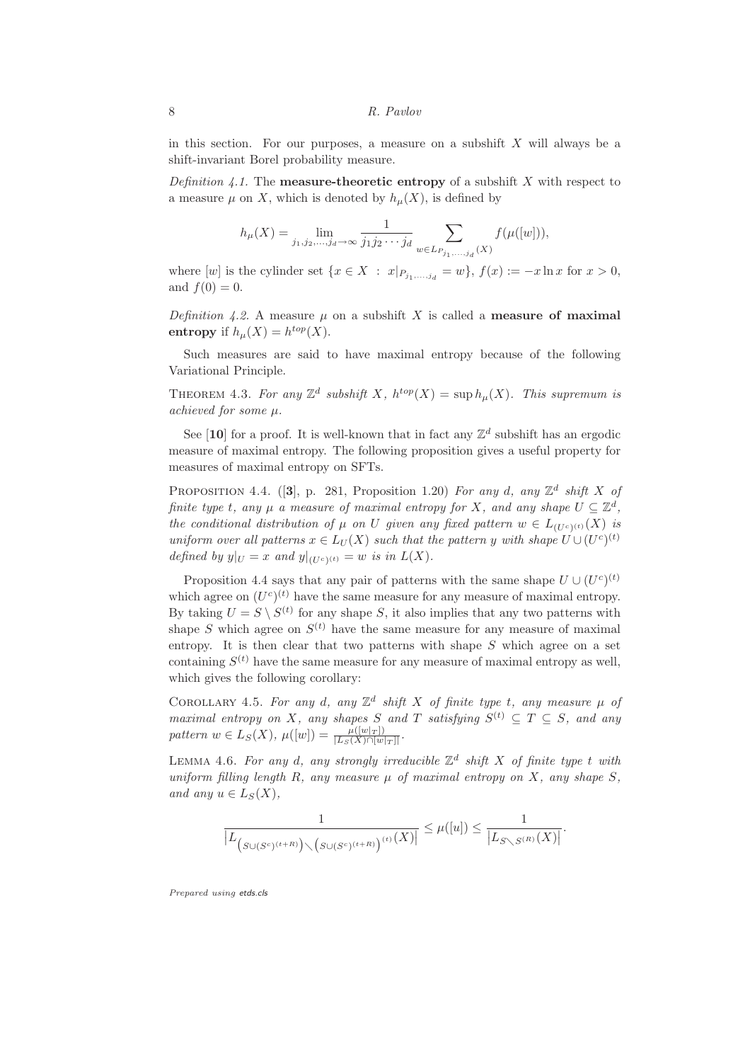in this section. For our purposes, a measure on a subshift $X$ will always be a shift-invariant Borel probability measure.

*Definition 4.1.* The **measure-theoretic entropy** of a subshift $X$ with respect to a measure $\mu$ on $X$, which is denoted by $h_\mu(X)$, is defined by

$$h_\mu(X) = \lim_{j_1, j_2, \ldots, j_d \to \infty} \frac{1}{j_1 j_2 \cdots j_d} \sum_{w \in L_{P_{j_1,\ldots,j_d}}(X)} f(\mu([w])),$$

where $[w]$ is the cylinder set $\{x \in X \ : \ x|_{P_{j_1,\ldots,j_d}} = w\}$, $f(x) := -x \ln x$ for $x > 0$, and $f(0) = 0$.

*Definition 4.2.* A measure $\mu$ on a subshift $X$ is called a **measure of maximal entropy** if $h_\mu(X) = h^{top}(X)$.

Such measures are said to have maximal entropy because of the following Variational Principle.

THEOREM 4.3. *For any $\mathbb{Z}^d$ subshift $X$, $h^{top}(X) = \sup h_\mu(X)$. This supremum is achieved for some $\mu$.*

See [**10**] for a proof. It is well-known that in fact any $\mathbb{Z}^d$ subshift has an ergodic measure of maximal entropy. The following proposition gives a useful property for measures of maximal entropy on SFTs.

PROPOSITION 4.4. ([**3**], p. 281, Proposition 1.20) *For any $d$, any $\mathbb{Z}^d$ shift $X$ of finite type $t$, any $\mu$ a measure of maximal entropy for $X$, and any shape $U \subseteq \mathbb{Z}^d$, the conditional distribution of $\mu$ on $U$ given any fixed pattern $w \in L_{(U^c)^{(t)}}(X)$ is uniform over all patterns $x \in L_U(X)$ such that the pattern $y$ with shape $U \cup (U^c)^{(t)}$ defined by $y|_U = x$ and $y|_{(U^c)^{(t)}} = w$ is in $L(X)$.*

Proposition 4.4 says that any pair of patterns with the same shape $U \cup (U^c)^{(t)}$ which agree on $(U^c)^{(t)}$ have the same measure for any measure of maximal entropy. By taking $U = S \setminus S^{(t)}$ for any shape $S$, it also implies that any two patterns with shape $S$ which agree on $S^{(t)}$ have the same measure for any measure of maximal entropy. It is then clear that two patterns with shape $S$ which agree on a set containing $S^{(t)}$ have the same measure for any measure of maximal entropy as well, which gives the following corollary:

COROLLARY 4.5. *For any $d$, any $\mathbb{Z}^d$ shift $X$ of finite type $t$, any measure $\mu$ of maximal entropy on $X$, any shapes $S$ and $T$ satisfying $S^{(t)} \subseteq T \subseteq S$, and any pattern $w \in L_S(X)$, $\mu([w]) = \frac{\mu([w|_T])}{|L_S(X) \cap [w|_T]|}$.*

LEMMA 4.6. *For any $d$, any strongly irreducible $\mathbb{Z}^d$ shift $X$ of finite type $t$ with uniform filling length $R$, any measure $\mu$ of maximal entropy on $X$, any shape $S$, and any $u \in L_S(X)$,*

$$\frac{1}{\left|L_{\left(S \cup (S^c)^{(t+R)}\right) \setminus \left(S \cup (S^c)^{(t+R)}\right)^{(t)}}(X)\right|} \leq \mu([u]) \leq \frac{1}{\left|L_{S \setminus S^{(R)}}(X)\right|}.$$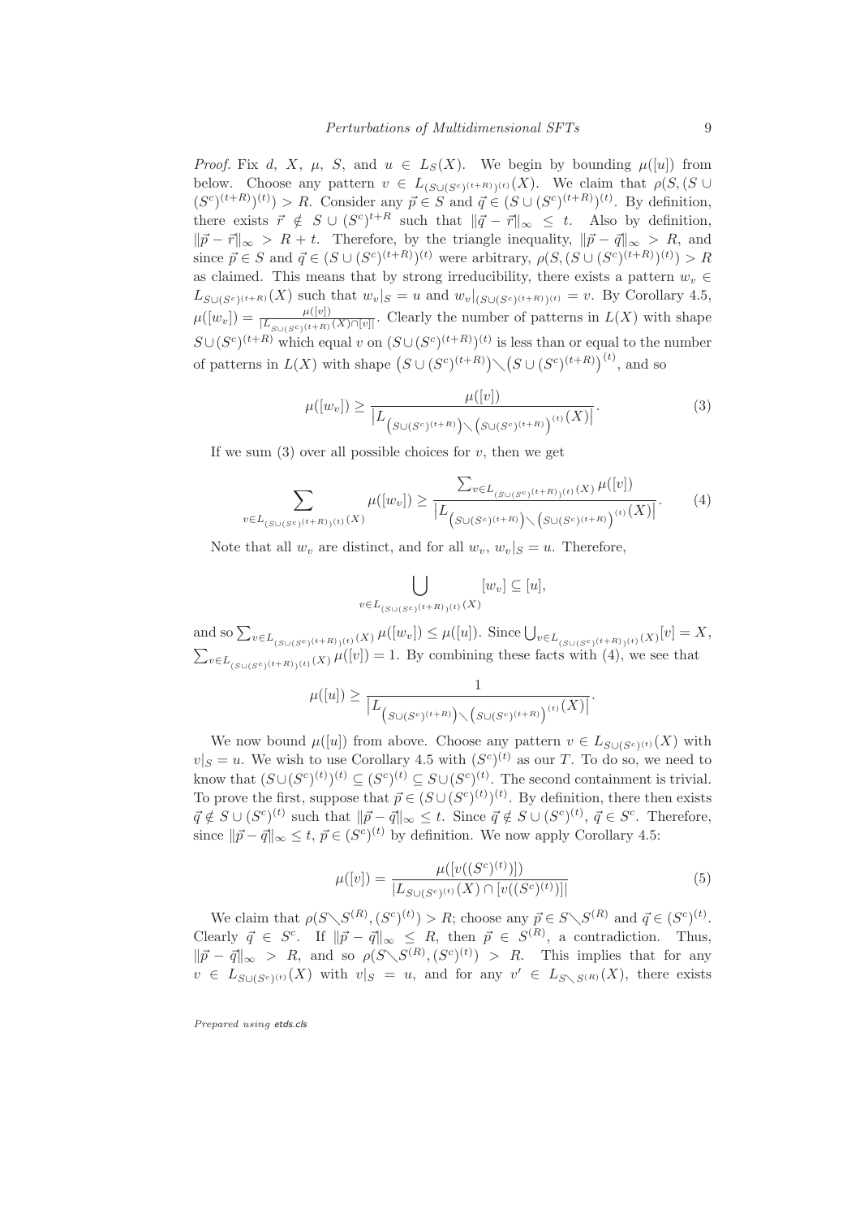*Proof.* Fix $d$, $X$, $\mu$, $S$, and $u \in L_S(X)$. We begin by bounding $\mu([u])$ from below. Choose any pattern $v \in L_{(S\cup(S^c)^{(t+R)})^{(t)}}(X)$. We claim that $\rho(S,(S \cup (S^c)^{(t+R)})^{(t)}) > R$. Consider any $\vec{p} \in S$ and $\vec{q} \in (S \cup (S^c)^{(t+R)})^{(t)}$. By definition, there exists $\vec{r} \notin S \cup (S^c)^{t+R}$ such that $\|\vec{q} - \vec{r}\|_\infty \leq t$. Also by definition, $\|\vec{p} - \vec{r}\|_\infty > R + t$. Therefore, by the triangle inequality, $\|\vec{p} - \vec{q}\|_\infty > R$, and since $\vec{p} \in S$ and $\vec{q} \in (S \cup (S^c)^{(t+R)})^{(t)}$ were arbitrary, $\rho(S,(S \cup (S^c)^{(t+R)})^{(t)}) > R$ as claimed. This means that by strong irreducibility, there exists a pattern $w_v \in L_{S\cup(S^c)^{(t+R)}}(X)$ such that $w_v|_S = u$ and $w_v|_{(S\cup(S^c)^{(t+R)})^{(t)}} = v$. By Corollary 4.5, $\mu([w_v]) = \frac{\mu([v])}{|L_{S\cup(S^c)^{(t+R)}}(X)\cap[v]|}$. Clearly the number of patterns in $L(X)$ with shape $S\cup(S^c)^{(t+R)}$ which equal $v$ on $(S\cup(S^c)^{(t+R)})^{(t)}$ is less than or equal to the number of patterns in $L(X)$ with shape $\left(S \cup (S^c)^{(t+R)}\right) \setminus \left(S \cup (S^c)^{(t+R)}\right)^{(t)}$, and so

$$\mu([w_v]) \geq \frac{\mu([v])}{\left|L_{\left(S\cup(S^c)^{(t+R)}\right)\setminus\left(S\cup(S^c)^{(t+R)}\right)^{(t)}}(X)\right|}. \tag{3}$$

If we sum (3) over all possible choices for $v$, then we get

$$\sum_{v\in L_{(S\cup(S^c)^{(t+R)})^{(t)}}(X)} \mu([w_v]) \geq \frac{\sum_{v\in L_{(S\cup(S^c)^{(t+R)})^{(t)}}(X)} \mu([v])}{\left|L_{\left(S\cup(S^c)^{(t+R)}\right)\setminus\left(S\cup(S^c)^{(t+R)}\right)^{(t)}}(X)\right|}. \tag{4}$$

Note that all $w_v$ are distinct, and for all $w_v$, $w_v|_S = u$. Therefore,

$$\bigcup_{v\in L_{(S\cup(S^c)^{(t+R)})^{(t)}}(X)} [w_v] \subseteq [u],$$

and so $\sum_{v\in L_{(S\cup(S^c)^{(t+R)})^{(t)}}(X)} \mu([w_v]) \leq \mu([u])$. Since $\bigcup_{v\in L_{(S\cup(S^c)^{(t+R)})^{(t)}}(X)}[v] = X$, $\sum_{v\in L_{(S\cup(S^c)^{(t+R)})^{(t)}}(X)} \mu([v]) = 1$. By combining these facts with (4), we see that

$$\mu([u]) \geq \frac{1}{\left|L_{\left(S\cup(S^c)^{(t+R)}\right)\setminus\left(S\cup(S^c)^{(t+R)}\right)^{(t)}}(X)\right|}.$$

We now bound $\mu([u])$ from above. Choose any pattern $v \in L_{S\cup(S^c)^{(t)}}(X)$ with $v|_S = u$. We wish to use Corollary 4.5 with $(S^c)^{(t)}$ as our $T$. To do so, we need to know that $(S\cup(S^c)^{(t)})^{(t)} \subseteq (S^c)^{(t)} \subseteq S\cup(S^c)^{(t)}$. The second containment is trivial. To prove the first, suppose that $\vec{p} \in (S\cup(S^c)^{(t)})^{(t)}$. By definition, there then exists $\vec{q} \notin S \cup (S^c)^{(t)}$ such that $\|\vec{p} - \vec{q}\|_\infty \leq t$. Since $\vec{q} \notin S \cup (S^c)^{(t)}$, $\vec{q} \in S^c$. Therefore, since $\|\vec{p} - \vec{q}\|_\infty \leq t$, $\vec{p} \in (S^c)^{(t)}$ by definition. We now apply Corollary 4.5:

$$\mu([v]) = \frac{\mu([v((S^c)^{(t)})])}{|L_{S\cup(S^c)^{(t)}}(X) \cap [v((S^c)^{(t)})]|} \tag{5}$$

We claim that $\rho(S\setminus S^{(R)}, (S^c)^{(t)}) > R$; choose any $\vec{p} \in S\setminus S^{(R)}$ and $\vec{q} \in (S^c)^{(t)}$. Clearly $\vec{q} \in S^c$. If $\|\vec{p} - \vec{q}\|_\infty \leq R$, then $\vec{p} \in S^{(R)}$, a contradiction. Thus, $\|\vec{p} - \vec{q}\|_\infty > R$, and so $\rho(S\setminus S^{(R)}, (S^c)^{(t)}) > R$. This implies that for any $v \in L_{S\cup(S^c)^{(t)}}(X)$ with $v|_S = u$, and for any $v' \in L_{S\setminus S^{(R)}}(X)$, there exists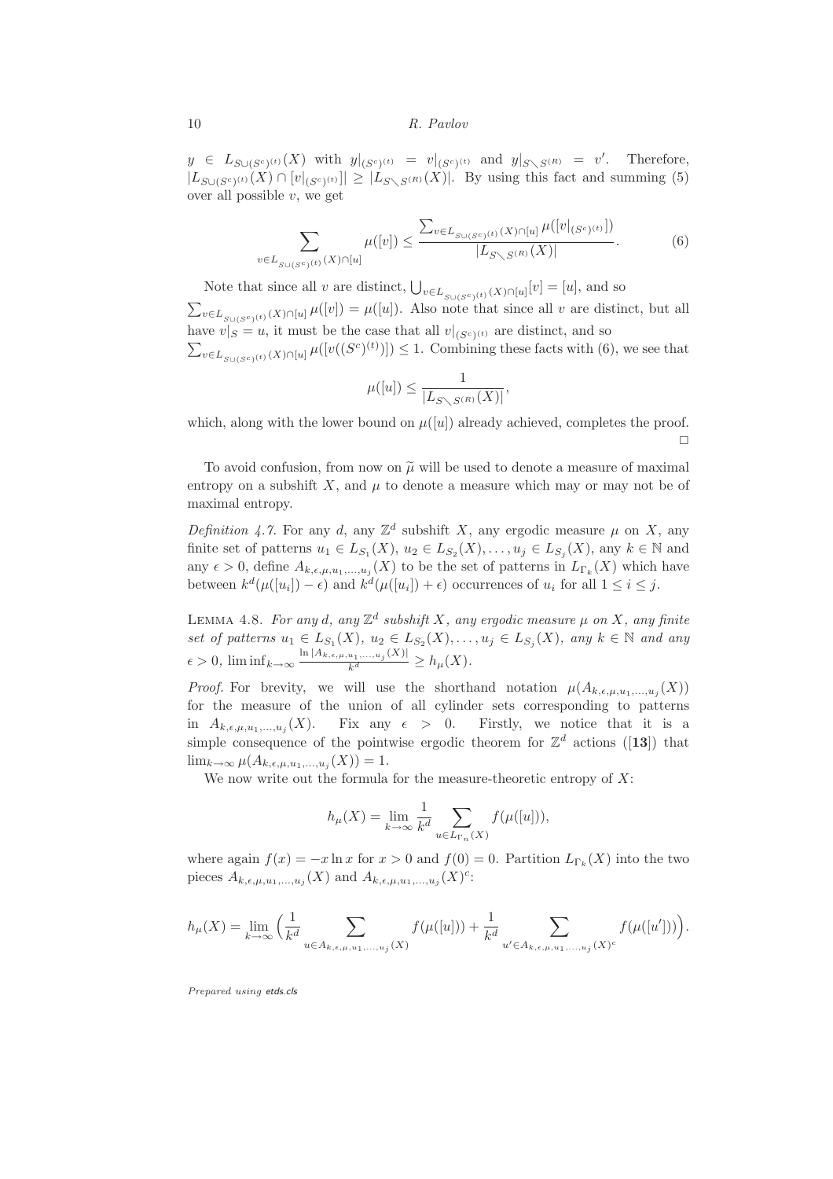$y \in L_{S \cup (S^c)^{(t)}}(X)$ with $y|_{(S^c)^{(t)}} = v|_{(S^c)^{(t)}}$ and $y|_{S \setminus S^{(R)}} = v'$. Therefore, $|L_{S \cup (S^c)^{(t)}}(X) \cap [v|_{(S^c)^{(t)}}]| \geq |L_{S \setminus S^{(R)}}(X)|$. By using this fact and summing (5) over all possible $v$, we get

$$\sum_{v \in L_{S \cup (S^c)^{(t)}}(X) \cap [u]} \mu([v]) \leq \frac{\sum_{v \in L_{S \cup (S^c)^{(t)}}(X) \cap [u]} \mu([v|_{(S^c)^{(t)}}])}{|L_{S \setminus S^{(R)}}(X)|}. \tag{6}$$

Note that since all $v$ are distinct, $\bigcup_{v \in L_{S \cup (S^c)^{(t)}}(X) \cap [u]} [v] = [u]$, and so $\sum_{v \in L_{S \cup (S^c)^{(t)}}(X) \cap [u]} \mu([v]) = \mu([u])$. Also note that since all $v$ are distinct, but all have $v|_S = u$, it must be the case that all $v|_{(S^c)^{(t)}}$ are distinct, and so $\sum_{v \in L_{S \cup (S^c)^{(t)}}(X) \cap [u]} \mu([v((S^c)^{(t)})]) \leq 1$. Combining these facts with (6), we see that

$$\mu([u]) \leq \frac{1}{|L_{S \setminus S^{(R)}}(X)|},$$

which, along with the lower bound on $\mu([u])$ already achieved, completes the proof. □

To avoid confusion, from now on $\widetilde{\mu}$ will be used to denote a measure of maximal entropy on a subshift $X$, and $\mu$ to denote a measure which may or may not be of maximal entropy.

*Definition 4.7.* For any $d$, any $\mathbb{Z}^d$ subshift $X$, any ergodic measure $\mu$ on $X$, any finite set of patterns $u_1 \in L_{S_1}(X)$, $u_2 \in L_{S_2}(X), \ldots, u_j \in L_{S_j}(X)$, any $k \in \mathbb{N}$ and any $\epsilon > 0$, define $A_{k,\epsilon,\mu,u_1,\ldots,u_j}(X)$ to be the set of patterns in $L_{\Gamma_k}(X)$ which have between $k^d(\mu([u_i]) - \epsilon)$ and $k^d(\mu([u_i]) + \epsilon)$ occurrences of $u_i$ for all $1 \leq i \leq j$.

LEMMA 4.8. *For any $d$, any $\mathbb{Z}^d$ subshift $X$, any ergodic measure $\mu$ on $X$, any finite set of patterns $u_1 \in L_{S_1}(X)$, $u_2 \in L_{S_2}(X), \ldots, u_j \in L_{S_j}(X)$, any $k \in \mathbb{N}$ and any $\epsilon > 0$, $\liminf_{k \to \infty} \frac{\ln |A_{k,\epsilon,\mu,u_1,\ldots,u_j}(X)|}{k^d} \geq h_\mu(X)$.*

*Proof.* For brevity, we will use the shorthand notation $\mu(A_{k,\epsilon,\mu,u_1,\ldots,u_j}(X))$ for the measure of the union of all cylinder sets corresponding to patterns in $A_{k,\epsilon,\mu,u_1,\ldots,u_j}(X)$. Fix any $\epsilon > 0$. Firstly, we notice that it is a simple consequence of the pointwise ergodic theorem for $\mathbb{Z}^d$ actions ([**13**]) that $\lim_{k \to \infty} \mu(A_{k,\epsilon,\mu,u_1,\ldots,u_j}(X)) = 1$.

We now write out the formula for the measure-theoretic entropy of $X$:

$$h_\mu(X) = \lim_{k \to \infty} \frac{1}{k^d} \sum_{u \in L_{\Gamma_n}(X)} f(\mu([u])),$$

where again $f(x) = -x \ln x$ for $x > 0$ and $f(0) = 0$. Partition $L_{\Gamma_k}(X)$ into the two pieces $A_{k,\epsilon,\mu,u_1,\ldots,u_j}(X)$ and $A_{k,\epsilon,\mu,u_1,\ldots,u_j}(X)^c$:

$$h_\mu(X) = \lim_{k \to \infty} \Big( \frac{1}{k^d} \sum_{u \in A_{k,\epsilon,\mu,u_1,\ldots,u_j}(X)} f(\mu([u])) + \frac{1}{k^d} \sum_{u' \in A_{k,\epsilon,\mu,u_1,\ldots,u_j}(X)^c} f(\mu([u'])) \Big).$$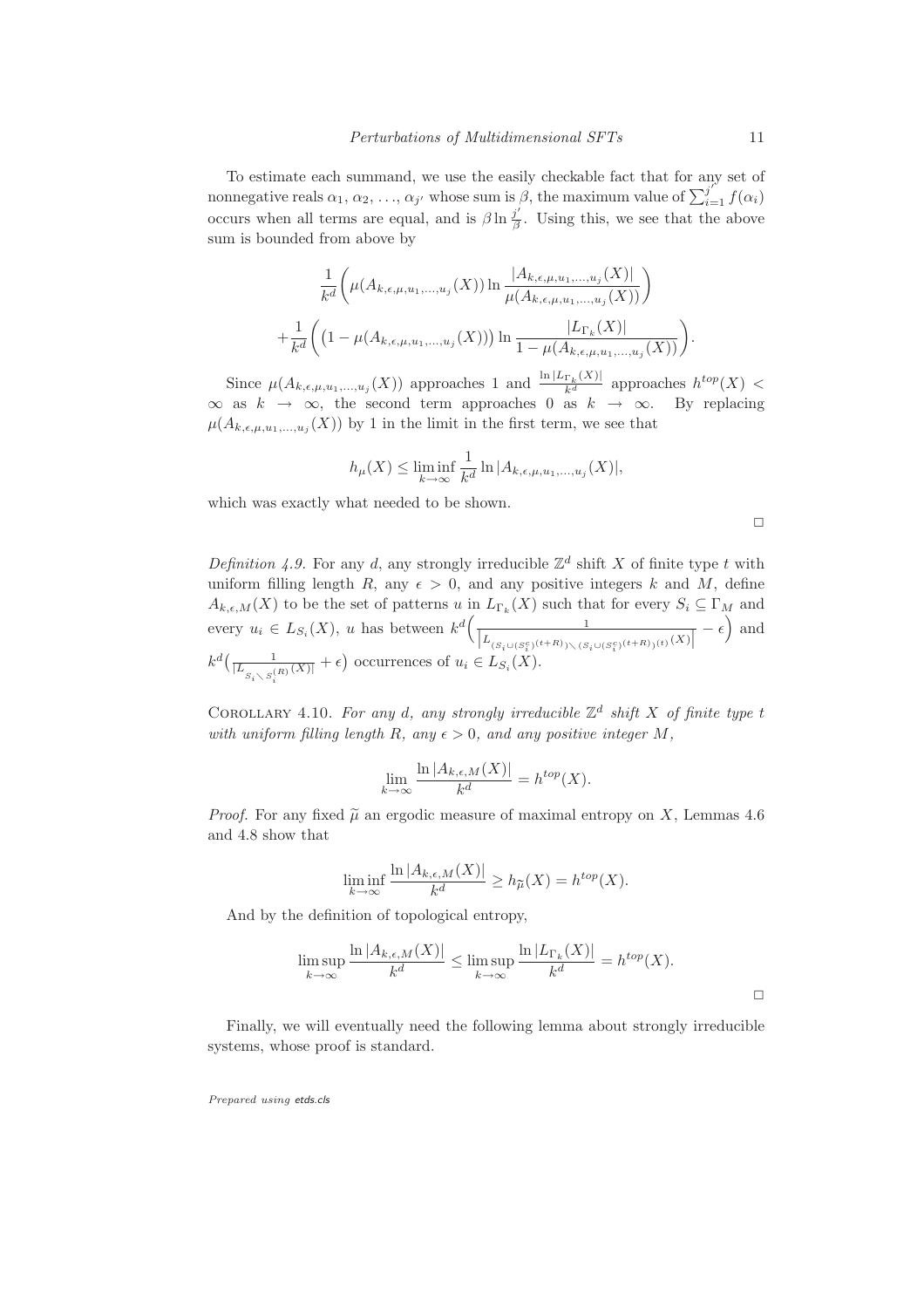To estimate each summand, we use the easily checkable fact that for any set of nonnegative reals $\alpha_1, \alpha_2, \ldots, \alpha_{j'}$ whose sum is $\beta$, the maximum value of $\sum_{i=1}^{j'} f(\alpha_i)$ occurs when all terms are equal, and is $\beta \ln \frac{j'}{\beta}$. Using this, we see that the above sum is bounded from above by

$$\frac{1}{k^d}\bigg(\mu(A_{k,\epsilon,\mu,u_1,\ldots,u_j}(X)) \ln \frac{|A_{k,\epsilon,\mu,u_1,\ldots,u_j}(X)|}{\mu(A_{k,\epsilon,\mu,u_1,\ldots,u_j}(X))}\bigg)$$
$$+\frac{1}{k^d}\bigg(\big(1-\mu(A_{k,\epsilon,\mu,u_1,\ldots,u_j}(X))\big) \ln \frac{|L_{\Gamma_k}(X)|}{1-\mu(A_{k,\epsilon,\mu,u_1,\ldots,u_j}(X))}\bigg).$$

Since $\mu(A_{k,\epsilon,\mu,u_1,\ldots,u_j}(X))$ approaches 1 and $\frac{\ln |L_{\Gamma_k}(X)|}{k^d}$ approaches $h^{top}(X) < \infty$ as $k \to \infty$, the second term approaches 0 as $k \to \infty$. By replacing $\mu(A_{k,\epsilon,\mu,u_1,\ldots,u_j}(X))$ by 1 in the limit in the first term, we see that

$$h_\mu(X) \leq \liminf_{k\to\infty} \frac{1}{k^d} \ln |A_{k,\epsilon,\mu,u_1,\ldots,u_j}(X)|,$$

which was exactly what needed to be shown.

□

*Definition 4.9.* For any $d$, any strongly irreducible $\mathbb{Z}^d$ shift $X$ of finite type $t$ with uniform filling length $R$, any $\epsilon > 0$, and any positive integers $k$ and $M$, define $A_{k,\epsilon,M}(X)$ to be the set of patterns $u$ in $L_{\Gamma_k}(X)$ such that for every $S_i \subseteq \Gamma_M$ and every $u_i \in L_{S_i}(X)$, $u$ has between $k^d\Big(\frac{1}{\big|L_{(S_i \cup (S_i^c)^{(t+R)}) \setminus (S_i \cup (S_i^c)^{(t+R)})^{(t)}}(X)\big|} - \epsilon\Big)$ and $k^d\big(\frac{1}{|L_{S_i \setminus S_i^{(R)}}(X)|} + \epsilon\big)$ occurrences of $u_i \in L_{S_i}(X)$.

COROLLARY 4.10. *For any $d$, any strongly irreducible $\mathbb{Z}^d$ shift $X$ of finite type $t$ with uniform filling length $R$, any $\epsilon > 0$, and any positive integer $M$,*

$$\lim_{k\to\infty} \frac{\ln |A_{k,\epsilon,M}(X)|}{k^d} = h^{top}(X).$$

*Proof.* For any fixed $\widetilde{\mu}$ an ergodic measure of maximal entropy on $X$, Lemmas 4.6 and 4.8 show that

$$\liminf_{k\to\infty} \frac{\ln |A_{k,\epsilon,M}(X)|}{k^d} \geq h_{\widetilde{\mu}}(X) = h^{top}(X).$$

And by the definition of topological entropy,

$$\limsup_{k\to\infty} \frac{\ln |A_{k,\epsilon,M}(X)|}{k^d} \leq \limsup_{k\to\infty} \frac{\ln |L_{\Gamma_k}(X)|}{k^d} = h^{top}(X).$$

□

Finally, we will eventually need the following lemma about strongly irreducible systems, whose proof is standard.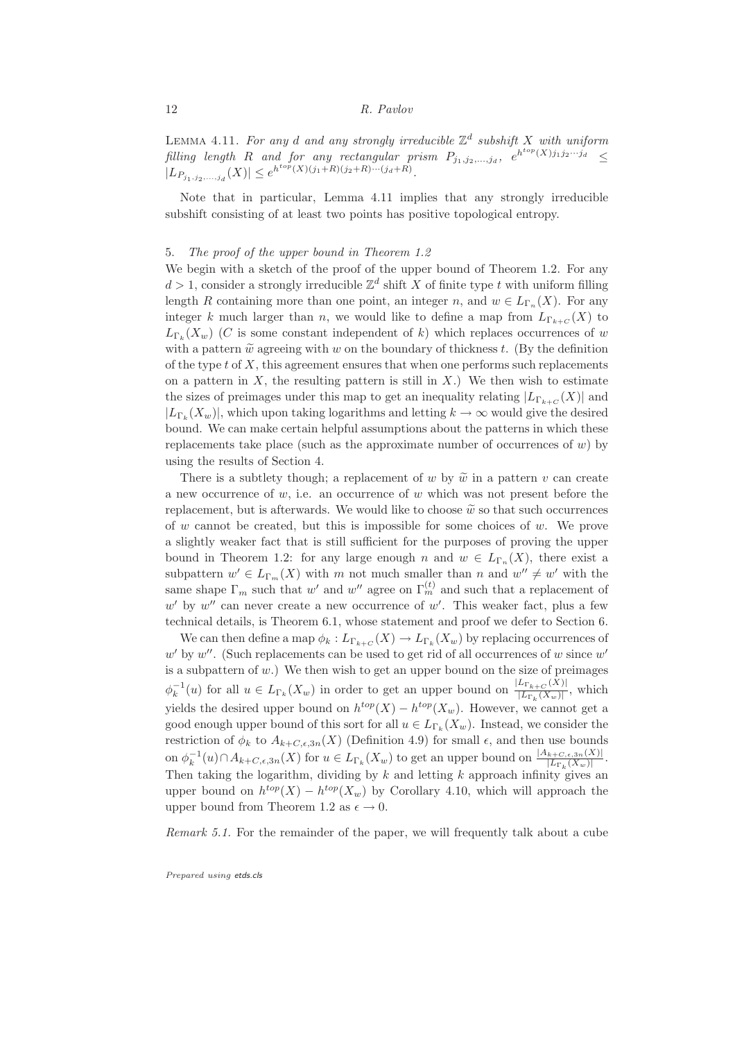Lemma 4.11. *For any $d$ and any strongly irreducible $\mathbb{Z}^d$ subshift $X$ with uniform filling length $R$ and for any rectangular prism $P_{j_1,j_2,\ldots,j_d}$, $e^{h^{top}(X)j_1j_2\cdots j_d} \leq |L_{P_{j_1,j_2,\ldots,j_d}}(X)| \leq e^{h^{top}(X)(j_1+R)(j_2+R)\cdots(j_d+R)}$.*

Note that in particular, Lemma 4.11 implies that any strongly irreducible subshift consisting of at least two points has positive topological entropy.

## 5. *The proof of the upper bound in Theorem 1.2*

We begin with a sketch of the proof of the upper bound of Theorem 1.2. For any $d > 1$, consider a strongly irreducible $\mathbb{Z}^d$ shift $X$ of finite type $t$ with uniform filling length $R$ containing more than one point, an integer $n$, and $w \in L_{\Gamma_n}(X)$. For any integer $k$ much larger than $n$, we would like to define a map from $L_{\Gamma_{k+C}}(X)$ to $L_{\Gamma_k}(X_w)$ ($C$ is some constant independent of $k$) which replaces occurrences of $w$ with a pattern $\widetilde{w}$ agreeing with $w$ on the boundary of thickness $t$. (By the definition of the type $t$ of $X$, this agreement ensures that when one performs such replacements on a pattern in $X$, the resulting pattern is still in $X$.) We then wish to estimate the sizes of preimages under this map to get an inequality relating $|L_{\Gamma_{k+C}}(X)|$ and $|L_{\Gamma_k}(X_w)|$, which upon taking logarithms and letting $k \to \infty$ would give the desired bound. We can make certain helpful assumptions about the patterns in which these replacements take place (such as the approximate number of occurrences of $w$) by using the results of Section 4.

There is a subtlety though; a replacement of $w$ by $\widetilde{w}$ in a pattern $v$ can create a new occurrence of $w$, i.e. an occurrence of $w$ which was not present before the replacement, but is afterwards. We would like to choose $\widetilde{w}$ so that such occurrences of $w$ cannot be created, but this is impossible for some choices of $w$. We prove a slightly weaker fact that is still sufficient for the purposes of proving the upper bound in Theorem 1.2: for any large enough $n$ and $w \in L_{\Gamma_n}(X)$, there exist a subpattern $w' \in L_{\Gamma_m}(X)$ with $m$ not much smaller than $n$ and $w'' \neq w'$ with the same shape $\Gamma_m$ such that $w'$ and $w''$ agree on $\Gamma_m^{(t)}$ and such that a replacement of $w'$ by $w''$ can never create a new occurrence of $w'$. This weaker fact, plus a few technical details, is Theorem 6.1, whose statement and proof we defer to Section 6.

We can then define a map $\phi_k : L_{\Gamma_{k+C}}(X) \to L_{\Gamma_k}(X_w)$ by replacing occurrences of $w'$ by $w''$. (Such replacements can be used to get rid of all occurrences of $w$ since $w'$ is a subpattern of $w$.) We then wish to get an upper bound on the size of preimages $\phi_k^{-1}(u)$ for all $u \in L_{\Gamma_k}(X_w)$ in order to get an upper bound on $\frac{|L_{\Gamma_{k+C}}(X)|}{|L_{\Gamma_k}(X_w)|}$, which yields the desired upper bound on $h^{top}(X) - h^{top}(X_w)$. However, we cannot get a good enough upper bound of this sort for all $u \in L_{\Gamma_k}(X_w)$. Instead, we consider the restriction of $\phi_k$ to $A_{k+C,\epsilon,3n}(X)$ (Definition 4.9) for small $\epsilon$, and then use bounds on $\phi_k^{-1}(u) \cap A_{k+C,\epsilon,3n}(X)$ for $u \in L_{\Gamma_k}(X_w)$ to get an upper bound on $\frac{|A_{k+C,\epsilon,3n}(X)|}{|L_{\Gamma_k}(X_w)|}$. Then taking the logarithm, dividing by $k$ and letting $k$ approach infinity gives an upper bound on $h^{top}(X) - h^{top}(X_w)$ by Corollary 4.10, which will approach the upper bound from Theorem 1.2 as $\epsilon \to 0$.

*Remark 5.1.* For the remainder of the paper, we will frequently talk about a cube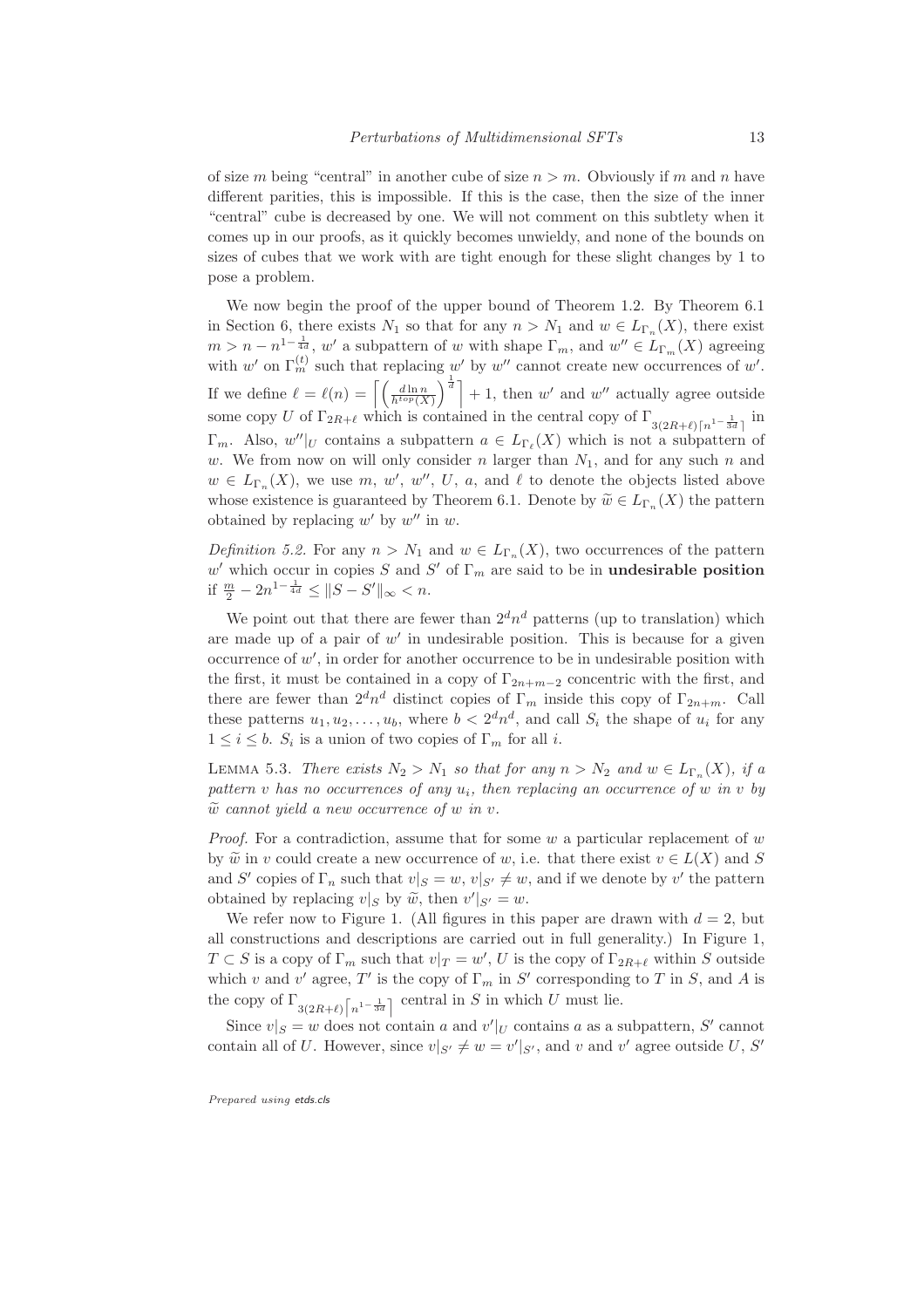of size $m$ being "central" in another cube of size $n > m$. Obviously if $m$ and $n$ have different parities, this is impossible. If this is the case, then the size of the inner "central" cube is decreased by one. We will not comment on this subtlety when it comes up in our proofs, as it quickly becomes unwieldy, and none of the bounds on sizes of cubes that we work with are tight enough for these slight changes by 1 to pose a problem.

We now begin the proof of the upper bound of Theorem 1.2. By Theorem 6.1 in Section 6, there exists $N_1$ so that for any $n > N_1$ and $w \in L_{\Gamma_n}(X)$, there exist $m > n - n^{1-\frac{1}{4d}}$, $w'$ a subpattern of $w$ with shape $\Gamma_m$, and $w'' \in L_{\Gamma_m}(X)$ agreeing with $w'$ on $\Gamma_m^{(t)}$ such that replacing $w'$ by $w''$ cannot create new occurrences of $w'$. If we define $\ell = \ell(n) = \left\lceil \left( \frac{d \ln n}{h^{top}(X)} \right)^{\frac{1}{d}} \right\rceil + 1$, then $w'$ and $w''$ actually agree outside some copy $U$ of $\Gamma_{2R+\ell}$ which is contained in the central copy of $\Gamma_{3(2R+\ell)\lceil n^{1-\frac{1}{3d}} \rceil}$ in $\Gamma_m$. Also, $w''|_U$ contains a subpattern $a \in L_{\Gamma_\ell}(X)$ which is not a subpattern of $w$. We from now on will only consider $n$ larger than $N_1$, and for any such $n$ and $w \in L_{\Gamma_n}(X)$, we use $m$, $w'$, $w''$, $U$, $a$, and $\ell$ to denote the objects listed above whose existence is guaranteed by Theorem 6.1. Denote by $\widetilde{w} \in L_{\Gamma_n}(X)$ the pattern obtained by replacing $w'$ by $w''$ in $w$.

*Definition 5.2.* For any $n > N_1$ and $w \in L_{\Gamma_n}(X)$, two occurrences of the pattern $w'$ which occur in copies $S$ and $S'$ of $\Gamma_m$ are said to be in **undesirable position** if $\frac{m}{2} - 2n^{1-\frac{1}{4d}} \leq \|S - S'\|_\infty < n$.

We point out that there are fewer than $2^d n^d$ patterns (up to translation) which are made up of a pair of $w'$ in undesirable position. This is because for a given occurrence of $w'$, in order for another occurrence to be in undesirable position with the first, it must be contained in a copy of $\Gamma_{2n+m-2}$ concentric with the first, and there are fewer than $2^d n^d$ distinct copies of $\Gamma_m$ inside this copy of $\Gamma_{2n+m}$. Call these patterns $u_1, u_2, \ldots, u_b$, where $b < 2^d n^d$, and call $S_i$ the shape of $u_i$ for any $1 \leq i \leq b$. $S_i$ is a union of two copies of $\Gamma_m$ for all $i$.

LEMMA 5.3. *There exists $N_2 > N_1$ so that for any $n > N_2$ and $w \in L_{\Gamma_n}(X)$, if a pattern $v$ has no occurrences of any $u_i$, then replacing an occurrence of $w$ in $v$ by $\widetilde{w}$ cannot yield a new occurrence of $w$ in $v$.*

*Proof.* For a contradiction, assume that for some $w$ a particular replacement of $w$ by $\widetilde{w}$ in $v$ could create a new occurrence of $w$, i.e. that there exist $v \in L(X)$ and $S$ and $S'$ copies of $\Gamma_n$ such that $v|_S = w$, $v|_{S'} \neq w$, and if we denote by $v'$ the pattern obtained by replacing $v|_S$ by $\widetilde{w}$, then $v'|_{S'} = w$.

We refer now to Figure 1. (All figures in this paper are drawn with $d = 2$, but all constructions and descriptions are carried out in full generality.) In Figure 1, $T \subset S$ is a copy of $\Gamma_m$ such that $v|_T = w'$, $U$ is the copy of $\Gamma_{2R+\ell}$ within $S$ outside which $v$ and $v'$ agree, $T'$ is the copy of $\Gamma_m$ in $S'$ corresponding to $T$ in $S$, and $A$ is the copy of $\Gamma_{3(2R+\ell)\lceil n^{1-\frac{1}{3d}} \rceil}$ central in $S$ in which $U$ must lie.

Since $v|_S = w$ does not contain $a$ and $v'|_U$ contains $a$ as a subpattern, $S'$ cannot contain all of $U$. However, since $v|_{S'} \neq w = v'|_{S'}$, and $v$ and $v'$ agree outside $U$, $S'$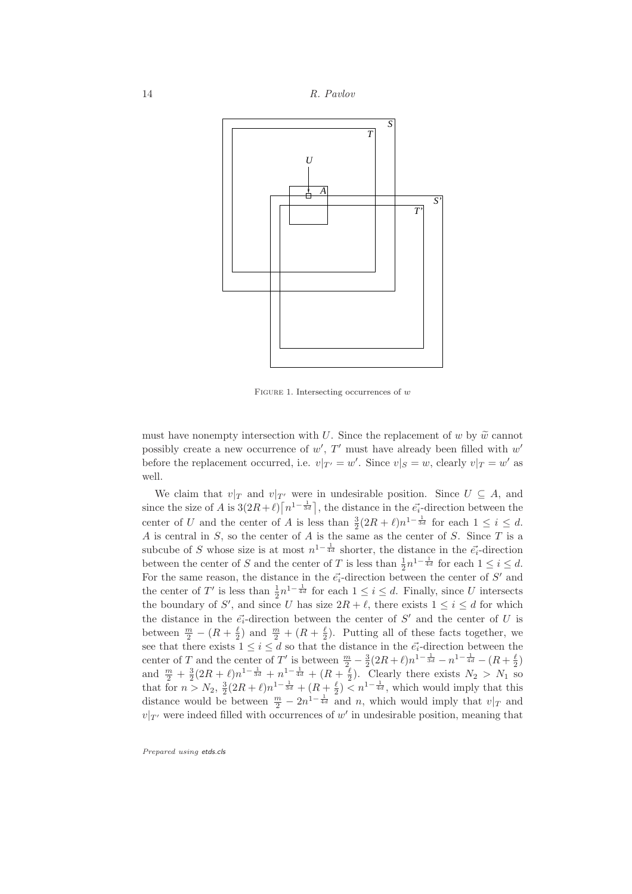FIGURE 1. Intersecting occurrences of $w$

must have nonempty intersection with $U$. Since the replacement of $w$ by $\widetilde{w}$ cannot possibly create a new occurrence of $w'$, $T'$ must have already been filled with $w'$ before the replacement occurred, i.e. $v|_{T'} = w'$. Since $v|_S = w$, clearly $v|_T = w'$ as well.

We claim that $v|_T$ and $v|_{T'}$ were in undesirable position. Since $U \subseteq A$, and since the size of $A$ is $3(2R+\ell)\lceil n^{1-\frac{1}{3d}}\rceil$, the distance in the $\vec{e_i}$-direction between the center of $U$ and the center of $A$ is less than $\frac{3}{2}(2R+\ell)n^{1-\frac{1}{3d}}$ for each $1 \leq i \leq d$. $A$ is central in $S$, so the center of $A$ is the same as the center of $S$. Since $T$ is a subcube of $S$ whose size is at most $n^{1-\frac{1}{4d}}$ shorter, the distance in the $\vec{e_i}$-direction between the center of $S$ and the center of $T$ is less than $\frac{1}{2}n^{1-\frac{1}{4d}}$ for each $1 \leq i \leq d$. For the same reason, the distance in the $\vec{e_i}$-direction between the center of $S'$ and the center of $T'$ is less than $\frac{1}{2}n^{1-\frac{1}{4d}}$ for each $1 \leq i \leq d$. Finally, since $U$ intersects the boundary of $S'$, and since $U$ has size $2R+\ell$, there exists $1 \leq i \leq d$ for which the distance in the $\vec{e_i}$-direction between the center of $S'$ and the center of $U$ is between $\frac{m}{2} - (R + \frac{\ell}{2})$ and $\frac{m}{2} + (R + \frac{\ell}{2})$. Putting all of these facts together, we see that there exists $1 \leq i \leq d$ so that the distance in the $\vec{e_i}$-direction between the center of $T$ and the center of $T'$ is between $\frac{m}{2} - \frac{3}{2}(2R+\ell)n^{1-\frac{1}{3d}} - n^{1-\frac{1}{4d}} - (R + \frac{\ell}{2})$ and $\frac{m}{2} + \frac{3}{2}(2R+\ell)n^{1-\frac{1}{3d}} + n^{1-\frac{1}{4d}} + (R + \frac{\ell}{2})$. Clearly there exists $N_2 > N_1$ so that for $n > N_2$, $\frac{3}{2}(2R+\ell)n^{1-\frac{1}{3d}} + (R + \frac{\ell}{2}) < n^{1-\frac{1}{4d}}$, which would imply that this distance would be between $\frac{m}{2} - 2n^{1-\frac{1}{4d}}$ and $n$, which would imply that $v|_T$ and $v|_{T'}$ were indeed filled with occurrences of $w'$ in undesirable position, meaning that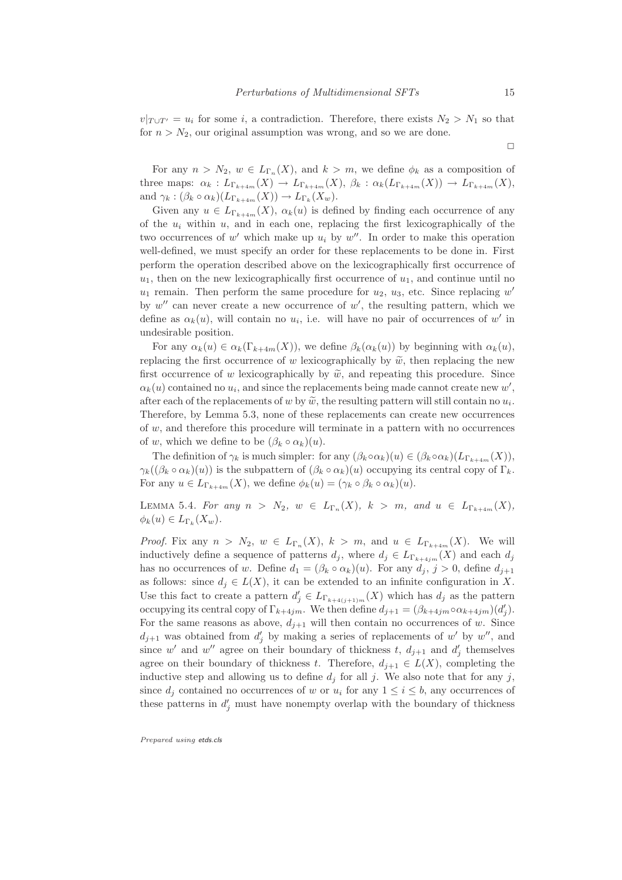$v|_{T \cup T'} = u_i$ for some $i$, a contradiction. Therefore, there exists $N_2 > N_1$ so that for $n > N_2$, our original assumption was wrong, and so we are done.

$\square$

For any $n > N_2$, $w \in L_{\Gamma_n}(X)$, and $k > m$, we define $\phi_k$ as a composition of three maps: $\alpha_k : L_{\Gamma_{k+4m}}(X) \to L_{\Gamma_{k+4m}}(X)$, $\beta_k : \alpha_k(L_{\Gamma_{k+4m}}(X)) \to L_{\Gamma_{k+4m}}(X)$, and $\gamma_k : (\beta_k \circ \alpha_k)(L_{\Gamma_{k+4m}}(X)) \to L_{\Gamma_k}(X_w)$.

Given any $u \in L_{\Gamma_{k+4m}}(X)$, $\alpha_k(u)$ is defined by finding each occurrence of any of the $u_i$ within $u$, and in each one, replacing the first lexicographically of the two occurrences of $w'$ which make up $u_i$ by $w''$. In order to make this operation well-defined, we must specify an order for these replacements to be done in. First perform the operation described above on the lexicographically first occurrence of $u_1$, then on the new lexicographically first occurrence of $u_1$, and continue until no $u_1$ remain. Then perform the same procedure for $u_2$, $u_3$, etc. Since replacing $w'$ by $w''$ can never create a new occurrence of $w'$, the resulting pattern, which we define as $\alpha_k(u)$, will contain no $u_i$, i.e. will have no pair of occurrences of $w'$ in undesirable position.

For any $\alpha_k(u) \in \alpha_k(\Gamma_{k+4m}(X))$, we define $\beta_k(\alpha_k(u))$ by beginning with $\alpha_k(u)$, replacing the first occurrence of $w$ lexicographically by $\widetilde{w}$, then replacing the new first occurrence of $w$ lexicographically by $\widetilde{w}$, and repeating this procedure. Since $\alpha_k(u)$ contained no $u_i$, and since the replacements being made cannot create new $w'$, after each of the replacements of $w$ by $\widetilde{w}$, the resulting pattern will still contain no $u_i$. Therefore, by Lemma 5.3, none of these replacements can create new occurrences of $w$, and therefore this procedure will terminate in a pattern with no occurrences of $w$, which we define to be $(\beta_k \circ \alpha_k)(u)$.

The definition of $\gamma_k$ is much simpler: for any $(\beta_k \circ \alpha_k)(u) \in (\beta_k \circ \alpha_k)(L_{\Gamma_{k+4m}}(X))$, $\gamma_k((\beta_k \circ \alpha_k)(u))$ is the subpattern of $(\beta_k \circ \alpha_k)(u)$ occupying its central copy of $\Gamma_k$. For any $u \in L_{\Gamma_{k+4m}}(X)$, we define $\phi_k(u) = (\gamma_k \circ \beta_k \circ \alpha_k)(u)$.

LEMMA 5.4. *For any $n > N_2$, $w \in L_{\Gamma_n}(X)$, $k > m$, and $u \in L_{\Gamma_{k+4m}}(X)$, $\phi_k(u) \in L_{\Gamma_k}(X_w)$.*

*Proof.* Fix any $n > N_2$, $w \in L_{\Gamma_n}(X)$, $k > m$, and $u \in L_{\Gamma_{k+4m}}(X)$. We will inductively define a sequence of patterns $d_j$, where $d_j \in L_{\Gamma_{k+4jm}}(X)$ and each $d_j$ has no occurrences of $w$. Define $d_1 = (\beta_k \circ \alpha_k)(u)$. For any $d_j$, $j > 0$, define $d_{j+1}$ as follows: since $d_j \in L(X)$, it can be extended to an infinite configuration in $X$. Use this fact to create a pattern $d'_j \in L_{\Gamma_{k+4(j+1)m}}(X)$ which has $d_j$ as the pattern occupying its central copy of $\Gamma_{k+4jm}$. We then define $d_{j+1} = (\beta_{k+4jm} \circ \alpha_{k+4jm})(d'_j)$. For the same reasons as above, $d_{j+1}$ will then contain no occurrences of $w$. Since $d_{j+1}$ was obtained from $d'_j$ by making a series of replacements of $w'$ by $w''$, and since $w'$ and $w''$ agree on their boundary of thickness $t$, $d_{j+1}$ and $d'_j$ themselves agree on their boundary of thickness $t$. Therefore, $d_{j+1} \in L(X)$, completing the inductive step and allowing us to define $d_j$ for all $j$. We also note that for any $j$, since $d_j$ contained no occurrences of $w$ or $u_i$ for any $1 \leq i \leq b$, any occurrences of these patterns in $d'_j$ must have nonempty overlap with the boundary of thickness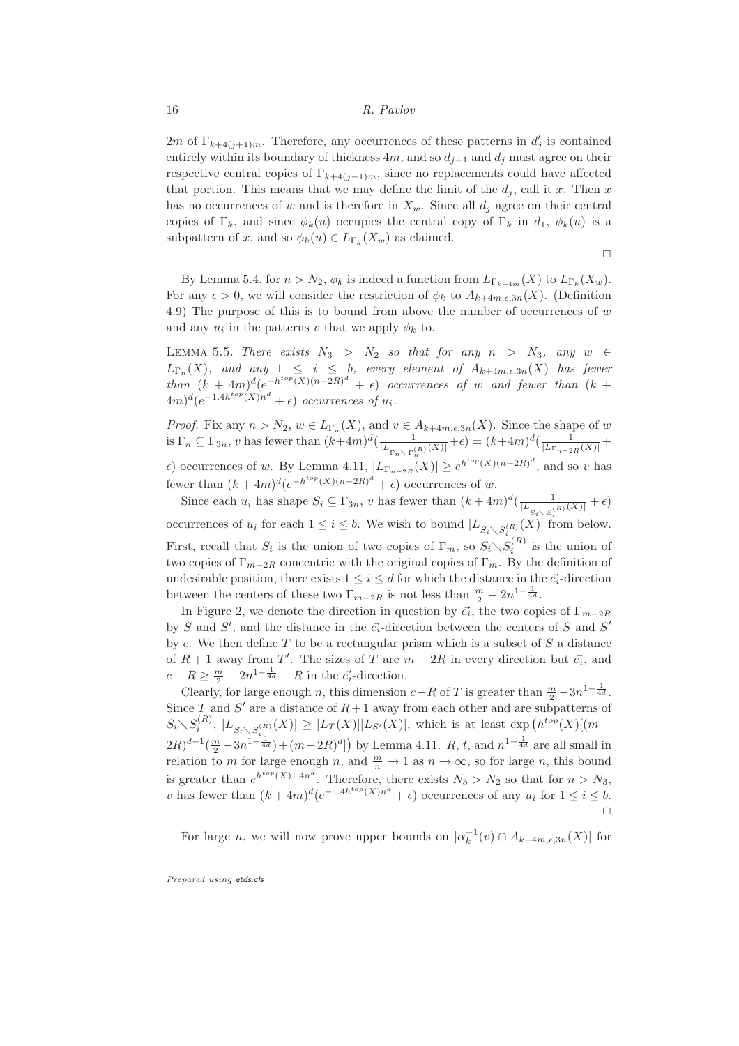$2m$ of $\Gamma_{k+4(j+1)m}$. Therefore, any occurrences of these patterns in $d'_j$ is contained entirely within its boundary of thickness $4m$, and so $d_{j+1}$ and $d_j$ must agree on their respective central copies of $\Gamma_{k+4(j-1)m}$, since no replacements could have affected that portion. This means that we may define the limit of the $d_j$, call it $x$. Then $x$ has no occurrences of $w$ and is therefore in $X_w$. Since all $d_j$ agree on their central copies of $\Gamma_k$, and since $\phi_k(u)$ occupies the central copy of $\Gamma_k$ in $d_1$, $\phi_k(u)$ is a subpattern of $x$, and so $\phi_k(u) \in L_{\Gamma_k}(X_w)$ as claimed.

□

By Lemma 5.4, for $n > N_2$, $\phi_k$ is indeed a function from $L_{\Gamma_{k+4m}}(X)$ to $L_{\Gamma_k}(X_w)$. For any $\epsilon > 0$, we will consider the restriction of $\phi_k$ to $A_{k+4m,\epsilon,3n}(X)$. (Definition 4.9) The purpose of this is to bound from above the number of occurrences of $w$ and any $u_i$ in the patterns $v$ that we apply $\phi_k$ to.

Lemma 5.5. *There exists $N_3 > N_2$ so that for any $n > N_3$, any $w \in L_{\Gamma_n}(X)$, and any $1 \leq i \leq b$, every element of $A_{k+4m,\epsilon,3n}(X)$ has fewer than $(k+4m)^d(e^{-h^{top}(X)(n-2R)^d} + \epsilon)$ occurrences of $w$ and fewer than $(k+4m)^d(e^{-1.4h^{top}(X)n^d} + \epsilon)$ occurrences of $u_i$.*

*Proof.* Fix any $n > N_2$, $w \in L_{\Gamma_n}(X)$, and $v \in A_{k+4m,\epsilon,3n}(X)$. Since the shape of $w$ is $\Gamma_n \subseteq \Gamma_{3n}$, $v$ has fewer than $(k+4m)^d(\frac{1}{|L_{\Gamma_n \setminus \Gamma_n^{(R)}}(X)|}+\epsilon) = (k+4m)^d(\frac{1}{|L_{\Gamma_{n-2R}}(X)|}+\epsilon)$ occurrences of $w$. By Lemma 4.11, $|L_{\Gamma_{n-2R}}(X)| \geq e^{h^{top}(X)(n-2R)^d}$, and so $v$ has fewer than $(k+4m)^d(e^{-h^{top}(X)(n-2R)^d} + \epsilon)$ occurrences of $w$.

Since each $u_i$ has shape $S_i \subseteq \Gamma_{3n}$, $v$ has fewer than $(k+4m)^d(\frac{1}{|L_{S_i \setminus S_i^{(R)}}(X)|}+\epsilon)$ occurrences of $u_i$ for each $1 \leq i \leq b$. We wish to bound $|L_{S_i \setminus S_i^{(R)}}(X)|$ from below. First, recall that $S_i$ is the union of two copies of $\Gamma_m$, so $S_i \setminus S_i^{(R)}$ is the union of two copies of $\Gamma_{m-2R}$ concentric with the original copies of $\Gamma_m$. By the definition of undesirable position, there exists $1 \leq i \leq d$ for which the distance in the $\vec{e_i}$-direction between the centers of these two $\Gamma_{m-2R}$ is not less than $\frac{m}{2} - 2n^{1-\frac{1}{4d}}$.

In Figure 2, we denote the direction in question by $\vec{e_i}$, the two copies of $\Gamma_{m-2R}$ by $S$ and $S'$, and the distance in the $\vec{e_i}$-direction between the centers of $S$ and $S'$ by $c$. We then define $T$ to be a rectangular prism which is a subset of $S$ a distance of $R+1$ away from $T'$. The sizes of $T$ are $m-2R$ in every direction but $\vec{e_i}$, and $c - R \geq \frac{m}{2} - 2n^{1-\frac{1}{4d}} - R$ in the $\vec{e_i}$-direction.

Clearly, for large enough $n$, this dimension $c-R$ of $T$ is greater than $\frac{m}{2} - 3n^{1-\frac{1}{4d}}$. Since $T$ and $S'$ are a distance of $R+1$ away from each other and are subpatterns of $S_i \setminus S_i^{(R)}$, $|L_{S_i \setminus S_i^{(R)}}(X)| \geq |L_T(X)||L_{S'}(X)|$, which is at least $\exp\left(h^{top}(X)[(m-2R)^{d-1}(\frac{m}{2} - 3n^{1-\frac{1}{4d}}) + (m-2R)^d]\right)$ by Lemma 4.11. $R$, $t$, and $n^{1-\frac{1}{4d}}$ are all small in relation to $m$ for large enough $n$, and $\frac{m}{n} \to 1$ as $n \to \infty$, so for large $n$, this bound is greater than $e^{h^{top}(X)1.4n^d}$. Therefore, there exists $N_3 > N_2$ so that for $n > N_3$, $v$ has fewer than $(k+4m)^d(e^{-1.4h^{top}(X)n^d} + \epsilon)$ occurrences of any $u_i$ for $1 \leq i \leq b$.

□

For large $n$, we will now prove upper bounds on $|\alpha_k^{-1}(v) \cap A_{k+4m,\epsilon,3n}(X)|$ for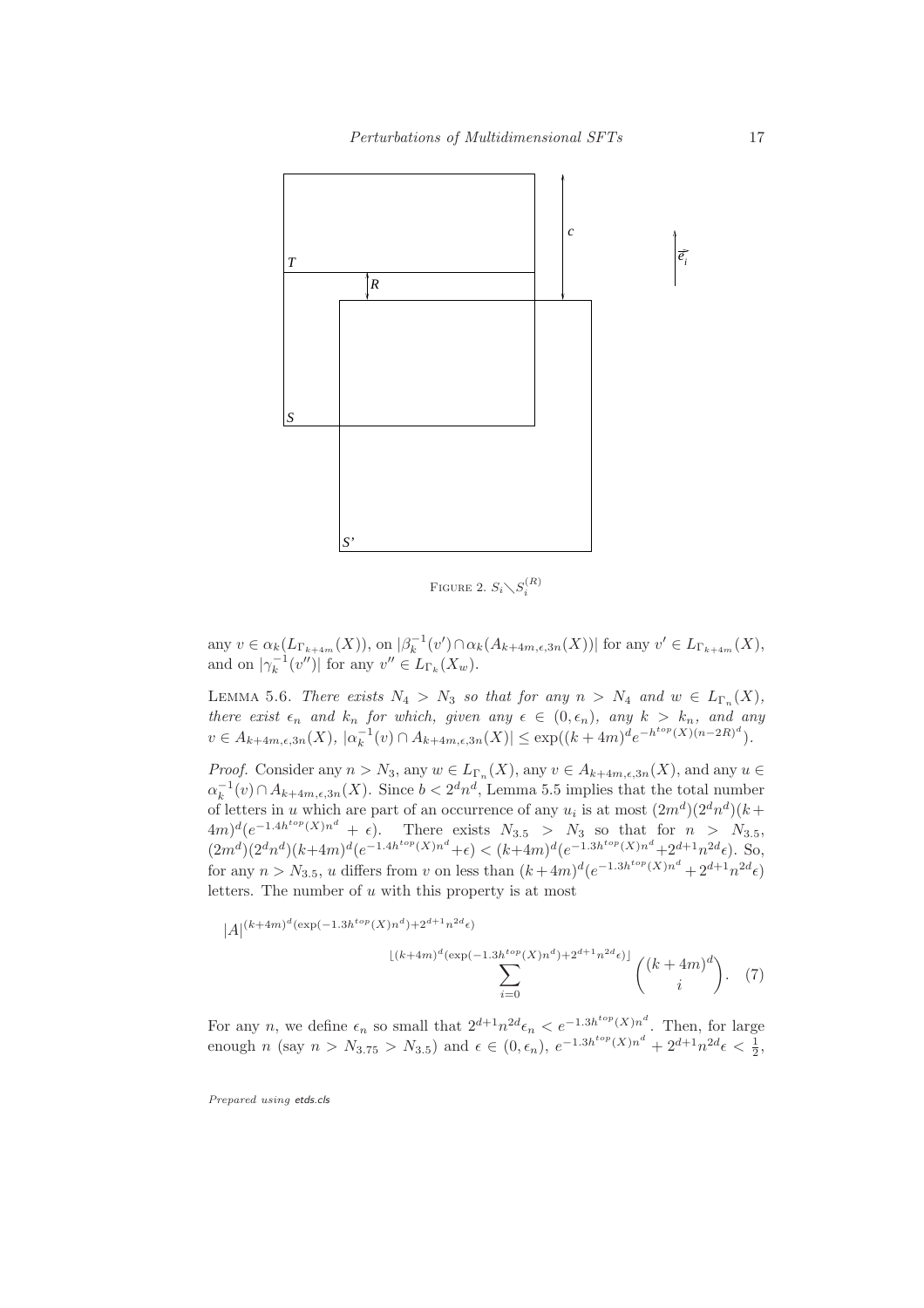FIGURE 2. $S_i \setminus S_i^{(R)}$

any $v \in \alpha_k(L_{\Gamma_{k+4m}}(X))$, on $|\beta_k^{-1}(v') \cap \alpha_k(A_{k+4m,\epsilon,3n}(X))|$ for any $v' \in L_{\Gamma_{k+4m}}(X)$, and on $|\gamma_k^{-1}(v'')|$ for any $v'' \in L_{\Gamma_k}(X_w)$.

LEMMA 5.6. *There exists $N_4 > N_3$ so that for any $n > N_4$ and $w \in L_{\Gamma_n}(X)$, there exist $\epsilon_n$ and $k_n$ for which, given any $\epsilon \in (0, \epsilon_n)$, any $k > k_n$, and any $v \in A_{k+4m,\epsilon,3n}(X)$, $|\alpha_k^{-1}(v) \cap A_{k+4m,\epsilon,3n}(X)| \leq \exp((k+4m)^d e^{-h^{top}(X)(n-2R)^d})$.*

*Proof.* Consider any $n > N_3$, any $w \in L_{\Gamma_n}(X)$, any $v \in A_{k+4m,\epsilon,3n}(X)$, and any $u \in \alpha_k^{-1}(v) \cap A_{k+4m,\epsilon,3n}(X)$. Since $b < 2^d n^d$, Lemma 5.5 implies that the total number of letters in $u$ which are part of an occurrence of any $u_i$ is at most $(2m^d)(2^d n^d)(k+4m)^d(e^{-1.4h^{top}(X)n^d} + \epsilon)$. There exists $N_{3.5} > N_3$ so that for $n > N_{3.5}$, $(2m^d)(2^d n^d)(k+4m)^d(e^{-1.4h^{top}(X)n^d}+\epsilon) < (k+4m)^d(e^{-1.3h^{top}(X)n^d}+2^{d+1}n^{2d}\epsilon)$. So, for any $n > N_{3.5}$, $u$ differs from $v$ on less than $(k+4m)^d(e^{-1.3h^{top}(X)n^d}+2^{d+1}n^{2d}\epsilon)$ letters. The number of $u$ with this property is at most

$$|A|^{(k+4m)^d(\exp(-1.3h^{top}(X)n^d)+2^{d+1}n^{2d}\epsilon)} \sum_{i=0}^{\lfloor (k+4m)^d(\exp(-1.3h^{top}(X)n^d)+2^{d+1}n^{2d}\epsilon) \rfloor} \binom{(k+4m)^d}{i}. \quad (7)$$

For any $n$, we define $\epsilon_n$ so small that $2^{d+1}n^{2d}\epsilon_n < e^{-1.3h^{top}(X)n^d}$. Then, for large enough $n$ (say $n > N_{3.75} > N_{3.5}$) and $\epsilon \in (0, \epsilon_n)$, $e^{-1.3h^{top}(X)n^d} + 2^{d+1}n^{2d}\epsilon < \frac{1}{2}$,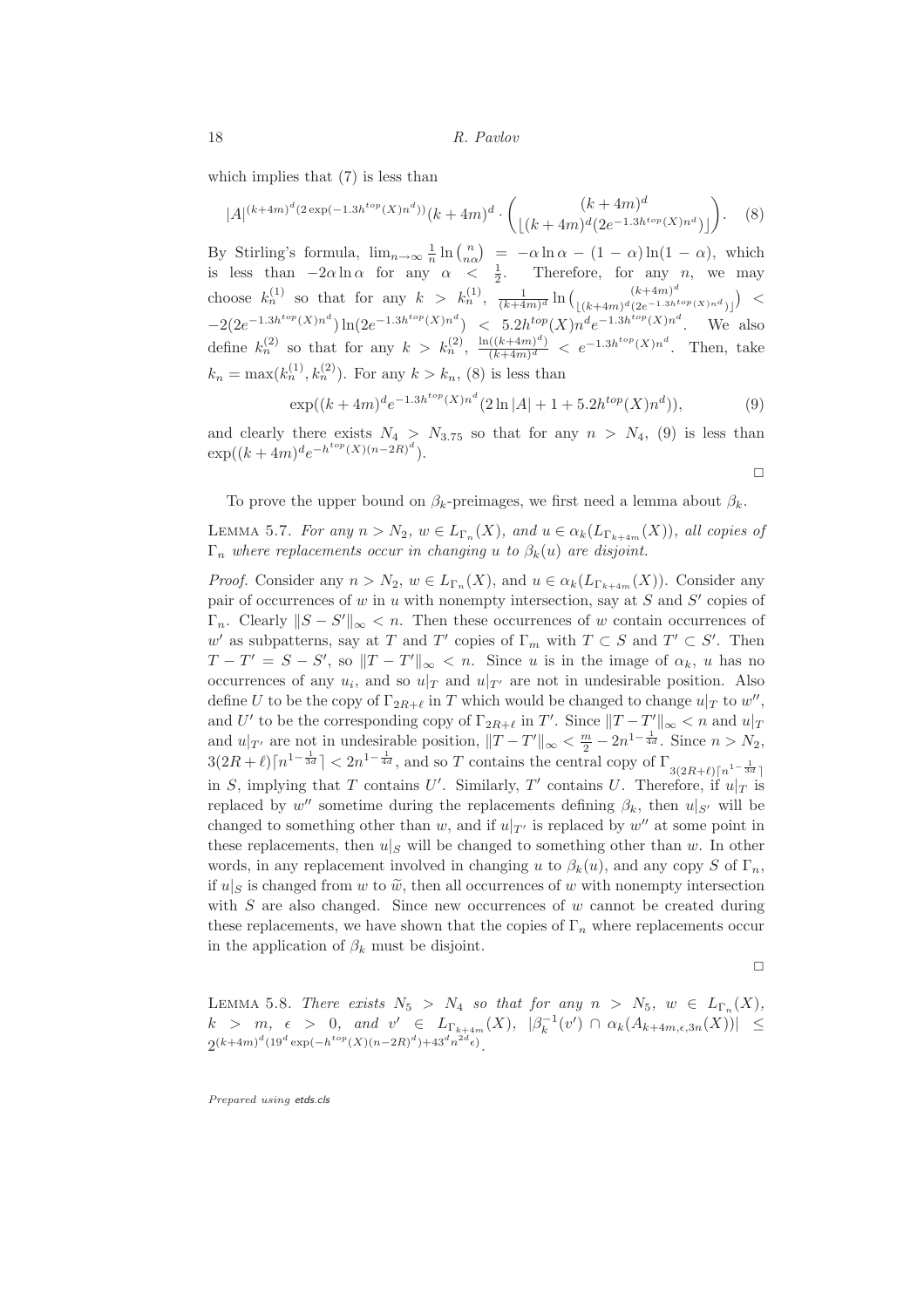which implies that (7) is less than

$$|A|^{(k+4m)^d(2\exp(-1.3h^{top}(X)n^d))}(k+4m)^d \cdot \binom{(k+4m)^d}{\lfloor (k+4m)^d(2e^{-1.3h^{top}(X)n^d})\rfloor}. \quad (8)$$

By Stirling's formula, $\lim_{n\to\infty} \frac{1}{n}\ln\binom{n}{n\alpha} = -\alpha\ln\alpha - (1-\alpha)\ln(1-\alpha)$, which is less than $-2\alpha\ln\alpha$ for any $\alpha < \frac{1}{2}$. Therefore, for any $n$, we may choose $k_n^{(1)}$ so that for any $k > k_n^{(1)}$, $\frac{1}{(k+4m)^d}\ln\binom{(k+4m)^d}{\lfloor (k+4m)^d(2e^{-1.3h^{top}(X)n^d})\rfloor} < -2(2e^{-1.3h^{top}(X)n^d})\ln(2e^{-1.3h^{top}(X)n^d}) < 5.2h^{top}(X)n^d e^{-1.3h^{top}(X)n^d}$. We also define $k_n^{(2)}$ so that for any $k > k_n^{(2)}$, $\frac{\ln((k+4m)^d)}{(k+4m)^d} < e^{-1.3h^{top}(X)n^d}$. Then, take $k_n = \max(k_n^{(1)}, k_n^{(2)})$. For any $k > k_n$, (8) is less than

$$\exp((k+4m)^d e^{-1.3h^{top}(X)n^d}(2\ln|A| + 1 + 5.2h^{top}(X)n^d)), \quad (9)$$

and clearly there exists $N_4 > N_{3.75}$ so that for any $n > N_4$, (9) is less than $\exp((k+4m)^d e^{-h^{top}(X)(n-2R)^d})$.

□

To prove the upper bound on $\beta_k$-preimages, we first need a lemma about $\beta_k$.

LEMMA 5.7. *For any $n > N_2$, $w \in L_{\Gamma_n}(X)$, and $u \in \alpha_k(L_{\Gamma_{k+4m}}(X))$, all copies of $\Gamma_n$ where replacements occur in changing $u$ to $\beta_k(u)$ are disjoint.*

*Proof.* Consider any $n > N_2$, $w \in L_{\Gamma_n}(X)$, and $u \in \alpha_k(L_{\Gamma_{k+4m}}(X))$. Consider any pair of occurrences of $w$ in $u$ with nonempty intersection, say at $S$ and $S'$ copies of $\Gamma_n$. Clearly $\|S - S'\|_\infty < n$. Then these occurrences of $w$ contain occurrences of $w'$ as subpatterns, say at $T$ and $T'$ copies of $\Gamma_m$ with $T \subset S$ and $T' \subset S'$. Then $T - T' = S - S'$, so $\|T - T'\|_\infty < n$. Since $u$ is in the image of $\alpha_k$, $u$ has no occurrences of any $u_i$, and so $u|_T$ and $u|_{T'}$ are not in undesirable position. Also define $U$ to be the copy of $\Gamma_{2R+\ell}$ in $T$ which would be changed to change $u|_T$ to $w''$, and $U'$ to be the corresponding copy of $\Gamma_{2R+\ell}$ in $T'$. Since $\|T - T'\|_\infty < n$ and $u|_T$ and $u|_{T'}$ are not in undesirable position, $\|T - T'\|_\infty < \frac{m}{2} - 2n^{1-\frac{1}{4d}}$. Since $n > N_2$, $3(2R+\ell)\lceil n^{1-\frac{1}{3d}}\rceil < 2n^{1-\frac{1}{4d}}$, and so $T$ contains the central copy of $\Gamma_{3(2R+\ell)\lceil n^{1-\frac{1}{3d}}\rceil}$ in $S$, implying that $T$ contains $U'$. Similarly, $T'$ contains $U$. Therefore, if $u|_T$ is replaced by $w''$ sometime during the replacements defining $\beta_k$, then $u|_{S'}$ will be changed to something other than $w$, and if $u|_{T'}$ is replaced by $w''$ at some point in these replacements, then $u|_S$ will be changed to something other than $w$. In other words, in any replacement involved in changing $u$ to $\beta_k(u)$, and any copy $S$ of $\Gamma_n$, if $u|_S$ is changed from $w$ to $\widetilde{w}$, then all occurrences of $w$ with nonempty intersection with $S$ are also changed. Since new occurrences of $w$ cannot be created during these replacements, we have shown that the copies of $\Gamma_n$ where replacements occur in the application of $\beta_k$ must be disjoint.

□

LEMMA 5.8. *There exists $N_5 > N_4$ so that for any $n > N_5$, $w \in L_{\Gamma_n}(X)$, $k > m$, $\epsilon > 0$, and $v' \in L_{\Gamma_{k+4m}}(X)$, $|\beta_k^{-1}(v') \cap \alpha_k(A_{k+4m,\epsilon,3n}(X))| \leq 2^{(k+4m)^d(19^d\exp(-h^{top}(X)(n-2R)^d) + 43^d n^{2d}\epsilon)}$.*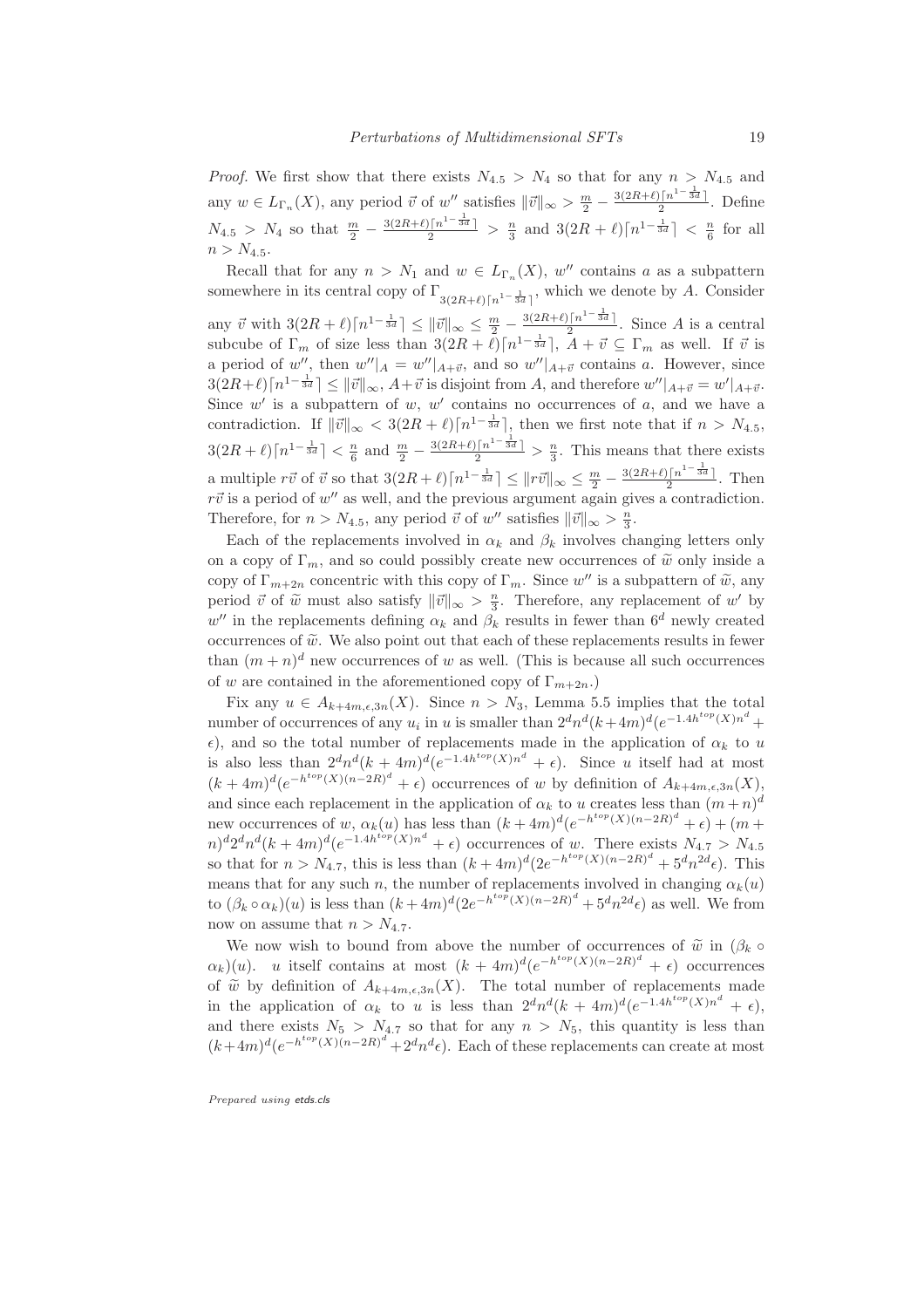*Proof.* We first show that there exists $N_{4.5} > N_4$ so that for any $n > N_{4.5}$ and any $w \in L_{\Gamma_n}(X)$, any period $\vec{v}$ of $w''$ satisfies $\|\vec{v}\|_\infty > \frac{m}{2} - \frac{3(2R+\ell)\lceil n^{1-\frac{1}{3d}}\rceil}{2}$. Define $N_{4.5} > N_4$ so that $\frac{m}{2} - \frac{3(2R+\ell)\lceil n^{1-\frac{1}{3d}}\rceil}{2} > \frac{n}{3}$ and $3(2R+\ell)\lceil n^{1-\frac{1}{3d}}\rceil < \frac{n}{6}$ for all $n > N_{4.5}$.

Recall that for any $n > N_1$ and $w \in L_{\Gamma_n}(X)$, $w''$ contains $a$ as a subpattern somewhere in its central copy of $\Gamma_{3(2R+\ell)\lceil n^{1-\frac{1}{3d}}\rceil}$, which we denote by $A$. Consider any $\vec{v}$ with $3(2R+\ell)\lceil n^{1-\frac{1}{3d}}\rceil \leq \|\vec{v}\|_\infty \leq \frac{m}{2} - \frac{3(2R+\ell)\lceil n^{1-\frac{1}{3d}}\rceil}{2}$. Since $A$ is a central subcube of $\Gamma_m$ of size less than $3(2R+\ell)\lceil n^{1-\frac{1}{3d}}\rceil$, $A + \vec{v} \subseteq \Gamma_m$ as well. If $\vec{v}$ is a period of $w''$, then $w''|_A = w''|_{A+\vec{v}}$, and so $w''|_{A+\vec{v}}$ contains $a$. However, since $3(2R+\ell)\lceil n^{1-\frac{1}{3d}}\rceil \leq \|\vec{v}\|_\infty$, $A+\vec{v}$ is disjoint from $A$, and therefore $w''|_{A+\vec{v}} = w'|_{A+\vec{v}}$. Since $w'$ is a subpattern of $w$, $w'$ contains no occurrences of $a$, and we have a contradiction. If $\|\vec{v}\|_\infty < 3(2R+\ell)\lceil n^{1-\frac{1}{3d}}\rceil$, then we first note that if $n > N_{4.5}$, $3(2R+\ell)\lceil n^{1-\frac{1}{3d}}\rceil < \frac{n}{6}$ and $\frac{m}{2} - \frac{3(2R+\ell)\lceil n^{1-\frac{1}{3d}}\rceil}{2} > \frac{n}{3}$. This means that there exists a multiple $r\vec{v}$ of $\vec{v}$ so that $3(2R+\ell)\lceil n^{1-\frac{1}{3d}}\rceil \leq \|r\vec{v}\|_\infty \leq \frac{m}{2} - \frac{3(2R+\ell)\lceil n^{1-\frac{1}{3d}}\rceil}{2}$. Then $r\vec{v}$ is a period of $w''$ as well, and the previous argument again gives a contradiction. Therefore, for $n > N_{4.5}$, any period $\vec{v}$ of $w''$ satisfies $\|\vec{v}\|_\infty > \frac{n}{3}$.

Each of the replacements involved in $\alpha_k$ and $\beta_k$ involves changing letters only on a copy of $\Gamma_m$, and so could possibly create new occurrences of $\widetilde{w}$ only inside a copy of $\Gamma_{m+2n}$ concentric with this copy of $\Gamma_m$. Since $w''$ is a subpattern of $\widetilde{w}$, any period $\vec{v}$ of $\widetilde{w}$ must also satisfy $\|\vec{v}\|_\infty > \frac{n}{3}$. Therefore, any replacement of $w'$ by $w''$ in the replacements defining $\alpha_k$ and $\beta_k$ results in fewer than $6^d$ newly created occurrences of $\widetilde{w}$. We also point out that each of these replacements results in fewer than $(m+n)^d$ new occurrences of $w$ as well. (This is because all such occurrences of $w$ are contained in the aforementioned copy of $\Gamma_{m+2n}$.)

Fix any $u \in A_{k+4m,\epsilon,3n}(X)$. Since $n > N_3$, Lemma 5.5 implies that the total number of occurrences of any $u_i$ in $u$ is smaller than $2^d n^d (k+4m)^d (e^{-1.4h^{top}(X)n^d} + \epsilon)$, and so the total number of replacements made in the application of $\alpha_k$ to $u$ is also less than $2^d n^d (k+4m)^d (e^{-1.4h^{top}(X)n^d} + \epsilon)$. Since $u$ itself had at most $(k+4m)^d (e^{-h^{top}(X)(n-2R)^d} + \epsilon)$ occurrences of $w$ by definition of $A_{k+4m,\epsilon,3n}(X)$, and since each replacement in the application of $\alpha_k$ to $u$ creates less than $(m+n)^d$ new occurrences of $w$, $\alpha_k(u)$ has less than $(k+4m)^d(e^{-h^{top}(X)(n-2R)^d} + \epsilon) + (m+n)^d 2^d n^d (k+4m)^d (e^{-1.4h^{top}(X)n^d} + \epsilon)$ occurrences of $w$. There exists $N_{4.7} > N_{4.5}$ so that for $n > N_{4.7}$, this is less than $(k+4m)^d(2e^{-h^{top}(X)(n-2R)^d} + 5^d n^{2d}\epsilon)$. This means that for any such $n$, the number of replacements involved in changing $\alpha_k(u)$ to $(\beta_k \circ \alpha_k)(u)$ is less than $(k+4m)^d(2e^{-h^{top}(X)(n-2R)^d} + 5^d n^{2d}\epsilon)$ as well. We from now on assume that $n > N_{4.7}$.

We now wish to bound from above the number of occurrences of $\widetilde{w}$ in $(\beta_k \circ \alpha_k)(u)$. $u$ itself contains at most $(k+4m)^d(e^{-h^{top}(X)(n-2R)^d} + \epsilon)$ occurrences of $\widetilde{w}$ by definition of $A_{k+4m,\epsilon,3n}(X)$. The total number of replacements made in the application of $\alpha_k$ to $u$ is less than $2^d n^d (k+4m)^d (e^{-1.4h^{top}(X)n^d} + \epsilon)$, and there exists $N_5 > N_{4.7}$ so that for any $n > N_5$, this quantity is less than $(k+4m)^d(e^{-h^{top}(X)(n-2R)^d} + 2^d n^d \epsilon)$. Each of these replacements can create at most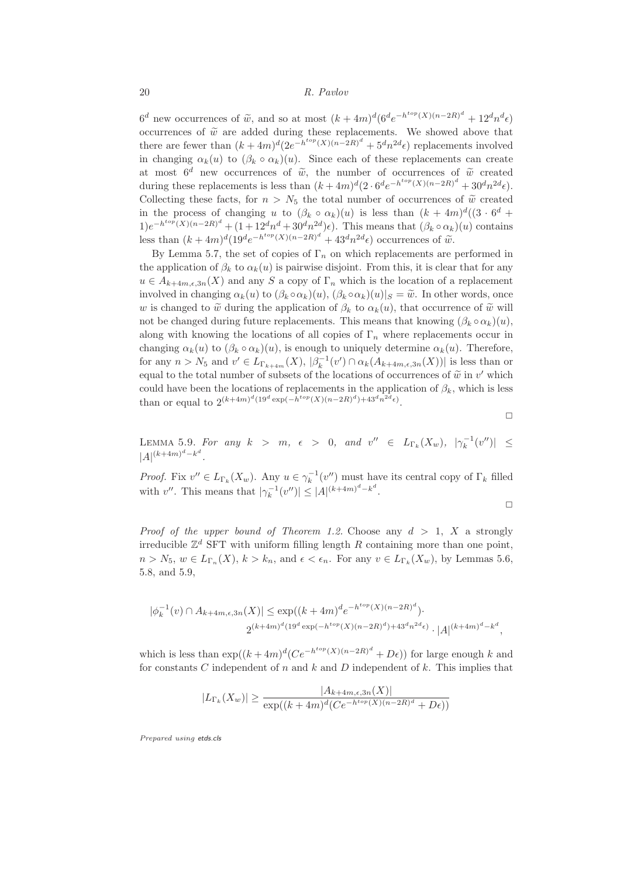$6^d$ new occurrences of $\widetilde{w}$, and so at most $(k+4m)^d(6^d e^{-h^{top}(X)(n-2R)^d} + 12^d n^d \epsilon)$ occurrences of $\widetilde{w}$ are added during these replacements. We showed above that there are fewer than $(k+4m)^d(2e^{-h^{top}(X)(n-2R)^d} + 5^d n^{2d}\epsilon)$ replacements involved in changing $\alpha_k(u)$ to $(\beta_k \circ \alpha_k)(u)$. Since each of these replacements can create at most $6^d$ new occurrences of $\widetilde{w}$, the number of occurrences of $\widetilde{w}$ created during these replacements is less than $(k+4m)^d(2\cdot 6^d e^{-h^{top}(X)(n-2R)^d} + 30^d n^{2d}\epsilon)$. Collecting these facts, for $n > N_5$ the total number of occurrences of $\widetilde{w}$ created in the process of changing $u$ to $(\beta_k \circ \alpha_k)(u)$ is less than $(k+4m)^d((3\cdot 6^d + 1)e^{-h^{top}(X)(n-2R)^d} + (1+12^d n^d + 30^d n^{2d})\epsilon)$. This means that $(\beta_k \circ \alpha_k)(u)$ contains less than $(k+4m)^d(19^d e^{-h^{top}(X)(n-2R)^d} + 43^d n^{2d}\epsilon)$ occurrences of $\widetilde{w}$.

By Lemma 5.7, the set of copies of $\Gamma_n$ on which replacements are performed in the application of $\beta_k$ to $\alpha_k(u)$ is pairwise disjoint. From this, it is clear that for any $u \in A_{k+4m,\epsilon,3n}(X)$ and any $S$ a copy of $\Gamma_n$ which is the location of a replacement involved in changing $\alpha_k(u)$ to $(\beta_k \circ \alpha_k)(u)$, $(\beta_k \circ \alpha_k)(u)|_S = \widetilde{w}$. In other words, once $w$ is changed to $\widetilde{w}$ during the application of $\beta_k$ to $\alpha_k(u)$, that occurrence of $\widetilde{w}$ will not be changed during future replacements. This means that knowing $(\beta_k \circ \alpha_k)(u)$, along with knowing the locations of all copies of $\Gamma_n$ where replacements occur in changing $\alpha_k(u)$ to $(\beta_k \circ \alpha_k)(u)$, is enough to uniquely determine $\alpha_k(u)$. Therefore, for any $n > N_5$ and $v' \in L_{\Gamma_{k+4m}}(X)$, $|\beta_k^{-1}(v') \cap \alpha_k(A_{k+4m,\epsilon,3n}(X))|$ is less than or equal to the total number of subsets of the locations of occurrences of $\widetilde{w}$ in $v'$ which could have been the locations of replacements in the application of $\beta_k$, which is less than or equal to $2^{(k+4m)^d(19^d \exp(-h^{top}(X)(n-2R)^d)+43^d n^{2d}\epsilon)}$.

□

**Lemma 5.9.** *For any $k > m$, $\epsilon > 0$, and $v'' \in L_{\Gamma_k}(X_w)$, $|\gamma_k^{-1}(v'')| \leq |A|^{(k+4m)^d - k^d}$.*

*Proof.* Fix $v'' \in L_{\Gamma_k}(X_w)$. Any $u \in \gamma_k^{-1}(v'')$ must have its central copy of $\Gamma_k$ filled with $v''$. This means that $|\gamma_k^{-1}(v'')| \leq |A|^{(k+4m)^d - k^d}$.

□

*Proof of the upper bound of Theorem 1.2.* Choose any $d > 1$, $X$ a strongly irreducible $\mathbb{Z}^d$ SFT with uniform filling length $R$ containing more than one point, $n > N_5$, $w \in L_{\Gamma_n}(X)$, $k > k_n$, and $\epsilon < \epsilon_n$. For any $v \in L_{\Gamma_k}(X_w)$, by Lemmas 5.6, 5.8, and 5.9,

$$|\phi_k^{-1}(v) \cap A_{k+4m,\epsilon,3n}(X)| \leq \exp((k+4m)^d e^{-h^{top}(X)(n-2R)^d}) \cdot 2^{(k+4m)^d(19^d \exp(-h^{top}(X)(n-2R)^d)+43^d n^{2d}\epsilon)} \cdot |A|^{(k+4m)^d - k^d},$$

which is less than $\exp((k+4m)^d(Ce^{-h^{top}(X)(n-2R)^d} + D\epsilon))$ for large enough $k$ and for constants $C$ independent of $n$ and $k$ and $D$ independent of $k$. This implies that

$$|L_{\Gamma_k}(X_w)| \geq \frac{|A_{k+4m,\epsilon,3n}(X)|}{\exp((k+4m)^d(Ce^{-h^{top}(X)(n-2R)^d} + D\epsilon))}$$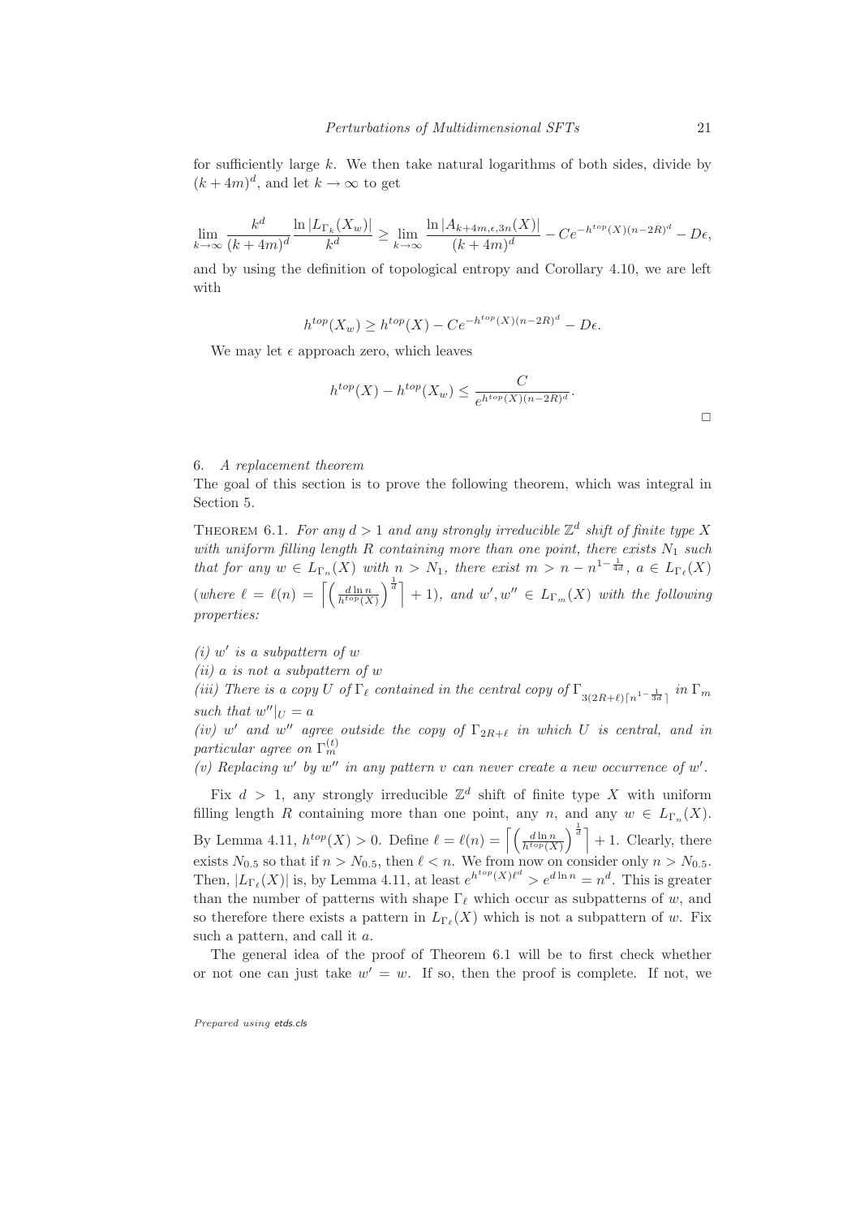for sufficiently large $k$. We then take natural logarithms of both sides, divide by $(k+4m)^d$, and let $k \to \infty$ to get

$$\lim_{k\to\infty} \frac{k^d}{(k+4m)^d} \frac{\ln |L_{\Gamma_k}(X_w)|}{k^d} \geq \lim_{k\to\infty} \frac{\ln |A_{k+4m,\epsilon,3n}(X)|}{(k+4m)^d} - Ce^{-h^{top}(X)(n-2R)^d} - D\epsilon,$$

and by using the definition of topological entropy and Corollary 4.10, we are left with

$$h^{top}(X_w) \geq h^{top}(X) - Ce^{-h^{top}(X)(n-2R)^d} - D\epsilon.$$

We may let $\epsilon$ approach zero, which leaves

$$h^{top}(X) - h^{top}(X_w) \leq \frac{C}{e^{h^{top}(X)(n-2R)^d}}.$$

□

## 6. *A replacement theorem*

The goal of this section is to prove the following theorem, which was integral in Section 5.

THEOREM 6.1. *For any $d > 1$ and any strongly irreducible $\mathbb{Z}^d$ shift of finite type $X$ with uniform filling length $R$ containing more than one point, there exists $N_1$ such that for any $w \in L_{\Gamma_n}(X)$ with $n > N_1$, there exist $m > n - n^{1-\frac{1}{4d}}$, $a \in L_{\Gamma_\ell}(X)$ (where $\ell = \ell(n) = \left\lceil \left(\frac{d \ln n}{h^{top}(X)}\right)^{\frac{1}{d}} \right\rceil + 1$), and $w', w'' \in L_{\Gamma_m}(X)$ with the following properties:*

*(i) $w'$ is a subpattern of $w$*

*(ii) $a$ is not a subpattern of $w$*

*(iii) There is a copy $U$ of $\Gamma_\ell$ contained in the central copy of $\Gamma_{3(2R+\ell)\lceil n^{1-\frac{1}{3d}}\rceil}$ in $\Gamma_m$ such that $w''|_U = a$*

*(iv) $w'$ and $w''$ agree outside the copy of $\Gamma_{2R+\ell}$ in which $U$ is central, and in particular agree on $\Gamma_m^{(t)}$*

*(v) Replacing $w'$ by $w''$ in any pattern $v$ can never create a new occurrence of $w'$.*

Fix $d > 1$, any strongly irreducible $\mathbb{Z}^d$ shift of finite type $X$ with uniform filling length $R$ containing more than one point, any $n$, and any $w \in L_{\Gamma_n}(X)$. By Lemma 4.11, $h^{top}(X) > 0$. Define $\ell = \ell(n) = \left\lceil \left(\frac{d \ln n}{h^{top}(X)}\right)^{\frac{1}{d}} \right\rceil + 1$. Clearly, there exists $N_{0.5}$ so that if $n > N_{0.5}$, then $\ell < n$. We from now on consider only $n > N_{0.5}$. Then, $|L_{\Gamma_\ell}(X)|$ is, by Lemma 4.11, at least $e^{h^{top}(X)\ell^d} > e^{d \ln n} = n^d$. This is greater than the number of patterns with shape $\Gamma_\ell$ which occur as subpatterns of $w$, and so therefore there exists a pattern in $L_{\Gamma_\ell}(X)$ which is not a subpattern of $w$. Fix such a pattern, and call it $a$.

The general idea of the proof of Theorem 6.1 will be to first check whether or not one can just take $w' = w$. If so, then the proof is complete. If not, we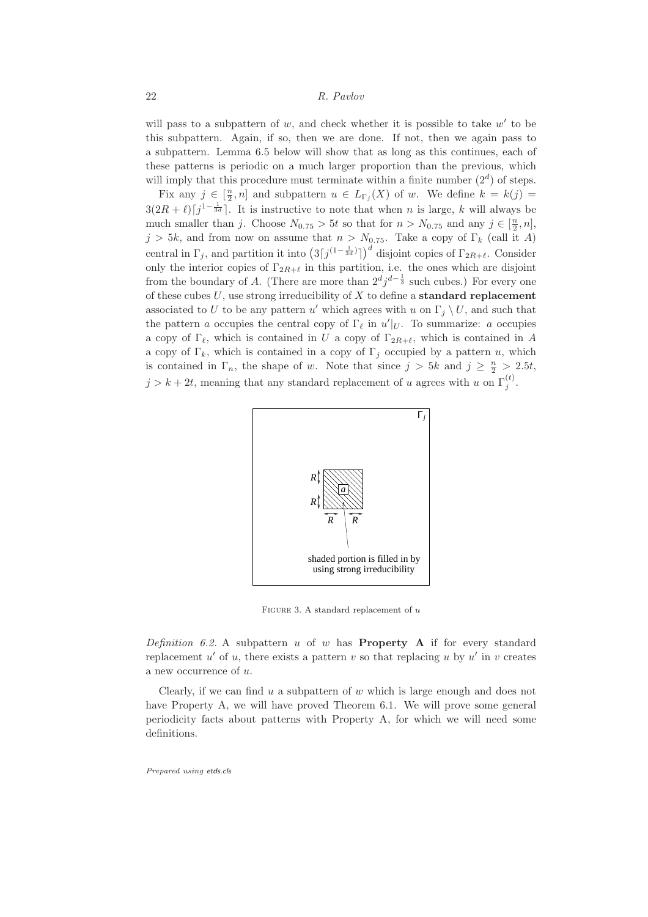will pass to a subpattern of $w$, and check whether it is possible to take $w'$ to be this subpattern. Again, if so, then we are done. If not, then we again pass to a subpattern. Lemma 6.5 below will show that as long as this continues, each of these patterns is periodic on a much larger proportion than the previous, which will imply that this procedure must terminate within a finite number $(2^d)$ of steps.

Fix any $j \in [\frac{n}{2}, n]$ and subpattern $u \in L_{\Gamma_j}(X)$ of $w$. We define $k = k(j) = 3(2R + \ell)\lceil j^{1-\frac{1}{3d}} \rceil$. It is instructive to note that when $n$ is large, $k$ will always be much smaller than $j$. Choose $N_{0.75} > 5t$ so that for $n > N_{0.75}$ and any $j \in [\frac{n}{2}, n]$, $j > 5k$, and from now on assume that $n > N_{0.75}$. Take a copy of $\Gamma_k$ (call it $A$) central in $\Gamma_j$, and partition it into $\left(3\lceil j^{(1-\frac{1}{3d})} \rceil\right)^d$ disjoint copies of $\Gamma_{2R+\ell}$. Consider only the interior copies of $\Gamma_{2R+\ell}$ in this partition, i.e. the ones which are disjoint from the boundary of $A$. (There are more than $2^d j^{d-\frac{1}{3}}$ such cubes.) For every one of these cubes $U$, use strong irreducibility of $X$ to define a **standard replacement** associated to $U$ to be any pattern $u'$ which agrees with $u$ on $\Gamma_j \setminus U$, and such that the pattern $a$ occupies the central copy of $\Gamma_\ell$ in $u'|_U$. To summarize: $a$ occupies a copy of $\Gamma_\ell$, which is contained in $U$ a copy of $\Gamma_{2R+\ell}$, which is contained in $A$ a copy of $\Gamma_k$, which is contained in a copy of $\Gamma_j$ occupied by a pattern $u$, which is contained in $\Gamma_n$, the shape of $w$. Note that since $j > 5k$ and $j \geq \frac{n}{2} > 2.5t$, $j > k + 2t$, meaning that any standard replacement of $u$ agrees with $u$ on $\Gamma_j^{(t)}$.

FIGURE 3. A standard replacement of $u$

*Definition 6.2.* A subpattern $u$ of $w$ has **Property A** if for every standard replacement $u'$ of $u$, there exists a pattern $v$ so that replacing $u$ by $u'$ in $v$ creates a new occurrence of $u$.

Clearly, if we can find $u$ a subpattern of $w$ which is large enough and does not have Property A, we will have proved Theorem 6.1. We will prove some general periodicity facts about patterns with Property A, for which we will need some definitions.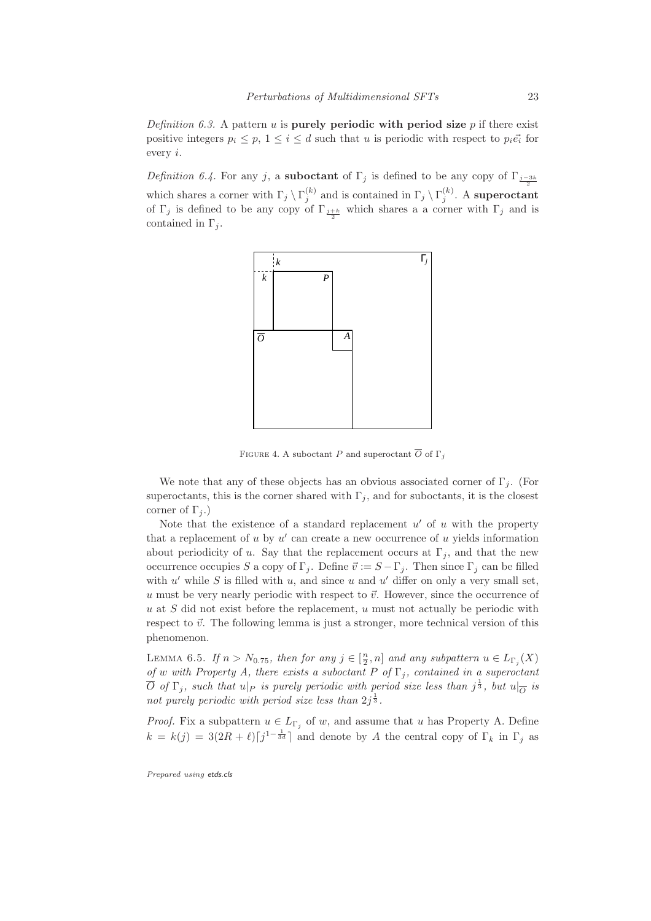*Definition 6.3.* A pattern $u$ is **purely periodic with period size** $p$ if there exist positive integers $p_i \leq p$, $1 \leq i \leq d$ such that $u$ is periodic with respect to $p_i \vec{e_i}$ for every $i$.

*Definition 6.4.* For any $j$, a **suboctant** of $\Gamma_j$ is defined to be any copy of $\Gamma_{\frac{j-3k}{2}}$ which shares a corner with $\Gamma_j \setminus \Gamma_j^{(k)}$ and is contained in $\Gamma_j \setminus \Gamma_j^{(k)}$. A **superoctant** of $\Gamma_j$ is defined to be any copy of $\Gamma_{\frac{j+k}{2}}$ which shares a a corner with $\Gamma_j$ and is contained in $\Gamma_j$.

FIGURE 4. A suboctant $P$ and superoctant $\overline{O}$ of $\Gamma_j$

We note that any of these objects has an obvious associated corner of $\Gamma_j$. (For superoctants, this is the corner shared with $\Gamma_j$, and for suboctants, it is the closest corner of $\Gamma_j$.)

Note that the existence of a standard replacement $u'$ of $u$ with the property that a replacement of $u$ by $u'$ can create a new occurrence of $u$ yields information about periodicity of $u$. Say that the replacement occurs at $\Gamma_j$, and that the new occurrence occupies $S$ a copy of $\Gamma_j$. Define $\vec{v} := S - \Gamma_j$. Then since $\Gamma_j$ can be filled with $u'$ while $S$ is filled with $u$, and since $u$ and $u'$ differ on only a very small set, $u$ must be very nearly periodic with respect to $\vec{v}$. However, since the occurrence of $u$ at $S$ did not exist before the replacement, $u$ must not actually be periodic with respect to $\vec{v}$. The following lemma is just a stronger, more technical version of this phenomenon.

LEMMA 6.5. *If $n > N_{0.75}$, then for any $j \in [\frac{n}{2}, n]$ and any subpattern $u \in L_{\Gamma_j}(X)$ of $w$ with Property A, there exists a suboctant $P$ of $\Gamma_j$, contained in a superoctant $\overline{O}$ of $\Gamma_j$, such that $u|_P$ is purely periodic with period size less than $j^{\frac{1}{3}}$, but $u|_{\overline{O}}$ is not purely periodic with period size less than $2j^{\frac{1}{3}}$.*

*Proof.* Fix a subpattern $u \in L_{\Gamma_j}$ of $w$, and assume that $u$ has Property A. Define $k = k(j) = 3(2R + \ell)\lceil j^{1-\frac{1}{3d}} \rceil$ and denote by $A$ the central copy of $\Gamma_k$ in $\Gamma_j$ as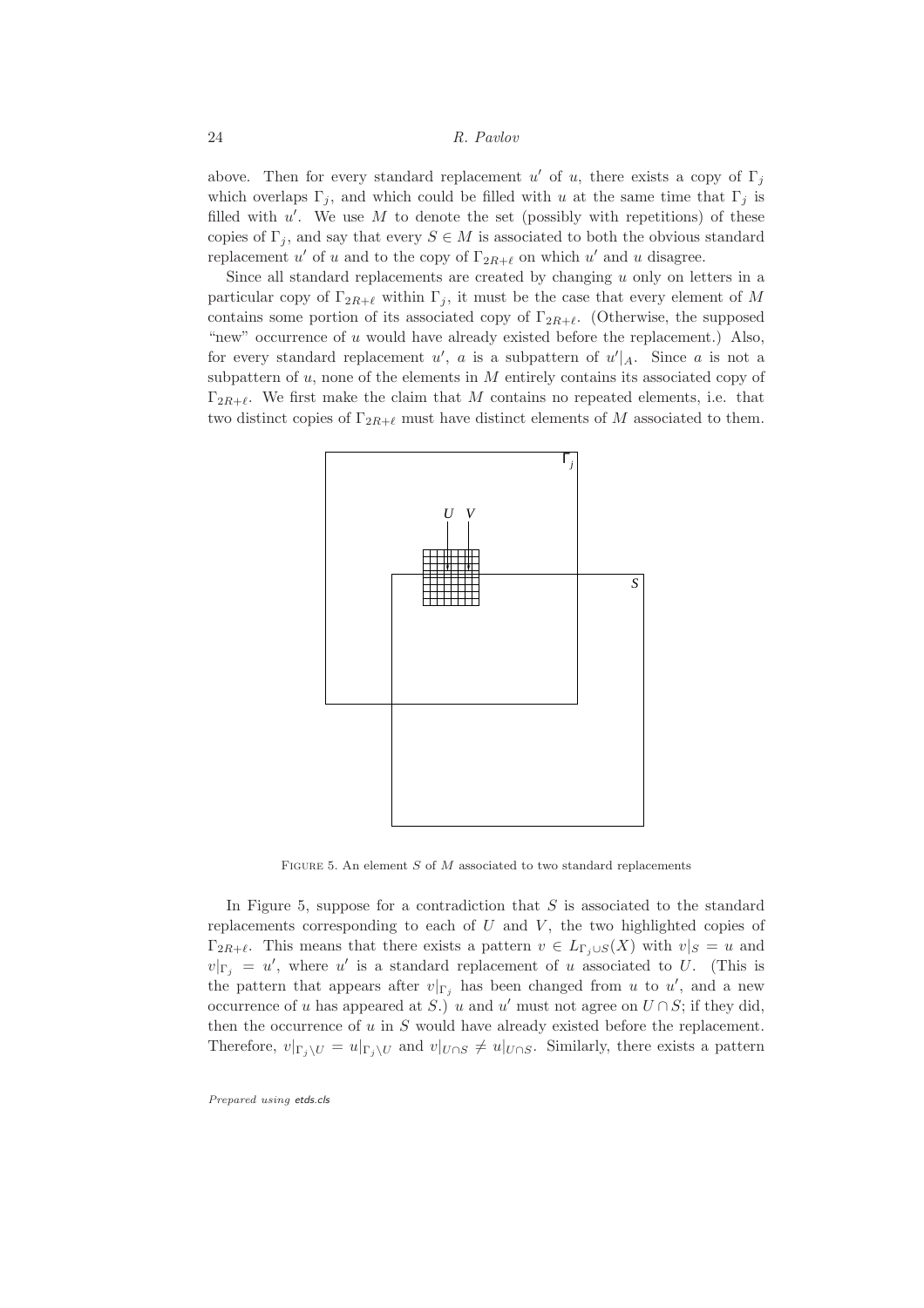above. Then for every standard replacement $u'$ of $u$, there exists a copy of $\Gamma_j$ which overlaps $\Gamma_j$, and which could be filled with $u$ at the same time that $\Gamma_j$ is filled with $u'$. We use $M$ to denote the set (possibly with repetitions) of these copies of $\Gamma_j$, and say that every $S \in M$ is associated to both the obvious standard replacement $u'$ of $u$ and to the copy of $\Gamma_{2R+\ell}$ on which $u'$ and $u$ disagree.

Since all standard replacements are created by changing $u$ only on letters in a particular copy of $\Gamma_{2R+\ell}$ within $\Gamma_j$, it must be the case that every element of $M$ contains some portion of its associated copy of $\Gamma_{2R+\ell}$. (Otherwise, the supposed "new" occurrence of $u$ would have already existed before the replacement.) Also, for every standard replacement $u'$, $a$ is a subpattern of $u'|_A$. Since $a$ is not a subpattern of $u$, none of the elements in $M$ entirely contains its associated copy of $\Gamma_{2R+\ell}$. We first make the claim that $M$ contains no repeated elements, i.e. that two distinct copies of $\Gamma_{2R+\ell}$ must have distinct elements of $M$ associated to them.

Figure 5. An element $S$ of $M$ associated to two standard replacements

In Figure 5, suppose for a contradiction that $S$ is associated to the standard replacements corresponding to each of $U$ and $V$, the two highlighted copies of $\Gamma_{2R+\ell}$. This means that there exists a pattern $v \in L_{\Gamma_j \cup S}(X)$ with $v|_S = u$ and $v|_{\Gamma_j} = u'$, where $u'$ is a standard replacement of $u$ associated to $U$. (This is the pattern that appears after $v|_{\Gamma_j}$ has been changed from $u$ to $u'$, and a new occurrence of $u$ has appeared at $S$.) $u$ and $u'$ must not agree on $U \cap S$; if they did, then the occurrence of $u$ in $S$ would have already existed before the replacement. Therefore, $v|_{\Gamma_j \setminus U} = u|_{\Gamma_j \setminus U}$ and $v|_{U \cap S} \neq u|_{U \cap S}$. Similarly, there exists a pattern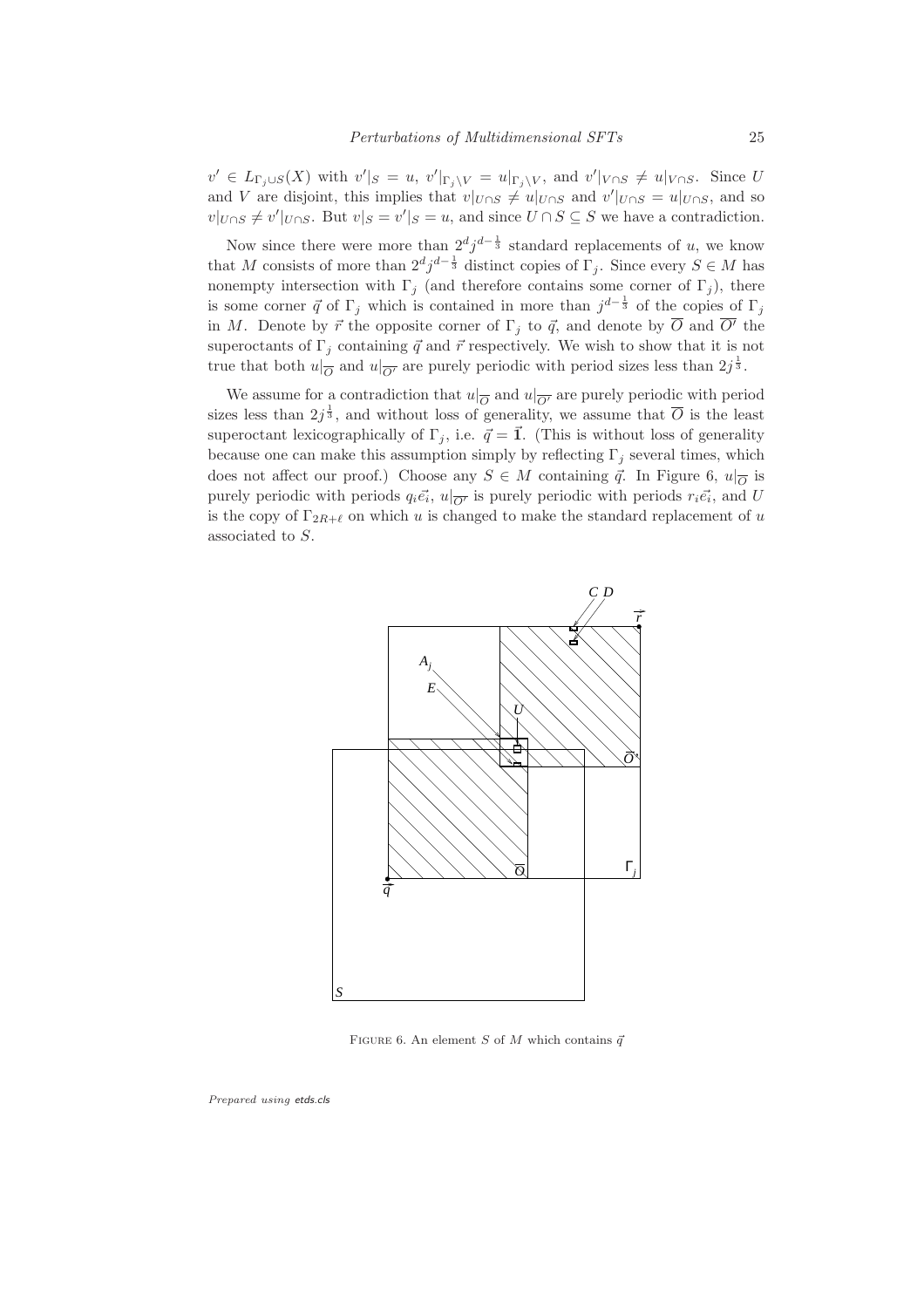$v' \in L_{\Gamma_j \cup S}(X)$ with $v'|_S = u$, $v'|_{\Gamma_j \setminus V} = u|_{\Gamma_j \setminus V}$, and $v'|_{V \cap S} \neq u|_{V \cap S}$. Since $U$ and $V$ are disjoint, this implies that $v|_{U \cap S} \neq u|_{U \cap S}$ and $v'|_{U \cap S} = u|_{U \cap S}$, and so $v|_{U \cap S} \neq v'|_{U \cap S}$. But $v|_S = v'|_S = u$, and since $U \cap S \subseteq S$ we have a contradiction.

Now since there were more than $2^d j^{d-\frac{1}{3}}$ standard replacements of $u$, we know that $M$ consists of more than $2^d j^{d-\frac{1}{3}}$ distinct copies of $\Gamma_j$. Since every $S \in M$ has nonempty intersection with $\Gamma_j$ (and therefore contains some corner of $\Gamma_j$), there is some corner $\vec{q}$ of $\Gamma_j$ which is contained in more than $j^{d-\frac{1}{3}}$ of the copies of $\Gamma_j$ in $M$. Denote by $\vec{r}$ the opposite corner of $\Gamma_j$ to $\vec{q}$, and denote by $\overline{O}$ and $\overline{O'}$ the superoctants of $\Gamma_j$ containing $\vec{q}$ and $\vec{r}$ respectively. We wish to show that it is not true that both $u|_{\overline{O}}$ and $u|_{\overline{O'}}$ are purely periodic with period sizes less than $2j^{\frac{1}{3}}$.

We assume for a contradiction that $u|_{\overline{O}}$ and $u|_{\overline{O'}}$ are purely periodic with period sizes less than $2j^{\frac{1}{3}}$, and without loss of generality, we assume that $\overline{O}$ is the least superoctant lexicographically of $\Gamma_j$, i.e. $\vec{q} = \vec{\mathbf{1}}$. (This is without loss of generality because one can make this assumption simply by reflecting $\Gamma_j$ several times, which does not affect our proof.) Choose any $S \in M$ containing $\vec{q}$. In Figure 6, $u|_{\overline{O}}$ is purely periodic with periods $q_i\vec{e_i}$, $u|_{\overline{O'}}$ is purely periodic with periods $r_i\vec{e_i}$, and $U$ is the copy of $\Gamma_{2R+\ell}$ on which $u$ is changed to make the standard replacement of $u$ associated to $S$.

FIGURE 6. An element $S$ of $M$ which contains $\vec{q}$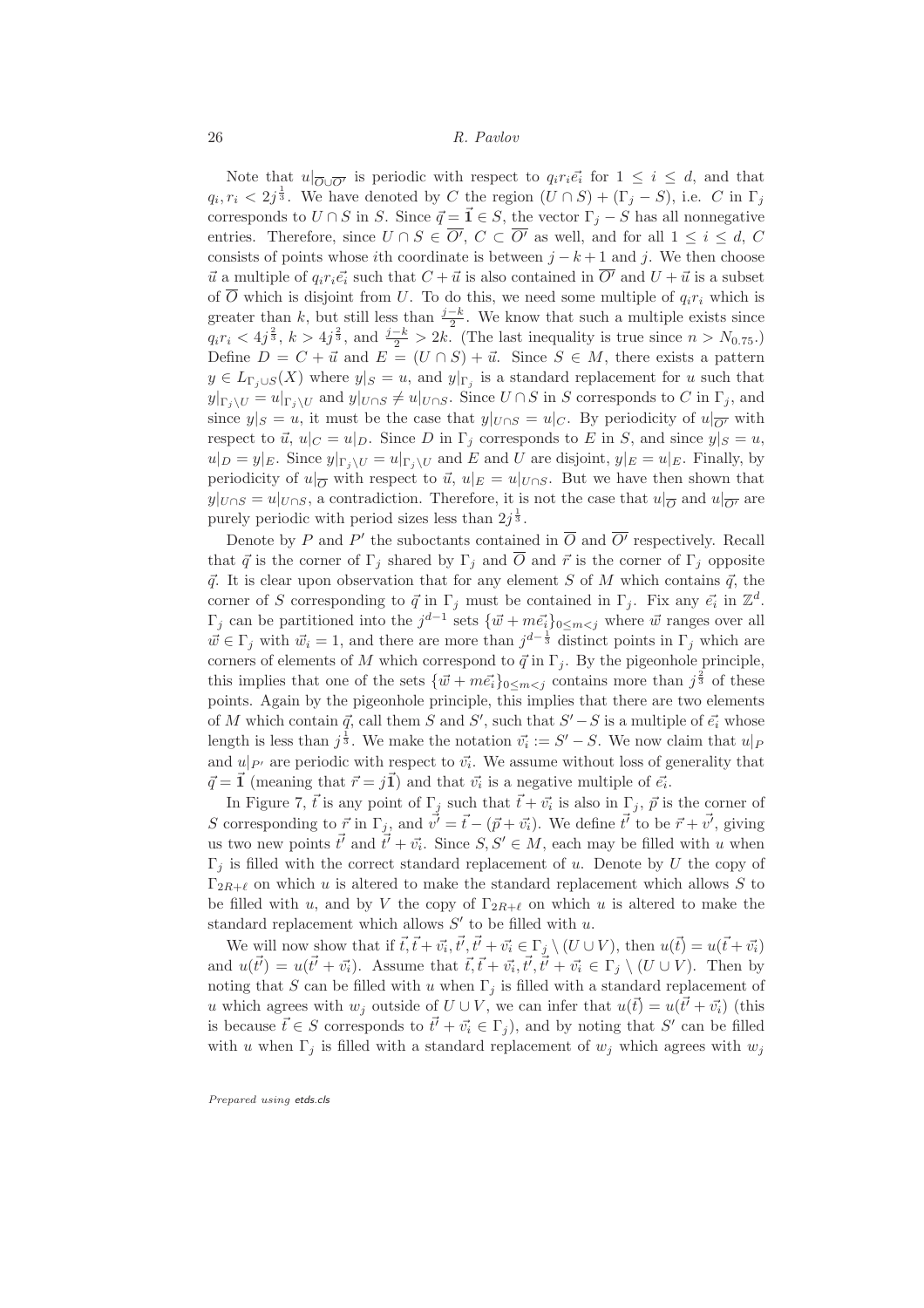Note that $u|_{\overline{O}\cup\overline{O'}}$ is periodic with respect to $q_i r_i \vec{e_i}$ for $1 \leq i \leq d$, and that $q_i, r_i < 2j^{\frac{1}{3}}$. We have denoted by $C$ the region $(U \cap S) + (\Gamma_j - S)$, i.e. $C$ in $\Gamma_j$ corresponds to $U \cap S$ in $S$. Since $\vec{q} = \vec{\mathbf{1}} \in S$, the vector $\Gamma_j - S$ has all nonnegative entries. Therefore, since $U \cap S \in \overline{O'}$, $C \subset \overline{O'}$ as well, and for all $1 \leq i \leq d$, $C$ consists of points whose $i$th coordinate is between $j-k+1$ and $j$. We then choose $\vec{u}$ a multiple of $q_i r_i \vec{e_i}$ such that $C + \vec{u}$ is also contained in $\overline{O'}$ and $U + \vec{u}$ is a subset of $\overline{O}$ which is disjoint from $U$. To do this, we need some multiple of $q_i r_i$ which is greater than $k$, but still less than $\frac{j-k}{2}$. We know that such a multiple exists since $q_i r_i < 4j^{\frac{2}{3}}$, $k > 4j^{\frac{2}{3}}$, and $\frac{j-k}{2} > 2k$. (The last inequality is true since $n > N_{0.75}$.) Define $D = C + \vec{u}$ and $E = (U \cap S) + \vec{u}$. Since $S \in M$, there exists a pattern $y \in L_{\Gamma_j \cup S}(X)$ where $y|_S = u$, and $y|_{\Gamma_j}$ is a standard replacement for $u$ such that $y|_{\Gamma_j \setminus U} = u|_{\Gamma_j \setminus U}$ and $y|_{U\cap S} \neq u|_{U\cap S}$. Since $U \cap S$ in $S$ corresponds to $C$ in $\Gamma_j$, and since $y|_S = u$, it must be the case that $y|_{U\cap S} = u|_C$. By periodicity of $u|_{\overline{O'}}$ with respect to $\vec{u}$, $u|_C = u|_D$. Since $D$ in $\Gamma_j$ corresponds to $E$ in $S$, and since $y|_S = u$, $u|_D = y|_E$. Since $y|_{\Gamma_j\setminus U} = u|_{\Gamma_j \setminus U}$ and $E$ and $U$ are disjoint, $y|_E = u|_E$. Finally, by periodicity of $u|_{\overline{O}}$ with respect to $\vec{u}$, $u|_E = u|_{U\cap S}$. But we have then shown that $y|_{U\cap S} = u|_{U\cap S}$, a contradiction. Therefore, it is not the case that $u|_{\overline{O}}$ and $u|_{\overline{O'}}$ are purely periodic with period sizes less than $2j^{\frac{1}{3}}$.

Denote by $P$ and $P'$ the suboctants contained in $\overline{O}$ and $\overline{O'}$ respectively. Recall that $\vec{q}$ is the corner of $\Gamma_j$ shared by $\Gamma_j$ and $\overline{O}$ and $\vec{r}$ is the corner of $\Gamma_j$ opposite $\vec{q}$. It is clear upon observation that for any element $S$ of $M$ which contains $\vec{q}$, the corner of $S$ corresponding to $\vec{q}$ in $\Gamma_j$ must be contained in $\Gamma_j$. Fix any $\vec{e_i}$ in $\mathbb{Z}^d$. $\Gamma_j$ can be partitioned into the $j^{d-1}$ sets $\{\vec{w} + m\vec{e_i}\}_{0\leq m<j}$ where $\vec{w}$ ranges over all $\vec{w} \in \Gamma_j$ with $\vec{w}_i = 1$, and there are more than $j^{d-\frac{1}{3}}$ distinct points in $\Gamma_j$ which are corners of elements of $M$ which correspond to $\vec{q}$ in $\Gamma_j$. By the pigeonhole principle, this implies that one of the sets $\{\vec{w} + m\vec{e_i}\}_{0\leq m<j}$ contains more than $j^{\frac{2}{3}}$ of these points. Again by the pigeonhole principle, this implies that there are two elements of $M$ which contain $\vec{q}$, call them $S$ and $S'$, such that $S' - S$ is a multiple of $\vec{e_i}$ whose length is less than $j^{\frac{1}{3}}$. We make the notation $\vec{v_i} := S' - S$. We now claim that $u|_P$ and $u|_{P'}$ are periodic with respect to $\vec{v_i}$. We assume without loss of generality that $\vec{q} = \vec{\mathbf{1}}$ (meaning that $\vec{r} = j\vec{\mathbf{1}}$) and that $\vec{v_i}$ is a negative multiple of $\vec{e_i}$.

In Figure 7, $\vec{t}$ is any point of $\Gamma_j$ such that $\vec{t} + \vec{v_i}$ is also in $\Gamma_j$, $\vec{p}$ is the corner of $S$ corresponding to $\vec{r}$ in $\Gamma_j$, and $\vec{v'} = \vec{t} - (\vec{p} + \vec{v_i})$. We define $\vec{t'}$ to be $\vec{r} + \vec{v'}$, giving us two new points $\vec{t'}$ and $\vec{t'} + \vec{v_i}$. Since $S, S' \in M$, each may be filled with $u$ when $\Gamma_j$ is filled with the correct standard replacement of $u$. Denote by $U$ the copy of $\Gamma_{2R+\ell}$ on which $u$ is altered to make the standard replacement which allows $S$ to be filled with $u$, and by $V$ the copy of $\Gamma_{2R+\ell}$ on which $u$ is altered to make the standard replacement which allows $S'$ to be filled with $u$.

We will now show that if $\vec{t}, \vec{t} + \vec{v_i}, \vec{t'}, \vec{t'} + \vec{v_i} \in \Gamma_j \setminus (U \cup V)$, then $u(\vec{t}) = u(\vec{t} + \vec{v_i})$ and $u(\vec{t'}) = u(\vec{t'} + \vec{v_i})$. Assume that $\vec{t}, \vec{t} + \vec{v_i}, \vec{t'}, \vec{t'} + \vec{v_i} \in \Gamma_j \setminus (U \cup V)$. Then by noting that $S$ can be filled with $u$ when $\Gamma_j$ is filled with a standard replacement of $u$ which agrees with $w_j$ outside of $U \cup V$, we can infer that $u(\vec{t}) = u(\vec{t'} + \vec{v_i})$ (this is because $\vec{t} \in S$ corresponds to $\vec{t'} + \vec{v_i} \in \Gamma_j$), and by noting that $S'$ can be filled with $u$ when $\Gamma_j$ is filled with a standard replacement of $w_j$ which agrees with $w_j$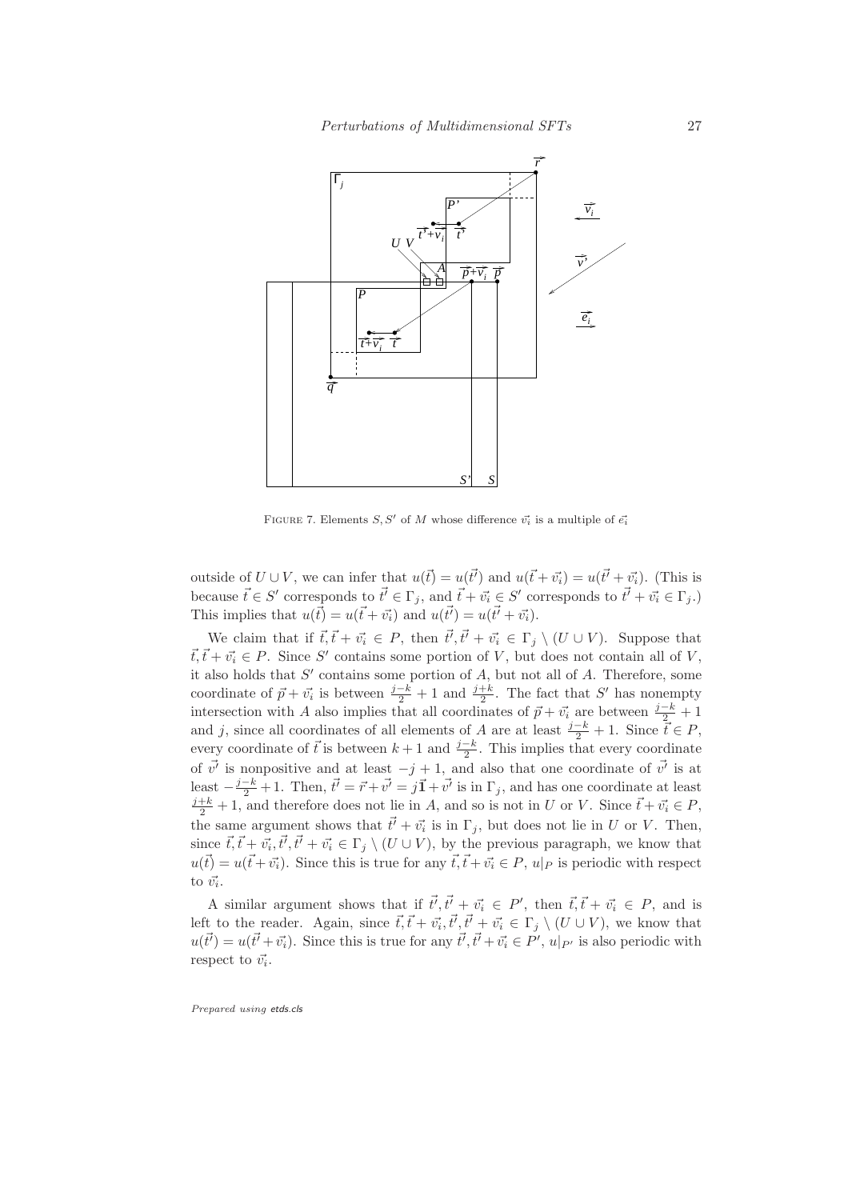FIGURE 7. Elements $S, S'$ of $M$ whose difference $\vec{v_i}$ is a multiple of $\vec{e_i}$

outside of $U \cup V$, we can infer that $u(\vec{t}) = u(\vec{t'})$ and $u(\vec{t} + \vec{v_i}) = u(\vec{t'} + \vec{v_i})$. (This is because $\vec{t} \in S'$ corresponds to $\vec{t'} \in \Gamma_j$, and $\vec{t} + \vec{v_i} \in S'$ corresponds to $\vec{t'} + \vec{v_i} \in \Gamma_j$.) This implies that $u(\vec{t}) = u(\vec{t} + \vec{v_i})$ and $u(\vec{t'}) = u(\vec{t'} + \vec{v_i})$.

We claim that if $\vec{t}, \vec{t} + \vec{v_i} \in P$, then $\vec{t'}, \vec{t'} + \vec{v_i} \in \Gamma_j \setminus (U \cup V)$. Suppose that $\vec{t}, \vec{t} + \vec{v_i} \in P$. Since $S'$ contains some portion of $V$, but does not contain all of $V$, it also holds that $S'$ contains some portion of $A$, but not all of $A$. Therefore, some coordinate of $\vec{p} + \vec{v_i}$ is between $\frac{j-k}{2} + 1$ and $\frac{j+k}{2}$. The fact that $S'$ has nonempty intersection with $A$ also implies that all coordinates of $\vec{p} + \vec{v_i}$ are between $\frac{j-k}{2} + 1$ and $j$, since all coordinates of all elements of $A$ are at least $\frac{j-k}{2} + 1$. Since $\vec{t} \in P$, every coordinate of $\vec{t}$ is between $k+1$ and $\frac{j-k}{2}$. This implies that every coordinate of $\vec{v'}$ is nonpositive and at least $-j+1$, and also that one coordinate of $\vec{v'}$ is at least $-\frac{j-k}{2} + 1$. Then, $\vec{t'} = \vec{r} + \vec{v'} = j\vec{\mathbf{1}} + \vec{v'}$ is in $\Gamma_j$, and has one coordinate at least $\frac{j+k}{2} + 1$, and therefore does not lie in $A$, and so is not in $U$ or $V$. Since $\vec{t} + \vec{v_i} \in P$, the same argument shows that $\vec{t'} + \vec{v_i}$ is in $\Gamma_j$, but does not lie in $U$ or $V$. Then, since $\vec{t}, \vec{t} + \vec{v_i}, \vec{t'}, \vec{t'} + \vec{v_i} \in \Gamma_j \setminus (U \cup V)$, by the previous paragraph, we know that $u(\vec{t}) = u(\vec{t} + \vec{v_i})$. Since this is true for any $\vec{t}, \vec{t} + \vec{v_i} \in P$, $u|_P$ is periodic with respect to $\vec{v_i}$.

A similar argument shows that if $\vec{t'}, \vec{t'} + \vec{v_i} \in P'$, then $\vec{t}, \vec{t} + \vec{v_i} \in P$, and is left to the reader. Again, since $\vec{t}, \vec{t} + \vec{v_i}, \vec{t'}, \vec{t'} + \vec{v_i} \in \Gamma_j \setminus (U \cup V)$, we know that $u(\vec{t'}) = u(\vec{t'} + \vec{v_i})$. Since this is true for any $\vec{t'}, \vec{t'} + \vec{v_i} \in P'$, $u|_{P'}$ is also periodic with respect to $\vec{v_i}$.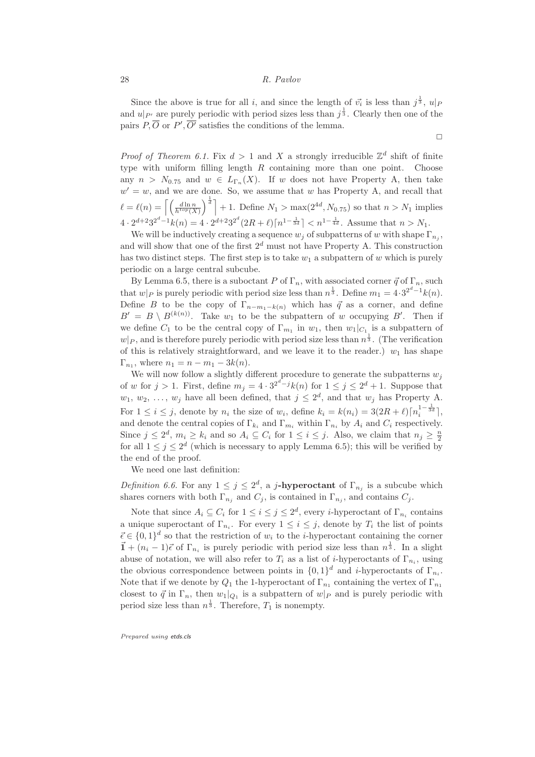Since the above is true for all $i$, and since the length of $\vec{v_i}$ is less than $j^{\frac{1}{3}}$, $u|_P$ and $u|_{P'}$ are purely periodic with period sizes less than $j^{\frac{1}{3}}$. Clearly then one of the pairs $P, \overline{O}$ or $P', \overline{O'}$ satisfies the conditions of the lemma.

$\square$

*Proof of Theorem 6.1.* Fix $d > 1$ and $X$ a strongly irreducible $\mathbb{Z}^d$ shift of finite type with uniform filling length $R$ containing more than one point. Choose any $n > N_{0.75}$ and $w \in L_{\Gamma_n}(X)$. If $w$ does not have Property A, then take $w' = w$, and we are done. So, we assume that $w$ has Property A, and recall that $\ell = \ell(n) = \left\lceil \left( \frac{d \ln n}{h^{top}(X)} \right)^{\frac{1}{d}} \right\rceil + 1$. Define $N_1 > \max(2^{4d}, N_{0.75})$ so that $n > N_1$ implies $4 \cdot 2^{d+2} 3^{2^d - 1} k(n) = 4 \cdot 2^{d+2} 3^{2^d} (2R + \ell) \lceil n^{1 - \frac{1}{3d}} \rceil < n^{1 - \frac{1}{4d}}$. Assume that $n > N_1$.

We will be inductively creating a sequence $w_j$ of subpatterns of $w$ with shape $\Gamma_{n_j}$, and will show that one of the first $2^d$ must not have Property A. This construction has two distinct steps. The first step is to take $w_1$ a subpattern of $w$ which is purely periodic on a large central subcube.

By Lemma 6.5, there is a suboctant $P$ of $\Gamma_n$, with associated corner $\vec{q}$ of $\Gamma_n$, such that $w|_P$ is purely periodic with period size less than $n^{\frac{1}{3}}$. Define $m_1 = 4 \cdot 3^{2^d - 1} k(n)$. Define $B$ to be the copy of $\Gamma_{n - m_1 - k(n)}$ which has $\vec{q}$ as a corner, and define $B' = B \setminus B^{(k(n))}$. Take $w_1$ to be the subpattern of $w$ occupying $B'$. Then if we define $C_1$ to be the central copy of $\Gamma_{m_1}$ in $w_1$, then $w_1|_{C_1}$ is a subpattern of $w|_P$, and is therefore purely periodic with period size less than $n^{\frac{1}{3}}$. (The verification of this is relatively straightforward, and we leave it to the reader.) $w_1$ has shape $\Gamma_{n_1}$, where $n_1 = n - m_1 - 3k(n)$.

We will now follow a slightly different procedure to generate the subpatterns $w_j$ of $w$ for $j > 1$. First, define $m_j = 4 \cdot 3^{2^d - j} k(n)$ for $1 \leq j \leq 2^d + 1$. Suppose that $w_1, w_2, \ldots, w_j$ have all been defined, that $j \leq 2^d$, and that $w_j$ has Property A. For $1 \leq i \leq j$, denote by $n_i$ the size of $w_i$, define $k_i = k(n_i) = 3(2R + \ell) \lceil n_i^{1 - \frac{1}{3d}} \rceil$, and denote the central copies of $\Gamma_{k_i}$ and $\Gamma_{m_i}$ within $\Gamma_{n_i}$ by $A_i$ and $C_i$ respectively. Since $j \leq 2^d$, $m_i \geq k_i$ and so $A_i \subseteq C_i$ for $1 \leq i \leq j$. Also, we claim that $n_j \geq \frac{n}{2}$ for all $1 \leq j \leq 2^d$ (which is necessary to apply Lemma 6.5); this will be verified by the end of the proof.

We need one last definition:

*Definition 6.6.* For any $1 \leq j \leq 2^d$, a ***j*-hyperoctant** of $\Gamma_{n_j}$ is a subcube which shares corners with both $\Gamma_{n_j}$ and $C_j$, is contained in $\Gamma_{n_j}$, and contains $C_j$.

Note that since $A_i \subseteq C_i$ for $1 \leq i \leq j \leq 2^d$, every $i$-hyperoctant of $\Gamma_{n_i}$ contains a unique superoctant of $\Gamma_{n_i}$. For every $1 \leq i \leq j$, denote by $T_i$ the list of points $\vec{\epsilon} \in \{0, 1\}^d$ so that the restriction of $w_i$ to the $i$-hyperoctant containing the corner $\vec{\mathbf{1}} + (n_i - 1)\vec{\epsilon}$ of $\Gamma_{n_i}$ is purely periodic with period size less than $n^{\frac{1}{3}}$. In a slight abuse of notation, we will also refer to $T_i$ as a list of $i$-hyperoctants of $\Gamma_{n_i}$, using the obvious correspondence between points in $\{0, 1\}^d$ and $i$-hyperoctants of $\Gamma_{n_i}$. Note that if we denote by $Q_1$ the 1-hyperoctant of $\Gamma_{n_1}$ containing the vertex of $\Gamma_{n_1}$ closest to $\vec{q}$ in $\Gamma_n$, then $w_1|_{Q_1}$ is a subpattern of $w|_P$ and is purely periodic with period size less than $n^{\frac{1}{3}}$. Therefore, $T_1$ is nonempty.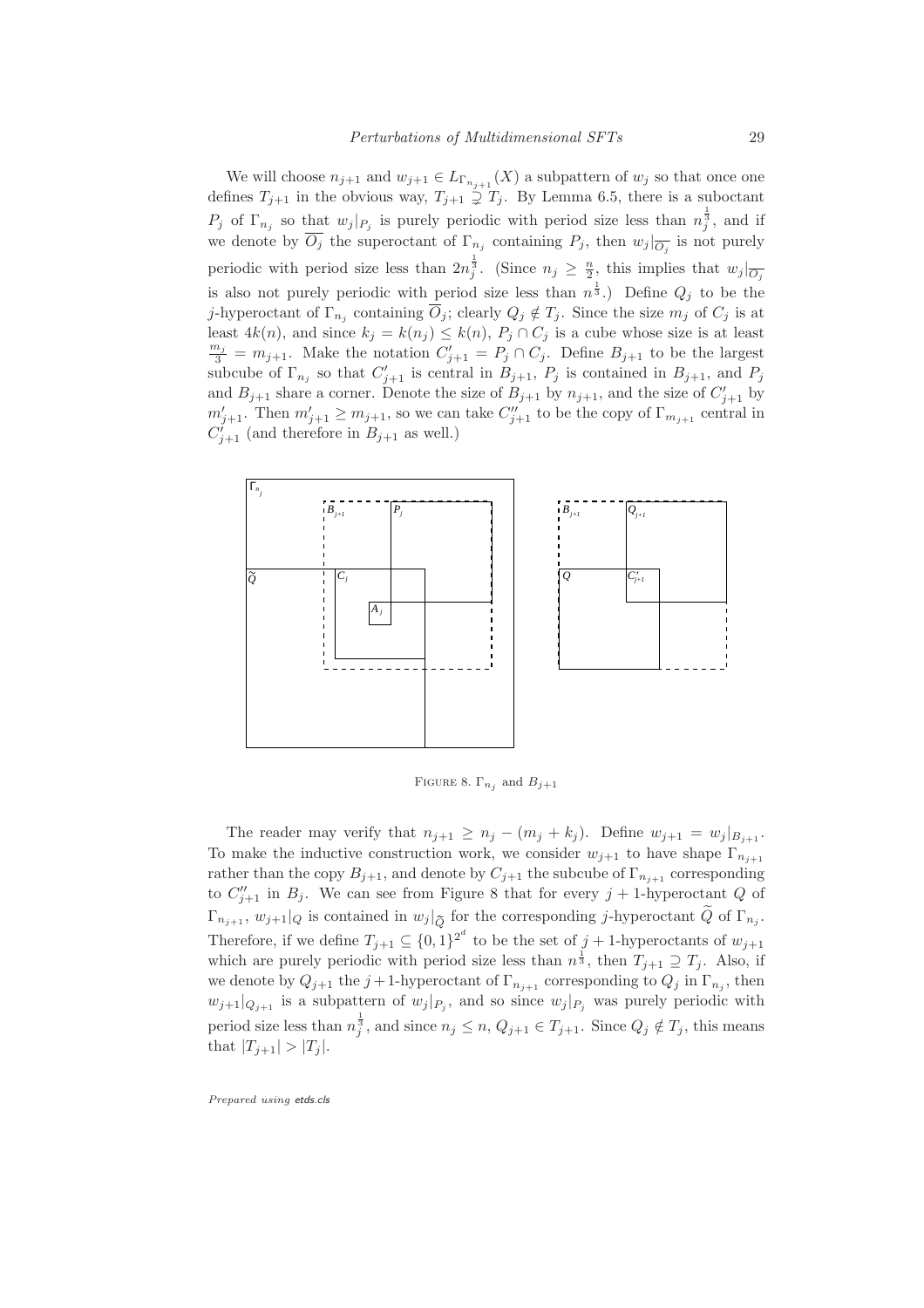We will choose $n_{j+1}$ and $w_{j+1} \in L_{\Gamma_{n_{j+1}}}(X)$ a subpattern of $w_j$ so that once one defines $T_{j+1}$ in the obvious way, $T_{j+1} \supsetneq T_j$. By Lemma 6.5, there is a suboctant $P_j$ of $\Gamma_{n_j}$ so that $w_j|_{P_j}$ is purely periodic with period size less than $n_j^{\frac{1}{3}}$, and if we denote by $\overline{O_j}$ the superoctant of $\Gamma_{n_j}$ containing $P_j$, then $w_j|_{\overline{O_j}}$ is not purely periodic with period size less than $2n_j^{\frac{1}{3}}$. (Since $n_j \geq \frac{n}{2}$, this implies that $w_j|_{\overline{O_j}}$ is also not purely periodic with period size less than $n^{\frac{1}{3}}$.) Define $Q_j$ to be the $j$-hyperoctant of $\Gamma_{n_j}$ containing $\overline{O}_j$; clearly $Q_j \notin T_j$. Since the size $m_j$ of $C_j$ is at least $4k(n)$, and since $k_j = k(n_j) \leq k(n)$, $P_j \cap C_j$ is a cube whose size is at least $\frac{m_j}{3} = m_{j+1}$. Make the notation $C'_{j+1} = P_j \cap C_j$. Define $B_{j+1}$ to be the largest subcube of $\Gamma_{n_j}$ so that $C'_{j+1}$ is central in $B_{j+1}$, $P_j$ is contained in $B_{j+1}$, and $P_j$ and $B_{j+1}$ share a corner. Denote the size of $B_{j+1}$ by $n_{j+1}$, and the size of $C'_{j+1}$ by $m'_{j+1}$. Then $m'_{j+1} \geq m_{j+1}$, so we can take $C''_{j+1}$ to be the copy of $\Gamma_{m_{j+1}}$ central in $C'_{j+1}$ (and therefore in $B_{j+1}$ as well.)

Figure 8. $\Gamma_{n_j}$ and $B_{j+1}$

The reader may verify that $n_{j+1} \geq n_j - (m_j + k_j)$. Define $w_{j+1} = w_j|_{B_{j+1}}$. To make the inductive construction work, we consider $w_{j+1}$ to have shape $\Gamma_{n_{j+1}}$ rather than the copy $B_{j+1}$, and denote by $C_{j+1}$ the subcube of $\Gamma_{n_{j+1}}$ corresponding to $C''_{j+1}$ in $B_j$. We can see from Figure 8 that for every $j+1$-hyperoctant $Q$ of $\Gamma_{n_{j+1}}$, $w_{j+1}|_Q$ is contained in $w_j|_{\widetilde{Q}}$ for the corresponding $j$-hyperoctant $\widetilde{Q}$ of $\Gamma_{n_j}$. Therefore, if we define $T_{j+1} \subseteq \{0,1\}^{2^d}$ to be the set of $j+1$-hyperoctants of $w_{j+1}$ which are purely periodic with period size less than $n^{\frac{1}{3}}$, then $T_{j+1} \supseteq T_j$. Also, if we denote by $Q_{j+1}$ the $j+1$-hyperoctant of $\Gamma_{n_{j+1}}$ corresponding to $Q_j$ in $\Gamma_{n_j}$, then $w_{j+1}|_{Q_{j+1}}$ is a subpattern of $w_j|_{P_j}$, and so since $w_j|_{P_j}$ was purely periodic with period size less than $n_j^{\frac{1}{3}}$, and since $n_j \leq n$, $Q_{j+1} \in T_{j+1}$. Since $Q_j \notin T_j$, this means that $|T_{j+1}| > |T_j|$.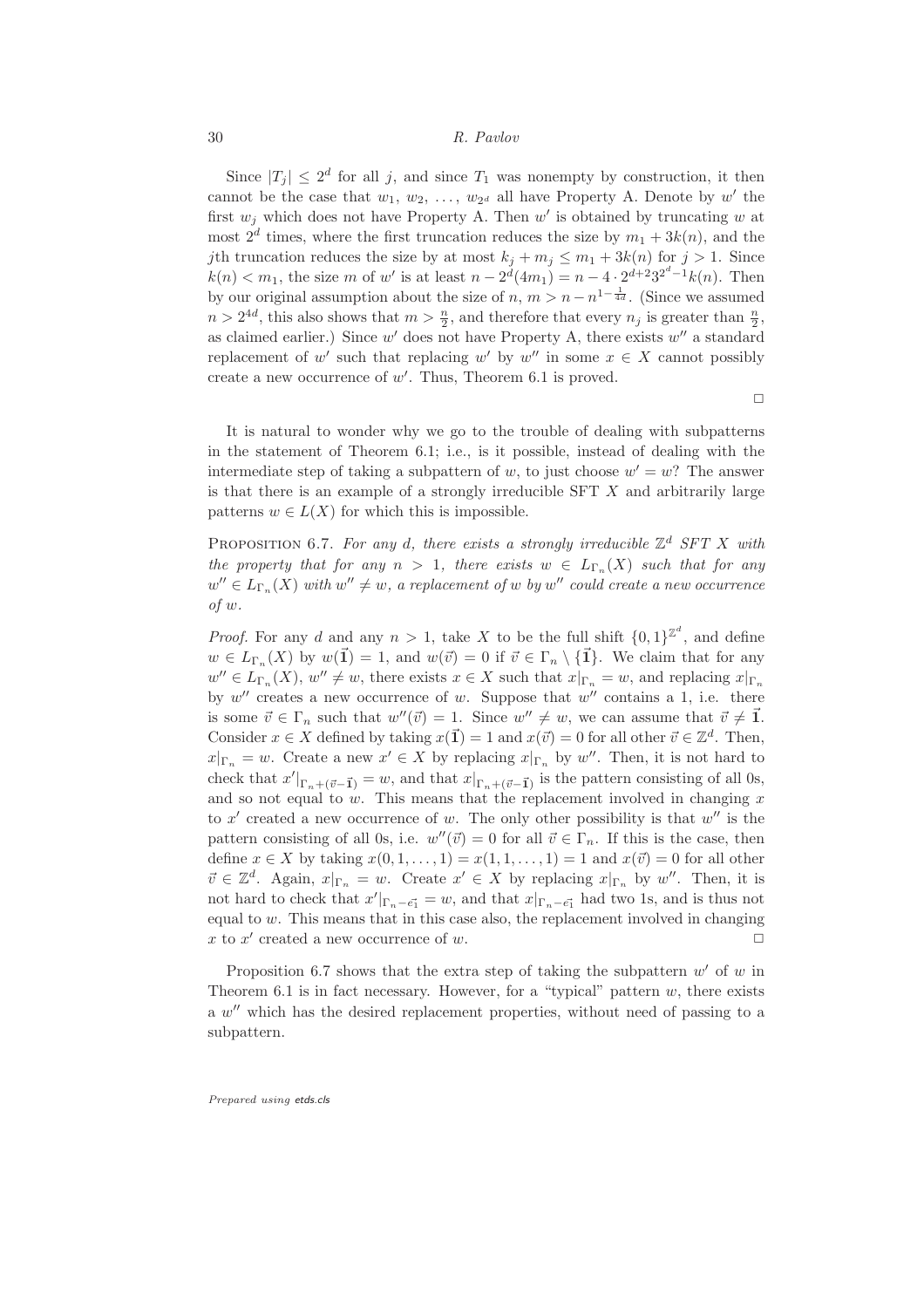Since $|T_j| \leq 2^d$ for all $j$, and since $T_1$ was nonempty by construction, it then cannot be the case that $w_1, w_2, \ldots, w_{2^d}$ all have Property A. Denote by $w'$ the first $w_j$ which does not have Property A. Then $w'$ is obtained by truncating $w$ at most $2^d$ times, where the first truncation reduces the size by $m_1 + 3k(n)$, and the $j$th truncation reduces the size by at most $k_j + m_j \leq m_1 + 3k(n)$ for $j > 1$. Since $k(n) < m_1$, the size $m$ of $w'$ is at least $n - 2^d(4m_1) = n - 4 \cdot 2^{d+2}3^{2^d-1}k(n)$. Then by our original assumption about the size of $n$, $m > n - n^{1-\frac{1}{4d}}$. (Since we assumed $n > 2^{4d}$, this also shows that $m > \frac{n}{2}$, and therefore that every $n_j$ is greater than $\frac{n}{2}$, as claimed earlier.) Since $w'$ does not have Property A, there exists $w''$ a standard replacement of $w'$ such that replacing $w'$ by $w''$ in some $x \in X$ cannot possibly create a new occurrence of $w'$. Thus, Theorem 6.1 is proved.

□

It is natural to wonder why we go to the trouble of dealing with subpatterns in the statement of Theorem 6.1; i.e., is it possible, instead of dealing with the intermediate step of taking a subpattern of $w$, to just choose $w' = w$? The answer is that there is an example of a strongly irreducible SFT $X$ and arbitrarily large patterns $w \in L(X)$ for which this is impossible.

Proposition 6.7. *For any $d$, there exists a strongly irreducible $\mathbb{Z}^d$ SFT $X$ with the property that for any $n > 1$, there exists $w \in L_{\Gamma_n}(X)$ such that for any $w'' \in L_{\Gamma_n}(X)$ with $w'' \neq w$, a replacement of $w$ by $w''$ could create a new occurrence of $w$.*

*Proof.* For any $d$ and any $n > 1$, take $X$ to be the full shift $\{0,1\}^{\mathbb{Z}^d}$, and define $w \in L_{\Gamma_n}(X)$ by $w(\vec{\mathbf{1}}) = 1$, and $w(\vec{v}) = 0$ if $\vec{v} \in \Gamma_n \setminus \{\vec{\mathbf{1}}\}$. We claim that for any $w'' \in L_{\Gamma_n}(X)$, $w'' \neq w$, there exists $x \in X$ such that $x|_{\Gamma_n} = w$, and replacing $x|_{\Gamma_n}$ by $w''$ creates a new occurrence of $w$. Suppose that $w''$ contains a 1, i.e. there is some $\vec{v} \in \Gamma_n$ such that $w''(\vec{v}) = 1$. Since $w'' \neq w$, we can assume that $\vec{v} \neq \vec{\mathbf{1}}$. Consider $x \in X$ defined by taking $x(\vec{\mathbf{1}}) = 1$ and $x(\vec{v}) = 0$ for all other $\vec{v} \in \mathbb{Z}^d$. Then, $x|_{\Gamma_n} = w$. Create a new $x' \in X$ by replacing $x|_{\Gamma_n}$ by $w''$. Then, it is not hard to check that $x'|_{\Gamma_n + (\vec{v} - \vec{\mathbf{1}})} = w$, and that $x|_{\Gamma_n + (\vec{v} - \vec{\mathbf{1}})}$ is the pattern consisting of all 0s, and so not equal to $w$. This means that the replacement involved in changing $x$ to $x'$ created a new occurrence of $w$. The only other possibility is that $w''$ is the pattern consisting of all 0s, i.e. $w''(\vec{v}) = 0$ for all $\vec{v} \in \Gamma_n$. If this is the case, then define $x \in X$ by taking $x(0, 1, \ldots, 1) = x(1, 1, \ldots, 1) = 1$ and $x(\vec{v}) = 0$ for all other $\vec{v} \in \mathbb{Z}^d$. Again, $x|_{\Gamma_n} = w$. Create $x' \in X$ by replacing $x|_{\Gamma_n}$ by $w''$. Then, it is not hard to check that $x'|_{\Gamma_n - \vec{e_1}} = w$, and that $x|_{\Gamma_n - \vec{e_1}}$ had two 1s, and is thus not equal to $w$. This means that in this case also, the replacement involved in changing $x$ to $x'$ created a new occurrence of $w$. □

Proposition 6.7 shows that the extra step of taking the subpattern $w'$ of $w$ in Theorem 6.1 is in fact necessary. However, for a "typical" pattern $w$, there exists a $w''$ which has the desired replacement properties, without need of passing to a subpattern.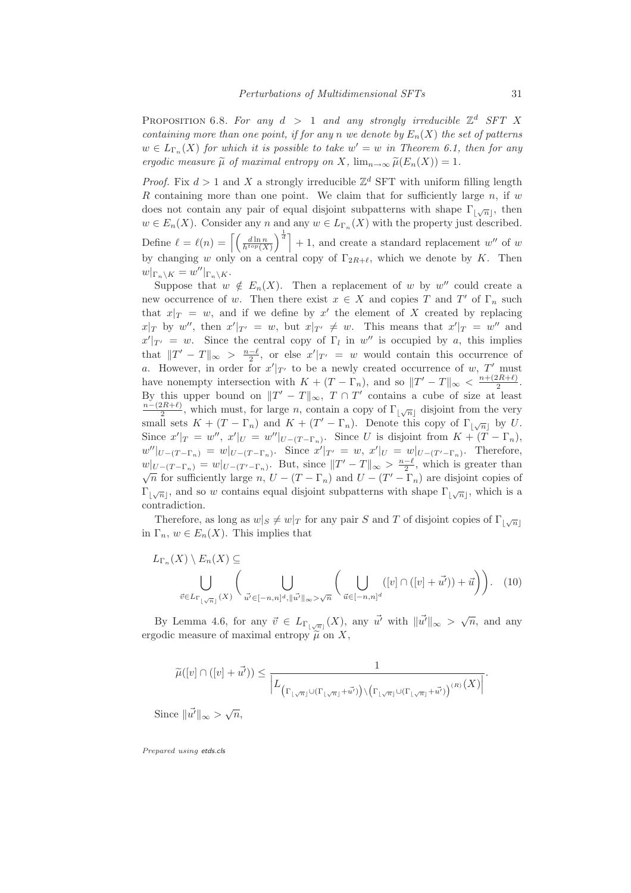Proposition 6.8. *For any $d > 1$ and any strongly irreducible $\mathbb{Z}^d$ SFT $X$ containing more than one point, if for any $n$ we denote by $E_n(X)$ the set of patterns $w \in L_{\Gamma_n}(X)$ for which it is possible to take $w' = w$ in Theorem 6.1, then for any ergodic measure $\widetilde{\mu}$ of maximal entropy on $X$, $\lim_{n\to\infty} \widetilde{\mu}(E_n(X)) = 1$.*

*Proof.* Fix $d > 1$ and $X$ a strongly irreducible $\mathbb{Z}^d$ SFT with uniform filling length $R$ containing more than one point. We claim that for sufficiently large $n$, if $w$ does not contain any pair of equal disjoint subpatterns with shape $\Gamma_{\lfloor\sqrt{n}\rfloor}$, then $w \in E_n(X)$. Consider any $n$ and any $w \in L_{\Gamma_n}(X)$ with the property just described. Define $\ell = \ell(n) = \left\lceil \left(\frac{d \ln n}{h^{top}(X)}\right)^{\frac{1}{d}} \right\rceil + 1$, and create a standard replacement $w''$ of $w$ by changing $w$ only on a central copy of $\Gamma_{2R+\ell}$, which we denote by $K$. Then $w|_{\Gamma_n \setminus K} = w''|_{\Gamma_n \setminus K}$.

Suppose that $w \notin E_n(X)$. Then a replacement of $w$ by $w''$ could create a new occurrence of $w$. Then there exist $x \in X$ and copies $T$ and $T'$ of $\Gamma_n$ such that $x|_T = w$, and if we define by $x'$ the element of $X$ created by replacing $x|_T$ by $w''$, then $x'|_{T'} = w$, but $x|_{T'} \neq w$. This means that $x'|_T = w''$ and $x'|_{T'} = w$. Since the central copy of $\Gamma_l$ in $w''$ is occupied by $a$, this implies that $\|T' - T\|_\infty > \frac{n-\ell}{2}$, or else $x'|_{T'} = w$ would contain this occurrence of $a$. However, in order for $x'|_{T'}$ to be a newly created occurrence of $w$, $T'$ must have nonempty intersection with $K + (T - \Gamma_n)$, and so $\|T' - T\|_\infty < \frac{n+(2R+\ell)}{2}$. By this upper bound on $\|T' - T\|_\infty$, $T \cap T'$ contains a cube of size at least $\frac{n-(2R+\ell)}{2}$, which must, for large $n$, contain a copy of $\Gamma_{\lfloor\sqrt{n}\rfloor}$ disjoint from the very small sets $K + (T - \Gamma_n)$ and $K + (T' - \Gamma_n)$. Denote this copy of $\Gamma_{\lfloor\sqrt{n}\rfloor}$ by $U$. Since $x'|_T = w''$, $x'|_U = w''|_{U-(T-\Gamma_n)}$. Since $U$ is disjoint from $K + (T - \Gamma_n)$, $w''|_{U-(T-\Gamma_n)} = w|_{U-(T-\Gamma_n)}$. Since $x'|_{T'} = w$, $x'|_U = w|_{U-(T'-\Gamma_n)}$. Therefore, $w|_{U-(T-\Gamma_n)} = w|_{U-(T'-\Gamma_n)}$. But, since $\|T' - T\|_\infty > \frac{n-\ell}{2}$, which is greater than $\sqrt{n}$ for sufficiently large $n$, $U - (T - \Gamma_n)$ and $U - (T' - \Gamma_n)$ are disjoint copies of $\Gamma_{\lfloor\sqrt{n}\rfloor}$, and so $w$ contains equal disjoint subpatterns with shape $\Gamma_{\lfloor\sqrt{n}\rfloor}$, which is a contradiction.

Therefore, as long as $w|_S \neq w|_T$ for any pair $S$ and $T$ of disjoint copies of $\Gamma_{\lfloor\sqrt{n}\rfloor}$ in $\Gamma_n$, $w \in E_n(X)$. This implies that

$$L_{\Gamma_n}(X) \setminus E_n(X) \subseteq \bigcup_{\vec{v} \in L_{\Gamma_{\lfloor\sqrt{n}\rfloor}}(X)} \left( \bigcup_{\vec{u'} \in [-n,n]^d, \|\vec{u'}\|_\infty > \sqrt{n}} \left( \bigcup_{\vec{u} \in [-n,n]^d} ([v] \cap ([v] + \vec{u'})) + \vec{u} \right) \right). \quad (10)$$

By Lemma 4.6, for any $\vec{v} \in L_{\Gamma_{\lfloor\sqrt{n}\rfloor}}(X)$, any $\vec{u'}$ with $\|\vec{u'}\|_\infty > \sqrt{n}$, and any ergodic measure of maximal entropy $\widetilde{\mu}$ on $X$,

$$\widetilde{\mu}([v] \cap ([v] + \vec{u'})) \leq \frac{1}{\left| L_{\left(\Gamma_{\lfloor\sqrt{n}\rfloor} \cup (\Gamma_{\lfloor\sqrt{n}\rfloor} + \vec{u'})\right) \setminus \left(\Gamma_{\lfloor\sqrt{n}\rfloor} \cup (\Gamma_{\lfloor\sqrt{n}\rfloor} + \vec{u'})\right)^{(R)}}(X) \right|}.$$

Since $\|\vec{u'}\|_\infty > \sqrt{n}$,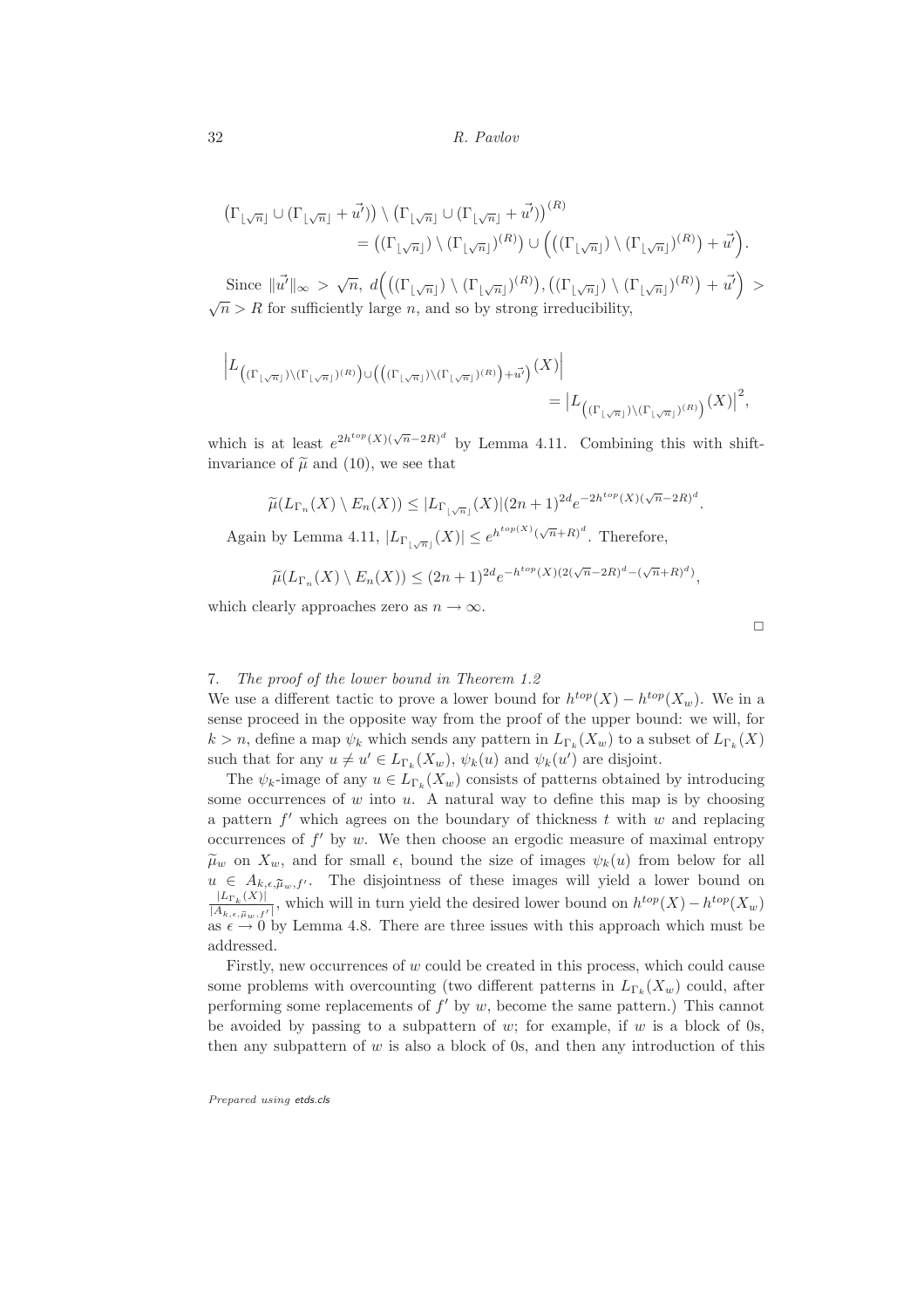$$\left(\Gamma_{\lfloor\sqrt{n}\rfloor} \cup (\Gamma_{\lfloor\sqrt{n}\rfloor} + \vec{u'})\right) \setminus \left(\Gamma_{\lfloor\sqrt{n}\rfloor} \cup (\Gamma_{\lfloor\sqrt{n}\rfloor} + \vec{u'})\right)^{(R)}$$
$$= \left((\Gamma_{\lfloor\sqrt{n}\rfloor}) \setminus (\Gamma_{\lfloor\sqrt{n}\rfloor})^{(R)}\right) \cup \Big(\left((\Gamma_{\lfloor\sqrt{n}\rfloor}) \setminus (\Gamma_{\lfloor\sqrt{n}\rfloor})^{(R)}\right) + \vec{u'}\Big).$$

Since $\|\vec{u'}\|_\infty > \sqrt{n}$, $d\Big(\left((\Gamma_{\lfloor\sqrt{n}\rfloor}) \setminus (\Gamma_{\lfloor\sqrt{n}\rfloor})^{(R)}\right), \left((\Gamma_{\lfloor\sqrt{n}\rfloor}) \setminus (\Gamma_{\lfloor\sqrt{n}\rfloor})^{(R)}\right) + \vec{u'}\Big) > \sqrt{n} > R$ for sufficiently large $n$, and so by strong irreducibility,

$$\left|L_{\left((\Gamma_{\lfloor\sqrt{n}\rfloor}) \setminus (\Gamma_{\lfloor\sqrt{n}\rfloor})^{(R)}\right) \cup \left(\left((\Gamma_{\lfloor\sqrt{n}\rfloor}) \setminus (\Gamma_{\lfloor\sqrt{n}\rfloor})^{(R)}\right) + \vec{u'}\right)}(X)\right|$$
$$= \left|L_{\left((\Gamma_{\lfloor\sqrt{n}\rfloor}) \setminus (\Gamma_{\lfloor\sqrt{n}\rfloor})^{(R)}\right)}(X)\right|^2,$$

which is at least $e^{2h^{top}(X)(\sqrt{n}-2R)^d}$ by Lemma 4.11. Combining this with shift-invariance of $\widetilde{\mu}$ and (10), we see that

$$\widetilde{\mu}(L_{\Gamma_n}(X) \setminus E_n(X)) \leq |L_{\Gamma_{\lfloor\sqrt{n}\rfloor}}(X)|(2n+1)^{2d} e^{-2h^{top}(X)(\sqrt{n}-2R)^d}.$$

Again by Lemma 4.11, $|L_{\Gamma_{\lfloor\sqrt{n}\rfloor}}(X)| \leq e^{h^{top}(X)(\sqrt{n}+R)^d}$. Therefore,

$$\widetilde{\mu}(L_{\Gamma_n}(X) \setminus E_n(X)) \leq (2n+1)^{2d} e^{-h^{top}(X)(2(\sqrt{n}-2R)^d - (\sqrt{n}+R)^d)},$$

which clearly approaches zero as $n \to \infty$.

□

## 7. *The proof of the lower bound in Theorem 1.2*

We use a different tactic to prove a lower bound for $h^{top}(X) - h^{top}(X_w)$. We in a sense proceed in the opposite way from the proof of the upper bound: we will, for $k > n$, define a map $\psi_k$ which sends any pattern in $L_{\Gamma_k}(X_w)$ to a subset of $L_{\Gamma_k}(X)$ such that for any $u \neq u' \in L_{\Gamma_k}(X_w)$, $\psi_k(u)$ and $\psi_k(u')$ are disjoint.

The $\psi_k$-image of any $u \in L_{\Gamma_k}(X_w)$ consists of patterns obtained by introducing some occurrences of $w$ into $u$. A natural way to define this map is by choosing a pattern $f'$ which agrees on the boundary of thickness $t$ with $w$ and replacing occurrences of $f'$ by $w$. We then choose an ergodic measure of maximal entropy $\widetilde{\mu}_w$ on $X_w$, and for small $\epsilon$, bound the size of images $\psi_k(u)$ from below for all $u \in A_{k,\epsilon,\widetilde{\mu}_w,f'}$. The disjointness of these images will yield a lower bound on $\frac{|L_{\Gamma_k}(X)|}{|A_{k,\epsilon,\widetilde{\mu}_w,f'}|}$, which will in turn yield the desired lower bound on $h^{top}(X) - h^{top}(X_w)$ as $\epsilon \to 0$ by Lemma 4.8. There are three issues with this approach which must be addressed.

Firstly, new occurrences of $w$ could be created in this process, which could cause some problems with overcounting (two different patterns in $L_{\Gamma_k}(X_w)$ could, after performing some replacements of $f'$ by $w$, become the same pattern.) This cannot be avoided by passing to a subpattern of $w$; for example, if $w$ is a block of 0s, then any subpattern of $w$ is also a block of 0s, and then any introduction of this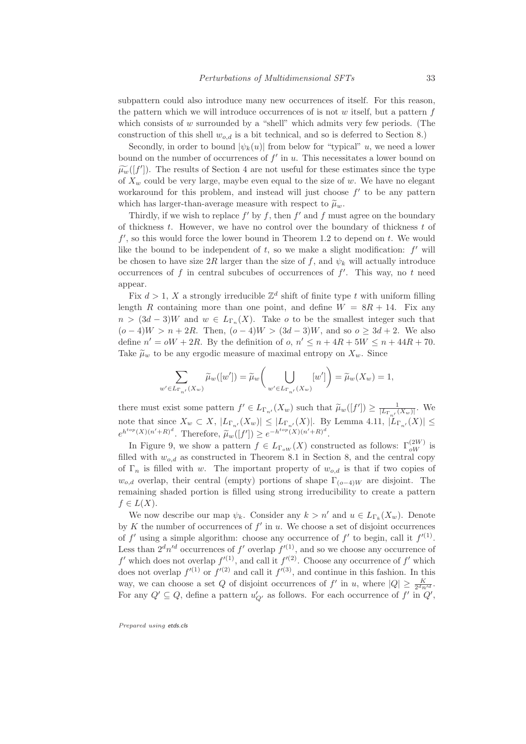subpattern could also introduce many new occurrences of itself. For this reason, the pattern which we will introduce occurrences of is not $w$ itself, but a pattern $f$ which consists of $w$ surrounded by a "shell" which admits very few periods. (The construction of this shell $w_{o,d}$ is a bit technical, and so is deferred to Section 8.)

Secondly, in order to bound $|\psi_k(u)|$ from below for "typical" $u$, we need a lower bound on the number of occurrences of $f'$ in $u$. This necessitates a lower bound on $\widetilde{\mu_w}([f'])$. The results of Section 4 are not useful for these estimates since the type of $X_w$ could be very large, maybe even equal to the size of $w$. We have no elegant workaround for this problem, and instead will just choose $f'$ to be any pattern which has larger-than-average measure with respect to $\widetilde{\mu}_w$.

Thirdly, if we wish to replace $f'$ by $f$, then $f'$ and $f$ must agree on the boundary of thickness $t$. However, we have no control over the boundary of thickness $t$ of $f'$, so this would force the lower bound in Theorem 1.2 to depend on $t$. We would like the bound to be independent of $t$, so we make a slight modification: $f'$ will be chosen to have size $2R$ larger than the size of $f$, and $\psi_k$ will actually introduce occurrences of $f$ in central subcubes of occurrences of $f'$. This way, no $t$ need appear.

Fix $d > 1$, $X$ a strongly irreducible $\mathbb{Z}^d$ shift of finite type $t$ with uniform filling length $R$ containing more than one point, and define $W = 8R + 14$. Fix any $n > (3d-3)W$ and $w \in L_{\Gamma_n}(X)$. Take $o$ to be the smallest integer such that $(o-4)W > n + 2R$. Then, $(o-4)W > (3d-3)W$, and so $o \geq 3d+2$. We also define $n' = oW + 2R$. By the definition of $o$, $n' \leq n + 4R + 5W \leq n + 44R + 70$. Take $\widetilde{\mu}_w$ to be any ergodic measure of maximal entropy on $X_w$. Since

$$\sum_{w' \in L_{\Gamma_{n'}}(X_w)} \widetilde{\mu}_w([w']) = \widetilde{\mu}_w\bigg(\bigcup_{w' \in L_{\Gamma_{n'}}(X_w)} [w']\bigg) = \widetilde{\mu}_w(X_w) = 1,$$

there must exist some pattern $f' \in L_{\Gamma_{n'}}(X_w)$ such that $\widetilde{\mu}_w([f']) \geq \frac{1}{|L_{\Gamma_{n'}}(X_w)|}$. We note that since $X_w \subset X$, $|L_{\Gamma_{n'}}(X_w)| \leq |L_{\Gamma_{n'}}(X)|$. By Lemma 4.11, $|L_{\Gamma_{n'}}(X)| \leq e^{h^{top}(X)(n'+R)^d}$. Therefore, $\widetilde{\mu}_w([f']) \geq e^{-h^{top}(X)(n'+R)^d}$.

In Figure 9, we show a pattern $f \in L_{\Gamma_{oW}}(X)$ constructed as follows: $\Gamma_{oW}^{(2W)}$ is filled with $w_{o,d}$ as constructed in Theorem 8.1 in Section 8, and the central copy of $\Gamma_n$ is filled with $w$. The important property of $w_{o,d}$ is that if two copies of $w_{o,d}$ overlap, their central (empty) portions of shape $\Gamma_{(o-4)W}$ are disjoint. The remaining shaded portion is filled using strong irreducibility to create a pattern $f \in L(X)$.

We now describe our map $\psi_k$. Consider any $k > n'$ and $u \in L_{\Gamma_k}(X_w)$. Denote by $K$ the number of occurrences of $f'$ in $u$. We choose a set of disjoint occurrences of $f'$ using a simple algorithm: choose any occurrence of $f'$ to begin, call it $f'^{(1)}$. Less than $2^d n'^d$ occurrences of $f'$ overlap $f'^{(1)}$, and so we choose any occurrence of $f'$ which does not overlap $f'^{(1)}$, and call it $f'^{(2)}$. Choose any occurrence of $f'$ which does not overlap $f'^{(1)}$ or $f'^{(2)}$ and call it $f'^{(3)}$, and continue in this fashion. In this way, we can choose a set $Q$ of disjoint occurrences of $f'$ in $u$, where $|Q| \geq \frac{K}{2^d n'^d}$. For any $Q' \subseteq Q$, define a pattern $u'_{Q'}$ as follows. For each occurrence of $f'$ in $Q'$,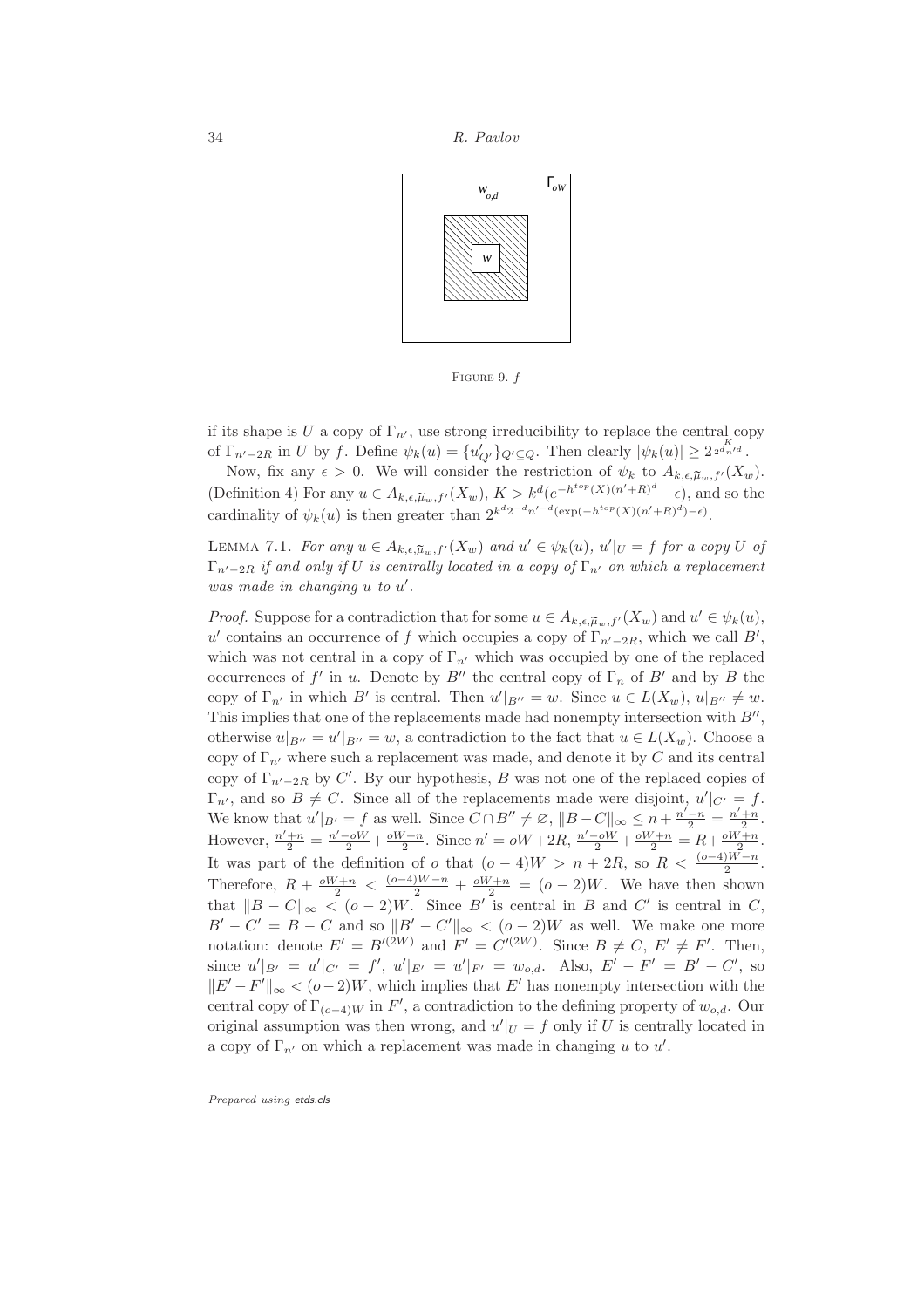FIGURE 9. $f$

if its shape is $U$ a copy of $\Gamma_{n'}$, use strong irreducibility to replace the central copy of $\Gamma_{n'-2R}$ in $U$ by $f$. Define $\psi_k(u) = \{u'_{Q'}\}_{Q' \subseteq Q}$. Then clearly $|\psi_k(u)| \geq 2^{\frac{K}{2^d n'^d}}$.

Now, fix any $\epsilon > 0$. We will consider the restriction of $\psi_k$ to $A_{k,\epsilon,\widetilde{\mu}_w,f'}(X_w)$. (Definition 4) For any $u \in A_{k,\epsilon,\widetilde{\mu}_w,f'}(X_w)$, $K > k^d(e^{-h^{top}(X)(n'+R)^d} - \epsilon)$, and so the cardinality of $\psi_k(u)$ is then greater than $2^{k^d 2^{-d} n'^{-d}(\exp(-h^{top}(X)(n'+R)^d) - \epsilon)}$.

LEMMA 7.1. *For any $u \in A_{k,\epsilon,\widetilde{\mu}_w,f'}(X_w)$ and $u' \in \psi_k(u)$, $u'|_U = f$ for a copy $U$ of $\Gamma_{n'-2R}$ if and only if $U$ is centrally located in a copy of $\Gamma_{n'}$ on which a replacement was made in changing $u$ to $u'$.*

*Proof.* Suppose for a contradiction that for some $u \in A_{k,\epsilon,\widetilde{\mu}_w,f'}(X_w)$ and $u' \in \psi_k(u)$, $u'$ contains an occurrence of $f$ which occupies a copy of $\Gamma_{n'-2R}$, which we call $B'$, which was not central in a copy of $\Gamma_{n'}$ which was occupied by one of the replaced occurrences of $f'$ in $u$. Denote by $B''$ the central copy of $\Gamma_n$ of $B'$ and by $B$ the copy of $\Gamma_{n'}$ in which $B'$ is central. Then $u'|_{B''} = w$. Since $u \in L(X_w)$, $u|_{B''} \neq w$. This implies that one of the replacements made had nonempty intersection with $B''$, otherwise $u|_{B''} = u'|_{B''} = w$, a contradiction to the fact that $u \in L(X_w)$. Choose a copy of $\Gamma_{n'}$ where such a replacement was made, and denote it by $C$ and its central copy of $\Gamma_{n'-2R}$ by $C'$. By our hypothesis, $B$ was not one of the replaced copies of $\Gamma_{n'}$, and so $B \neq C$. Since all of the replacements made were disjoint, $u'|_{C'} = f$. We know that $u'|_{B'} = f$ as well. Since $C \cap B'' \neq \varnothing$, $\|B - C\|_\infty \leq n + \frac{n'-n}{2} = \frac{n'+n}{2}$. However, $\frac{n'+n}{2} = \frac{n'-oW}{2} + \frac{oW+n}{2}$. Since $n' = oW + 2R$, $\frac{n'-oW}{2} + \frac{oW+n}{2} = R + \frac{oW+n}{2}$. It was part of the definition of $o$ that $(o-4)W > n + 2R$, so $R < \frac{(o-4)W-n}{2}$. Therefore, $R + \frac{oW+n}{2} < \frac{(o-4)W-n}{2} + \frac{oW+n}{2} = (o-2)W$. We have then shown that $\|B - C\|_\infty < (o-2)W$. Since $B'$ is central in $B$ and $C'$ is central in $C$, $B' - C' = B - C$ and so $\|B' - C'\|_\infty < (o-2)W$ as well. We make one more notation: denote $E' = B'^{(2W)}$ and $F' = C'^{(2W)}$. Since $B \neq C$, $E' \neq F'$. Then, since $u'|_{B'} = u'|_{C'} = f'$, $u'|_{E'} = u'|_{F'} = w_{o,d}$. Also, $E' - F' = B' - C'$, so $\|E' - F'\|_\infty < (o-2)W$, which implies that $E'$ has nonempty intersection with the central copy of $\Gamma_{(o-4)W}$ in $F'$, a contradiction to the defining property of $w_{o,d}$. Our original assumption was then wrong, and $u'|_U = f$ only if $U$ is centrally located in a copy of $\Gamma_{n'}$ on which a replacement was made in changing $u$ to $u'$.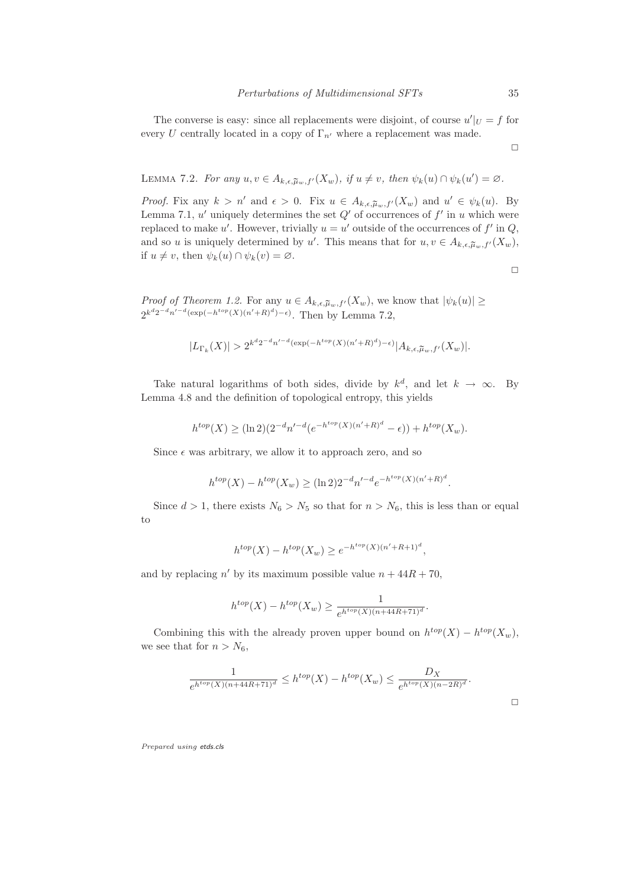The converse is easy: since all replacements were disjoint, of course $u'|_U = f$ for every $U$ centrally located in a copy of $\Gamma_{n'}$ where a replacement was made.

□

LEMMA 7.2. *For any $u, v \in A_{k,\epsilon,\widetilde{\mu}_w,f'}(X_w)$, if $u \neq v$, then $\psi_k(u) \cap \psi_k(u') = \varnothing$.*

*Proof.* Fix any $k > n'$ and $\epsilon > 0$. Fix $u \in A_{k,\epsilon,\widetilde{\mu}_w,f'}(X_w)$ and $u' \in \psi_k(u)$. By Lemma 7.1, $u'$ uniquely determines the set $Q'$ of occurrences of $f'$ in $u$ which were replaced to make $u'$. However, trivially $u = u'$ outside of the occurrences of $f'$ in $Q$, and so $u$ is uniquely determined by $u'$. This means that for $u, v \in A_{k,\epsilon,\widetilde{\mu}_w,f'}(X_w)$, if $u \neq v$, then $\psi_k(u) \cap \psi_k(v) = \varnothing$.

□

*Proof of Theorem 1.2.* For any $u \in A_{k,\epsilon,\widetilde{\mu}_w,f'}(X_w)$, we know that $|\psi_k(u)| \geq 2^{k^d 2^{-d} n'^{-d}(\exp(-h^{top}(X)(n'+R)^d)-\epsilon)}$. Then by Lemma 7.2,

$$|L_{\Gamma_k}(X)| > 2^{k^d 2^{-d} n'^{-d}(\exp(-h^{top}(X)(n'+R)^d)-\epsilon)} |A_{k,\epsilon,\widetilde{\mu}_w,f'}(X_w)|.$$

Take natural logarithms of both sides, divide by $k^d$, and let $k \to \infty$. By Lemma 4.8 and the definition of topological entropy, this yields

$$h^{top}(X) \geq (\ln 2)(2^{-d} n'^{-d}(e^{-h^{top}(X)(n'+R)^d} - \epsilon)) + h^{top}(X_w).$$

Since $\epsilon$ was arbitrary, we allow it to approach zero, and so

$$h^{top}(X) - h^{top}(X_w) \geq (\ln 2) 2^{-d} n'^{-d} e^{-h^{top}(X)(n'+R)^d}.$$

Since $d > 1$, there exists $N_6 > N_5$ so that for $n > N_6$, this is less than or equal to

$$h^{top}(X) - h^{top}(X_w) \geq e^{-h^{top}(X)(n'+R+1)^d},$$

and by replacing $n'$ by its maximum possible value $n + 44R + 70$,

$$h^{top}(X) - h^{top}(X_w) \geq \frac{1}{e^{h^{top}(X)(n+44R+71)^d}}.$$

Combining this with the already proven upper bound on $h^{top}(X) - h^{top}(X_w)$, we see that for $n > N_6$,

$$\frac{1}{e^{h^{top}(X)(n+44R+71)^d}} \leq h^{top}(X) - h^{top}(X_w) \leq \frac{D_X}{e^{h^{top}(X)(n-2R)^d}}.$$

□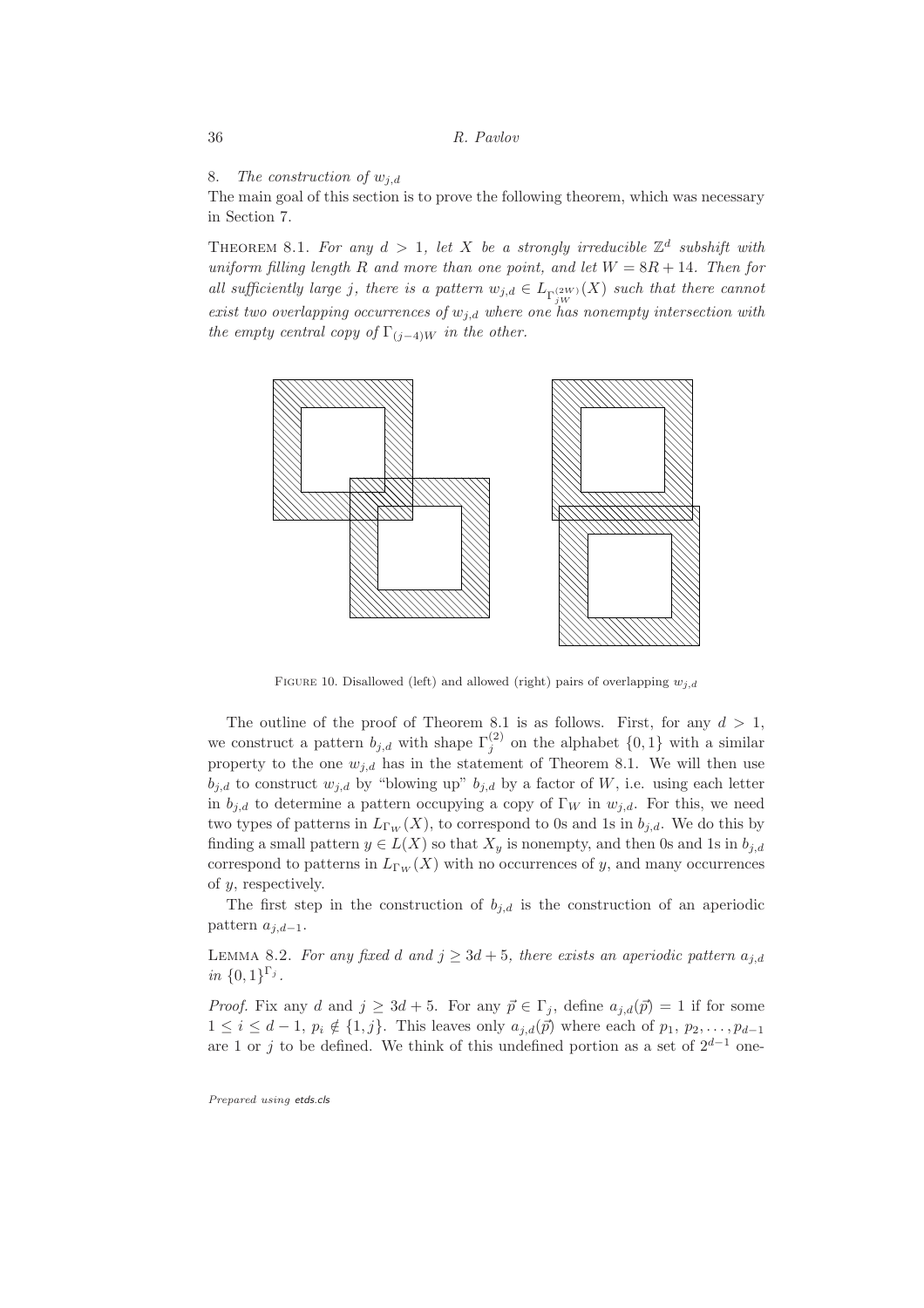## 8. *The construction of $w_{j,d}$*

The main goal of this section is to prove the following theorem, which was necessary in Section 7.

THEOREM 8.1. *For any $d > 1$, let $X$ be a strongly irreducible $\mathbb{Z}^d$ subshift with uniform filling length $R$ and more than one point, and let $W = 8R + 14$. Then for all sufficiently large $j$, there is a pattern $w_{j,d} \in L_{\Gamma_{jW}^{(2W)}}(X)$ such that there cannot exist two overlapping occurrences of $w_{j,d}$ where one has nonempty intersection with the empty central copy of $\Gamma_{(j-4)W}$ in the other.*

FIGURE 10. Disallowed (left) and allowed (right) pairs of overlapping $w_{j,d}$

The outline of the proof of Theorem 8.1 is as follows. First, for any $d > 1$, we construct a pattern $b_{j,d}$ with shape $\Gamma_j^{(2)}$ on the alphabet $\{0, 1\}$ with a similar property to the one $w_{j,d}$ has in the statement of Theorem 8.1. We will then use $b_{j,d}$ to construct $w_{j,d}$ by "blowing up" $b_{j,d}$ by a factor of $W$, i.e. using each letter in $b_{j,d}$ to determine a pattern occupying a copy of $\Gamma_W$ in $w_{j,d}$. For this, we need two types of patterns in $L_{\Gamma_W}(X)$, to correspond to 0s and 1s in $b_{j,d}$. We do this by finding a small pattern $y \in L(X)$ so that $X_y$ is nonempty, and then 0s and 1s in $b_{j,d}$ correspond to patterns in $L_{\Gamma_W}(X)$ with no occurrences of $y$, and many occurrences of $y$, respectively.

The first step in the construction of $b_{j,d}$ is the construction of an aperiodic pattern $a_{j,d-1}$.

LEMMA 8.2. *For any fixed $d$ and $j \geq 3d + 5$, there exists an aperiodic pattern $a_{j,d}$ in $\{0, 1\}^{\Gamma_j}$.*

*Proof.* Fix any $d$ and $j \geq 3d + 5$. For any $\vec{p} \in \Gamma_j$, define $a_{j,d}(\vec{p}) = 1$ if for some $1 \leq i \leq d - 1$, $p_i \notin \{1, j\}$. This leaves only $a_{j,d}(\vec{p})$ where each of $p_1, p_2, \ldots, p_{d-1}$ are 1 or $j$ to be defined. We think of this undefined portion as a set of $2^{d-1}$ one-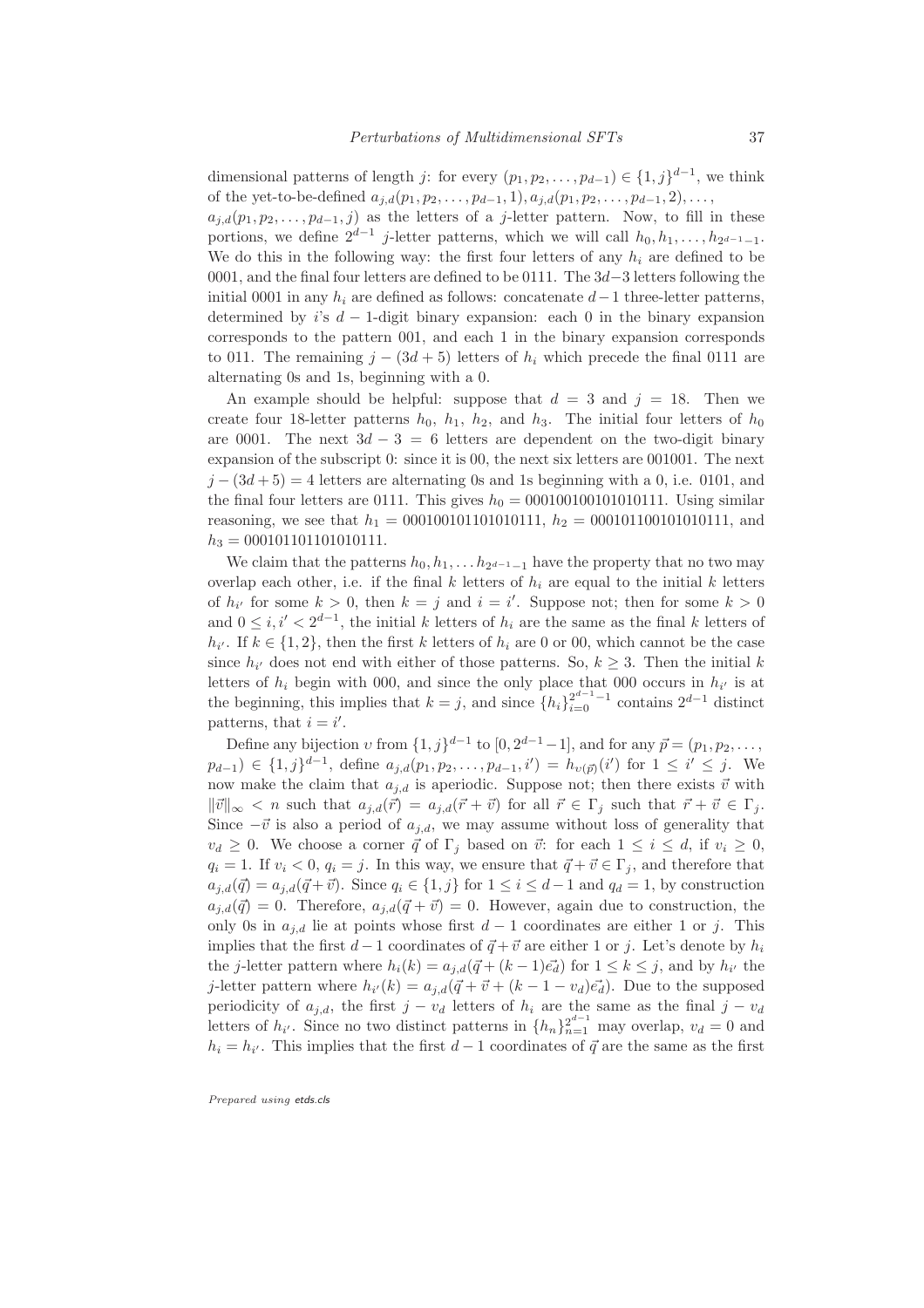dimensional patterns of length $j$: for every $(p_1, p_2, \ldots, p_{d-1}) \in \{1, j\}^{d-1}$, we think of the yet-to-be-defined $a_{j,d}(p_1, p_2, \ldots, p_{d-1}, 1), a_{j,d}(p_1, p_2, \ldots, p_{d-1}, 2), \ldots,$ $a_{j,d}(p_1, p_2, \ldots, p_{d-1}, j)$ as the letters of a $j$-letter pattern. Now, to fill in these portions, we define $2^{d-1}$ $j$-letter patterns, which we will call $h_0, h_1, \ldots, h_{2^{d-1}-1}$. We do this in the following way: the first four letters of any $h_i$ are defined to be 0001, and the final four letters are defined to be 0111. The $3d-3$ letters following the initial 0001 in any $h_i$ are defined as follows: concatenate $d-1$ three-letter patterns, determined by $i$'s $d-1$-digit binary expansion: each 0 in the binary expansion corresponds to the pattern 001, and each 1 in the binary expansion corresponds to 011. The remaining $j - (3d+5)$ letters of $h_i$ which precede the final 0111 are alternating 0s and 1s, beginning with a 0.

An example should be helpful: suppose that $d = 3$ and $j = 18$. Then we create four 18-letter patterns $h_0$, $h_1$, $h_2$, and $h_3$. The initial four letters of $h_0$ are 0001. The next $3d - 3 = 6$ letters are dependent on the two-digit binary expansion of the subscript 0: since it is 00, the next six letters are 001001. The next $j - (3d+5) = 4$ letters are alternating 0s and 1s beginning with a 0, i.e. 0101, and the final four letters are 0111. This gives $h_0 = 000100100101010111$. Using similar reasoning, we see that $h_1 = 000100101101010111$, $h_2 = 000101100101010111$, and $h_3 = 000101101101010111$.

We claim that the patterns $h_0, h_1, \ldots h_{2^{d-1}-1}$ have the property that no two may overlap each other, i.e. if the final $k$ letters of $h_i$ are equal to the initial $k$ letters of $h_{i'}$ for some $k > 0$, then $k = j$ and $i = i'$. Suppose not; then for some $k > 0$ and $0 \leq i, i' < 2^{d-1}$, the initial $k$ letters of $h_i$ are the same as the final $k$ letters of $h_{i'}$. If $k \in \{1, 2\}$, then the first $k$ letters of $h_i$ are 0 or 00, which cannot be the case since $h_{i'}$ does not end with either of those patterns. So, $k \geq 3$. Then the initial $k$ letters of $h_i$ begin with 000, and since the only place that 000 occurs in $h_{i'}$ is at the beginning, this implies that $k = j$, and since $\{h_i\}_{i=0}^{2^{d-1}-1}$ contains $2^{d-1}$ distinct patterns, that $i = i'$.

Define any bijection $\upsilon$ from $\{1, j\}^{d-1}$ to $[0, 2^{d-1}-1]$, and for any $\vec{p} = (p_1, p_2, \ldots, p_{d-1}) \in \{1, j\}^{d-1}$, define $a_{j,d}(p_1, p_2, \ldots, p_{d-1}, i') = h_{\upsilon(\vec{p})}(i')$ for $1 \leq i' \leq j$. We now make the claim that $a_{j,d}$ is aperiodic. Suppose not; then there exists $\vec{v}$ with $\|\vec{v}\|_\infty < n$ such that $a_{j,d}(\vec{r}) = a_{j,d}(\vec{r} + \vec{v})$ for all $\vec{r} \in \Gamma_j$ such that $\vec{r} + \vec{v} \in \Gamma_j$. Since $-\vec{v}$ is also a period of $a_{j,d}$, we may assume without loss of generality that $v_d \geq 0$. We choose a corner $\vec{q}$ of $\Gamma_j$ based on $\vec{v}$: for each $1 \leq i \leq d$, if $v_i \geq 0$, $q_i = 1$. If $v_i < 0$, $q_i = j$. In this way, we ensure that $\vec{q} + \vec{v} \in \Gamma_j$, and therefore that $a_{j,d}(\vec{q}) = a_{j,d}(\vec{q} + \vec{v})$. Since $q_i \in \{1, j\}$ for $1 \leq i \leq d-1$ and $q_d = 1$, by construction $a_{j,d}(\vec{q}) = 0$. Therefore, $a_{j,d}(\vec{q} + \vec{v}) = 0$. However, again due to construction, the only 0s in $a_{j,d}$ lie at points whose first $d-1$ coordinates are either 1 or $j$. This implies that the first $d-1$ coordinates of $\vec{q} + \vec{v}$ are either 1 or $j$. Let's denote by $h_i$ the $j$-letter pattern where $h_i(k) = a_{j,d}(\vec{q} + (k-1)\vec{e_d})$ for $1 \leq k \leq j$, and by $h_{i'}$ the $j$-letter pattern where $h_{i'}(k) = a_{j,d}(\vec{q} + \vec{v} + (k-1-v_d)\vec{e_d})$. Due to the supposed periodicity of $a_{j,d}$, the first $j - v_d$ letters of $h_i$ are the same as the final $j - v_d$ letters of $h_{i'}$. Since no two distinct patterns in $\{h_n\}_{n=1}^{2^{d-1}}$ may overlap, $v_d = 0$ and $h_i = h_{i'}$. This implies that the first $d-1$ coordinates of $\vec{q}$ are the same as the first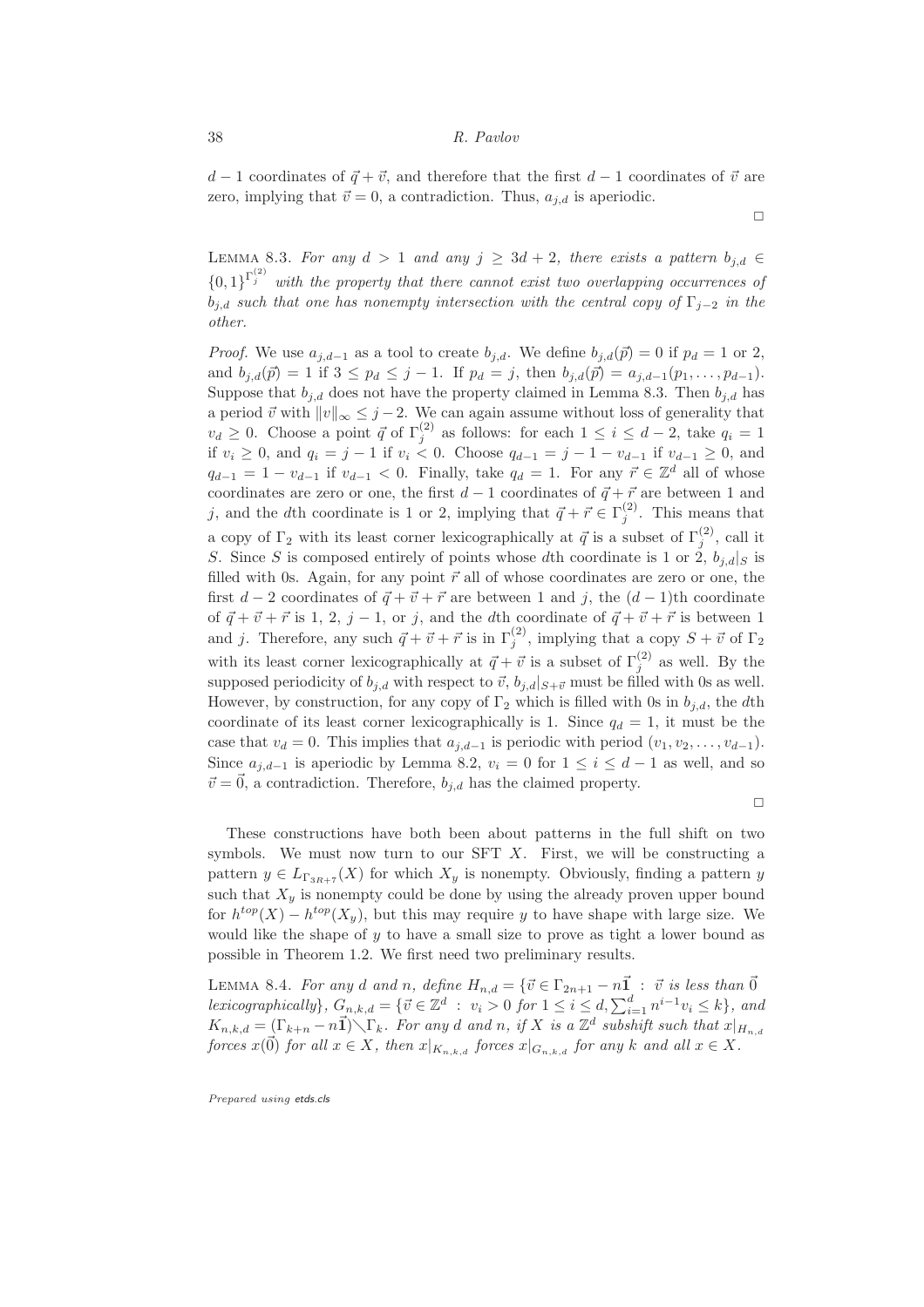$d-1$ coordinates of $\vec{q}+\vec{v}$, and therefore that the first $d-1$ coordinates of $\vec{v}$ are zero, implying that $\vec{v}=0$, a contradiction. Thus, $a_{j,d}$ is aperiodic.

□

LEMMA 8.3. *For any $d>1$ and any $j \geq 3d+2$, there exists a pattern $b_{j,d} \in \{0,1\}^{\Gamma_j^{(2)}}$ with the property that there cannot exist two overlapping occurrences of $b_{j,d}$ such that one has nonempty intersection with the central copy of $\Gamma_{j-2}$ in the other.*

*Proof.* We use $a_{j,d-1}$ as a tool to create $b_{j,d}$. We define $b_{j,d}(\vec{p})=0$ if $p_d=1$ or 2, and $b_{j,d}(\vec{p})=1$ if $3 \leq p_d \leq j-1$. If $p_d=j$, then $b_{j,d}(\vec{p})=a_{j,d-1}(p_1,\ldots,p_{d-1})$. Suppose that $b_{j,d}$ does not have the property claimed in Lemma 8.3. Then $b_{j,d}$ has a period $\vec{v}$ with $\|v\|_\infty \leq j-2$. We can again assume without loss of generality that $v_d \geq 0$. Choose a point $\vec{q}$ of $\Gamma_j^{(2)}$ as follows: for each $1 \leq i \leq d-2$, take $q_i=1$ if $v_i \geq 0$, and $q_i=j-1$ if $v_i<0$. Choose $q_{d-1}=j-1-v_{d-1}$ if $v_{d-1}\geq 0$, and $q_{d-1}=1-v_{d-1}$ if $v_{d-1}<0$. Finally, take $q_d=1$. For any $\vec{r}\in\mathbb{Z}^d$ all of whose coordinates are zero or one, the first $d-1$ coordinates of $\vec{q}+\vec{r}$ are between 1 and $j$, and the $d$th coordinate is 1 or 2, implying that $\vec{q}+\vec{r}\in\Gamma_j^{(2)}$. This means that a copy of $\Gamma_2$ with its least corner lexicographically at $\vec{q}$ is a subset of $\Gamma_j^{(2)}$, call it $S$. Since $S$ is composed entirely of points whose $d$th coordinate is 1 or 2, $b_{j,d}|_S$ is filled with 0s. Again, for any point $\vec{r}$ all of whose coordinates are zero or one, the first $d-2$ coordinates of $\vec{q}+\vec{v}+\vec{r}$ are between 1 and $j$, the $(d-1)$th coordinate of $\vec{q}+\vec{v}+\vec{r}$ is 1, 2, $j-1$, or $j$, and the $d$th coordinate of $\vec{q}+\vec{v}+\vec{r}$ is between 1 and $j$. Therefore, any such $\vec{q}+\vec{v}+\vec{r}$ is in $\Gamma_j^{(2)}$, implying that a copy $S+\vec{v}$ of $\Gamma_2$ with its least corner lexicographically at $\vec{q}+\vec{v}$ is a subset of $\Gamma_j^{(2)}$ as well. By the supposed periodicity of $b_{j,d}$ with respect to $\vec{v}$, $b_{j,d}|_{S+\vec{v}}$ must be filled with 0s as well. However, by construction, for any copy of $\Gamma_2$ which is filled with 0s in $b_{j,d}$, the $d$th coordinate of its least corner lexicographically is 1. Since $q_d=1$, it must be the case that $v_d=0$. This implies that $a_{j,d-1}$ is periodic with period $(v_1,v_2,\ldots,v_{d-1})$. Since $a_{j,d-1}$ is aperiodic by Lemma 8.2, $v_i=0$ for $1\leq i\leq d-1$ as well, and so $\vec{v}=\vec{0}$, a contradiction. Therefore, $b_{j,d}$ has the claimed property.

□

These constructions have both been about patterns in the full shift on two symbols. We must now turn to our SFT $X$. First, we will be constructing a pattern $y\in L_{\Gamma_{3R+7}}(X)$ for which $X_y$ is nonempty. Obviously, finding a pattern $y$ such that $X_y$ is nonempty could be done by using the already proven upper bound for $h^{top}(X)-h^{top}(X_y)$, but this may require $y$ to have shape with large size. We would like the shape of $y$ to have a small size to prove as tight a lower bound as possible in Theorem 1.2. We first need two preliminary results.

LEMMA 8.4. *For any $d$ and $n$, define $H_{n,d}=\{\vec{v}\in\Gamma_{2n+1}-n\vec{\mathbf{1}} \ : \ \vec{v}$ is less than $\vec{0}$ lexicographically$\}$, $G_{n,k,d}=\{\vec{v}\in\mathbb{Z}^d \ : \ v_i>0$ for $1\leq i\leq d, \sum_{i=1}^d n^{i-1}v_i\leq k\}$, and $K_{n,k,d}=(\Gamma_{k+n}-n\vec{\mathbf{1}})\diagdown\Gamma_k$. For any $d$ and $n$, if $X$ is a $\mathbb{Z}^d$ subshift such that $x|_{H_{n,d}}$ forces $x(\vec{0})$ for all $x\in X$, then $x|_{K_{n,k,d}}$ forces $x|_{G_{n,k,d}}$ for any $k$ and all $x\in X$.*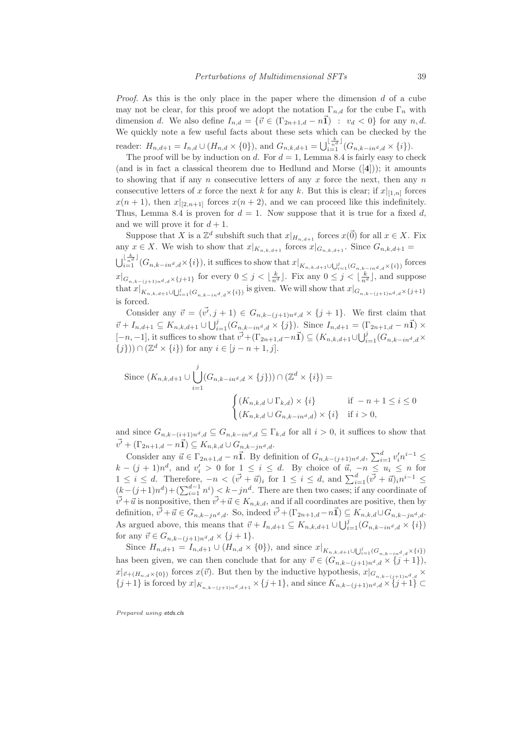*Proof.* As this is the only place in the paper where the dimension $d$ of a cube may not be clear, for this proof we adopt the notation $\Gamma_{n,d}$ for the cube $\Gamma_n$ with dimension $d$. We also define $I_{n,d} = \{\vec{v} \in (\Gamma_{2n+1,d} - n\vec{\mathbf{1}}) \ : \ v_d < 0\}$ for any $n, d$. We quickly note a few useful facts about these sets which can be checked by the reader: $H_{n,d+1} = I_{n,d} \cup (H_{n,d} \times \{0\})$, and $G_{n,k,d+1} = \bigcup_{i=1}^{\lfloor \frac{k}{n^d} \rfloor} (G_{n,k-in^d,d} \times \{i\})$.

The proof will be by induction on $d$. For $d = 1$, Lemma 8.4 is fairly easy to check (and is in fact a classical theorem due to Hedlund and Morse ([**4**])); it amounts to showing that if any $n$ consecutive letters of any $x$ force the next, then any $n$ consecutive letters of $x$ force the next $k$ for any $k$. But this is clear; if $x|_{[1,n]}$ forces $x(n+1)$, then $x|_{[2,n+1]}$ forces $x(n+2)$, and we can proceed like this indefinitely. Thus, Lemma 8.4 is proven for $d = 1$. Now suppose that it is true for a fixed $d$, and we will prove it for $d + 1$.

Suppose that $X$ is a $\mathbb{Z}^d$ subshift such that $x|_{H_{n,d+1}}$ forces $x(\vec{0})$ for all $x \in X$. Fix any $x \in X$. We wish to show that $x|_{K_{n,k,d+1}}$ forces $x|_{G_{n,k,d+1}}$. Since $G_{n,k,d+1} = \bigcup_{i=1}^{\lfloor \frac{k}{n^d} \rfloor} (G_{n,k-in^d,d} \times \{i\})$, it suffices to show that $x|_{K_{n,k,d+1} \cup \bigcup_{i=1}^{j} (G_{n,k-in^d,d} \times \{i\})}$ forces $x|_{G_{n,k-(j+1)n^d,d} \times \{j+1\}}$ for every $0 \leq j < \lfloor \frac{k}{n^d} \rfloor$. Fix any $0 \leq j < \lfloor \frac{k}{n^d} \rfloor$, and suppose that $x|_{K_{n,k,d+1} \cup \bigcup_{i=1}^{j} (G_{n,k-in^d,d} \times \{i\})}$ is given. We will show that $x|_{G_{n,k-(j+1)n^d,d} \times \{j+1\}}$ is forced.

Consider any $\vec{v} = (\vec{v'}, j+1) \in G_{n,k-(j+1)n^d,d} \times \{j+1\}$. We first claim that $\vec{v} + I_{n,d+1} \subseteq K_{n,k,d+1} \cup \bigcup_{i=1}^{j} (G_{n,k-in^d,d} \times \{j\})$. Since $I_{n,d+1} = (\Gamma_{2n+1,d} - n\vec{\mathbf{1}}) \times [-n, -1]$, it suffices to show that $\vec{v'} + (\Gamma_{2n+1,d} - n\vec{\mathbf{1}}) \subseteq (K_{n,k,d+1} \cup \bigcup_{i=1}^{j} (G_{n,k-in^d,d} \times \{j\})) \cap (\mathbb{Z}^d \times \{i\})$ for any $i \in [j-n+1, j]$.

$$\text{Since } (K_{n,k,d+1} \cup \bigcup_{i=1}^{j} (G_{n,k-in^d,d} \times \{j\})) \cap (\mathbb{Z}^d \times \{i\}) =$$
$$\begin{cases} (K_{n,k,d} \cup \Gamma_{k,d}) \times \{i\} & \text{if } -n+1 \leq i \leq 0 \\ (K_{n,k,d} \cup G_{n,k-in^d,d}) \times \{i\} & \text{if } i > 0, \end{cases}$$

and since $G_{n,k-(i+1)n^d,d} \subseteq G_{n,k-in^d,d} \subseteq \Gamma_{k,d}$ for all $i > 0$, it suffices to show that $\vec{v'} + (\Gamma_{2n+1,d} - n\vec{\mathbf{1}}) \subseteq K_{n,k,d} \cup G_{n,k-jn^d,d}$.

Consider any $\vec{u} \in \Gamma_{2n+1,d} - n\vec{\mathbf{1}}$. By definition of $G_{n,k-(j+1)n^d,d}$, $\sum_{i=1}^{d} v'_i n^{i-1} \leq k - (j+1)n^d$, and $v'_i > 0$ for $1 \leq i \leq d$. By choice of $\vec{u}$, $-n \leq u_i \leq n$ for $1 \leq i \leq d$. Therefore, $-n < (\vec{v'} + \vec{u})_i$ for $1 \leq i \leq d$, and $\sum_{i=1}^{d} (\vec{v'} + \vec{u})_i n^{i-1} \leq (k-(j+1)n^d) + (\sum_{i=1}^{d-1} n^i) < k - jn^d$. There are then two cases; if any coordinate of $\vec{v'} + \vec{u}$ is nonpositive, then $\vec{v'} + \vec{u} \in K_{n,k,d}$, and if all coordinates are positive, then by definition, $\vec{v'} + \vec{u} \in G_{n,k-jn^d,d}$. So, indeed $\vec{v'} + (\Gamma_{2n+1,d} - n\vec{\mathbf{1}}) \subseteq K_{n,k,d} \cup G_{n,k-jn^d,d}$. As argued above, this means that $\vec{v} + I_{n,d+1} \subseteq K_{n,k,d+1} \cup \bigcup_{i=1}^{j} (G_{n,k-in^d,d} \times \{i\})$ for any $\vec{v} \in G_{n,k-(j+1)n^d,d} \times \{j+1\}$.

Since $H_{n,d+1} = I_{n,d+1} \cup (H_{n,d} \times \{0\})$, and since $x|_{K_{n,k,d+1} \cup \bigcup_{i=1}^{j} (G_{n,k-in^d,d} \times \{i\})}$ has been given, we can then conclude that for any $\vec{v} \in (G_{n,k-(j+1)n^d,d} \times \{j+1\})$, $x|_{\vec{v} + (H_{n,d} \times \{0\})}$ forces $x(\vec{v})$. But then by the inductive hypothesis, $x|_{G_{n,k-(j+1)n^d,d}} \times \{j+1\}$ is forced by $x|_{K_{n,k-(j+1)n^d,d+1}} \times \{j+1\}$, and since $K_{n,k-(j+1)n^d,d} \times \{j+1\} \subset$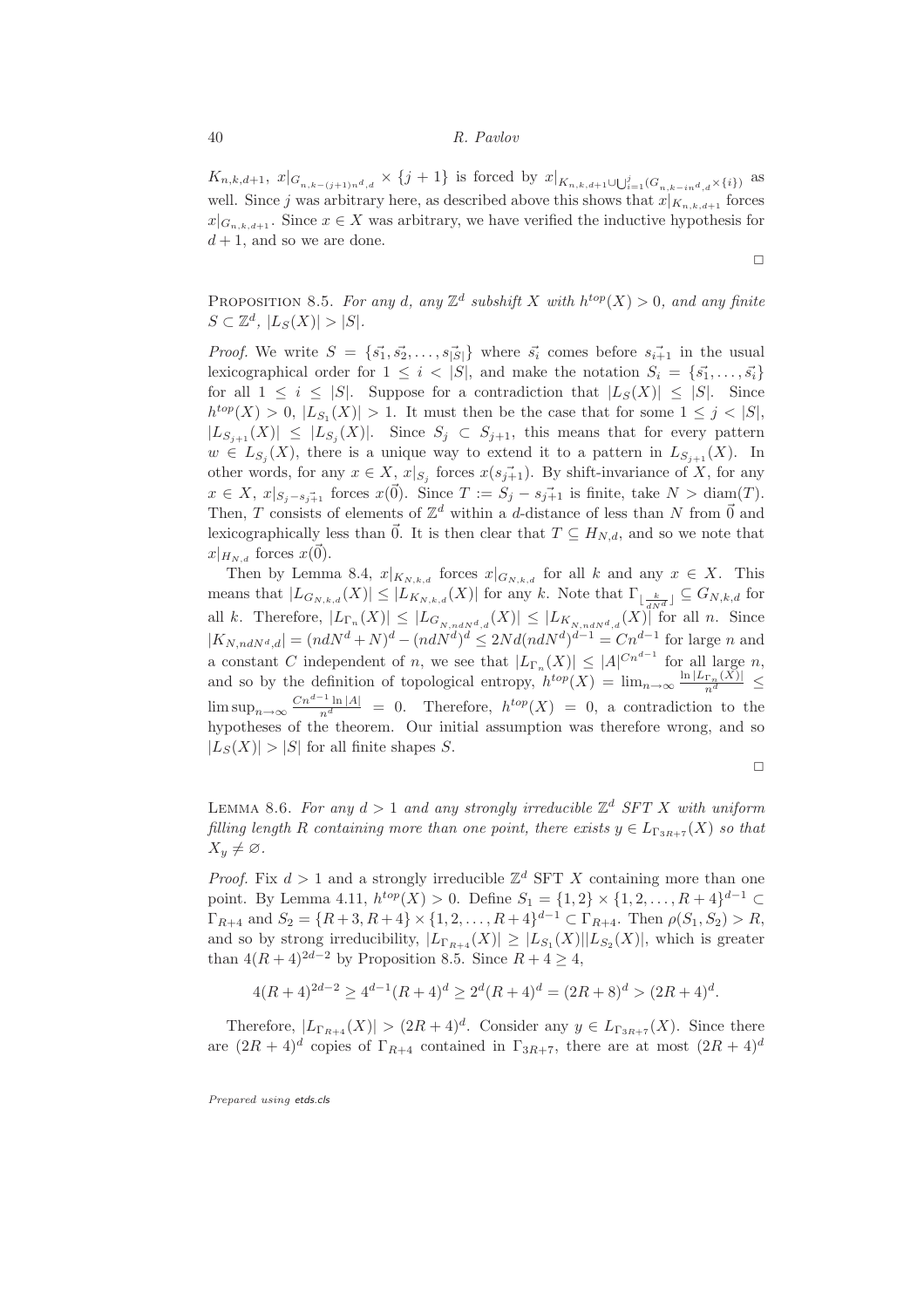$K_{n,k,d+1}$, $x|_{G_{n,k-(j+1)n^d,d}} \times \{j+1\}$ is forced by $x|_{K_{n,k,d+1} \cup \bigcup_{i=1}^{j} (G_{n,k-in^d,d} \times \{i\})}$ as well. Since $j$ was arbitrary here, as described above this shows that $x|_{K_{n,k,d+1}}$ forces $x|_{G_{n,k,d+1}}$. Since $x \in X$ was arbitrary, we have verified the inductive hypothesis for $d+1$, and so we are done.

□

PROPOSITION 8.5. *For any $d$, any $\mathbb{Z}^d$ subshift $X$ with $h^{top}(X) > 0$, and any finite $S \subset \mathbb{Z}^d$, $|L_S(X)| > |S|$.*

*Proof.* We write $S = \{\vec{s_1}, \vec{s_2}, \ldots, \vec{s_{|S|}}\}$ where $\vec{s_i}$ comes before $\vec{s_{i+1}}$ in the usual lexicographical order for $1 \leq i < |S|$, and make the notation $S_i = \{\vec{s_1}, \ldots, \vec{s_i}\}$ for all $1 \leq i \leq |S|$. Suppose for a contradiction that $|L_S(X)| \leq |S|$. Since $h^{top}(X) > 0$, $|L_{S_1}(X)| > 1$. It must then be the case that for some $1 \leq j < |S|$, $|L_{S_{j+1}}(X)| \leq |L_{S_j}(X)|$. Since $S_j \subset S_{j+1}$, this means that for every pattern $w \in L_{S_j}(X)$, there is a unique way to extend it to a pattern in $L_{S_{j+1}}(X)$. In other words, for any $x \in X$, $x|_{S_j}$ forces $x(\vec{s_{j+1}})$. By shift-invariance of $X$, for any $x \in X$, $x|_{S_j - \vec{s_{j+1}}}$ forces $x(\vec{0})$. Since $T := S_j - \vec{s_{j+1}}$ is finite, take $N > \text{diam}(T)$. Then, $T$ consists of elements of $\mathbb{Z}^d$ within a $d$-distance of less than $N$ from $\vec{0}$ and lexicographically less than $\vec{0}$. It is then clear that $T \subseteq H_{N,d}$, and so we note that $x|_{H_{N,d}}$ forces $x(\vec{0})$.

Then by Lemma 8.4, $x|_{K_{N,k,d}}$ forces $x|_{G_{N,k,d}}$ for all $k$ and any $x \in X$. This means that $|L_{G_{N,k,d}}(X)| \leq |L_{K_{N,k,d}}(X)|$ for any $k$. Note that $\Gamma_{\lfloor \frac{k}{dN^d} \rfloor} \subseteq G_{N,k,d}$ for all $k$. Therefore, $|L_{\Gamma_n}(X)| \leq |L_{G_{N,ndN^d,d}}(X)| \leq |L_{K_{N,ndN^d,d}}(X)|$ for all $n$. Since $|K_{N,ndN^d,d}| = (ndN^d + N)^d - (ndN^d)^d \leq 2Nd(ndN^d)^{d-1} = Cn^{d-1}$ for large $n$ and a constant $C$ independent of $n$, we see that $|L_{\Gamma_n}(X)| \leq |A|^{Cn^{d-1}}$ for all large $n$, and so by the definition of topological entropy, $h^{top}(X) = \lim_{n\to\infty} \frac{\ln |L_{\Gamma_n}(X)|}{n^d} \leq \limsup_{n\to\infty} \frac{Cn^{d-1} \ln |A|}{n^d} = 0$. Therefore, $h^{top}(X) = 0$, a contradiction to the hypotheses of the theorem. Our initial assumption was therefore wrong, and so $|L_S(X)| > |S|$ for all finite shapes $S$.

□

LEMMA 8.6. *For any $d > 1$ and any strongly irreducible $\mathbb{Z}^d$ SFT $X$ with uniform filling length $R$ containing more than one point, there exists $y \in L_{\Gamma_{3R+7}}(X)$ so that $X_y \neq \varnothing$.*

*Proof.* Fix $d > 1$ and a strongly irreducible $\mathbb{Z}^d$ SFT $X$ containing more than one point. By Lemma 4.11, $h^{top}(X) > 0$. Define $S_1 = \{1,2\} \times \{1,2,\ldots,R+4\}^{d-1} \subset \Gamma_{R+4}$ and $S_2 = \{R+3, R+4\} \times \{1,2,\ldots,R+4\}^{d-1} \subset \Gamma_{R+4}$. Then $\rho(S_1, S_2) > R$, and so by strong irreducibility, $|L_{\Gamma_{R+4}}(X)| \geq |L_{S_1}(X)||L_{S_2}(X)|$, which is greater than $4(R+4)^{2d-2}$ by Proposition 8.5. Since $R+4 \geq 4$,

$$4(R+4)^{2d-2} \geq 4^{d-1}(R+4)^d \geq 2^d(R+4)^d = (2R+8)^d > (2R+4)^d.$$

Therefore, $|L_{\Gamma_{R+4}}(X)| > (2R+4)^d$. Consider any $y \in L_{\Gamma_{3R+7}}(X)$. Since there are $(2R+4)^d$ copies of $\Gamma_{R+4}$ contained in $\Gamma_{3R+7}$, there are at most $(2R+4)^d$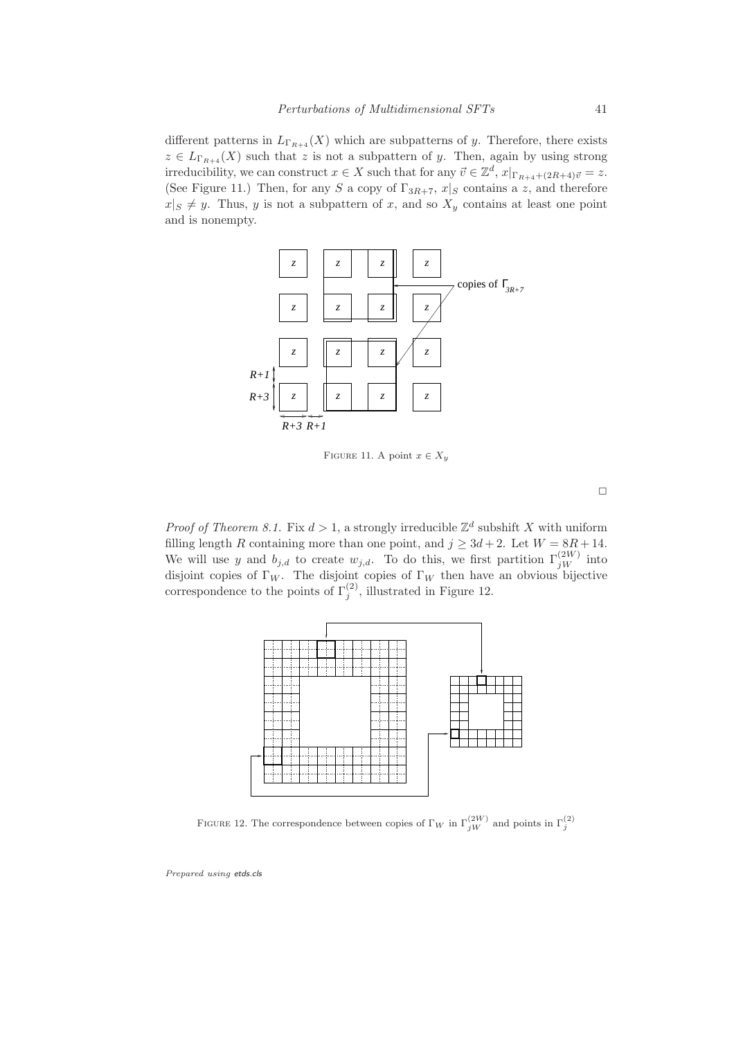different patterns in $L_{\Gamma_{R+4}}(X)$ which are subpatterns of $y$. Therefore, there exists $z \in L_{\Gamma_{R+4}}(X)$ such that $z$ is not a subpattern of $y$. Then, again by using strong irreducibility, we can construct $x \in X$ such that for any $\vec{v} \in \mathbb{Z}^d$, $x|_{\Gamma_{R+4}+(2R+4)\vec{v}} = z$. (See Figure 11.) Then, for any $S$ a copy of $\Gamma_{3R+7}$, $x|_S$ contains a $z$, and therefore $x|_S \neq y$. Thus, $y$ is not a subpattern of $x$, and so $X_y$ contains at least one point and is nonempty.

FIGURE 11. A point $x \in X_y$

□

*Proof of Theorem 8.1.* Fix $d > 1$, a strongly irreducible $\mathbb{Z}^d$ subshift $X$ with uniform filling length $R$ containing more than one point, and $j \geq 3d+2$. Let $W = 8R+14$. We will use $y$ and $b_{j,d}$ to create $w_{j,d}$. To do this, we first partition $\Gamma_{jW}^{(2W)}$ into disjoint copies of $\Gamma_W$. The disjoint copies of $\Gamma_W$ then have an obvious bijective correspondence to the points of $\Gamma_j^{(2)}$, illustrated in Figure 12.

FIGURE 12. The correspondence between copies of $\Gamma_W$ in $\Gamma_{jW}^{(2W)}$ and points in $\Gamma_j^{(2)}$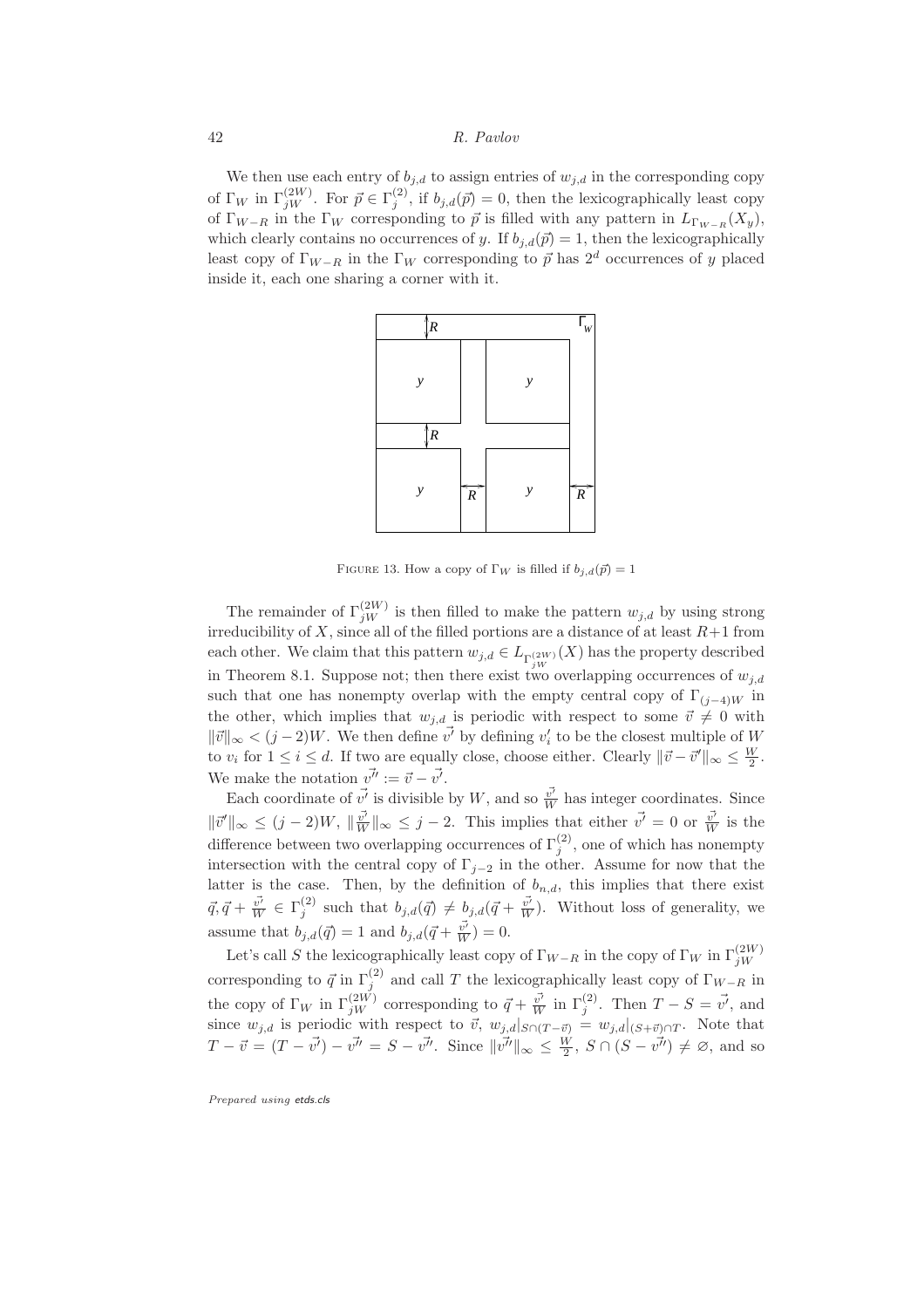We then use each entry of $b_{j,d}$ to assign entries of $w_{j,d}$ in the corresponding copy of $\Gamma_W$ in $\Gamma_{jW}^{(2W)}$. For $\vec{p} \in \Gamma_j^{(2)}$, if $b_{j,d}(\vec{p}) = 0$, then the lexicographically least copy of $\Gamma_{W-R}$ in the $\Gamma_W$ corresponding to $\vec{p}$ is filled with any pattern in $L_{\Gamma_{W-R}}(X_y)$, which clearly contains no occurrences of $y$. If $b_{j,d}(\vec{p}) = 1$, then the lexicographically least copy of $\Gamma_{W-R}$ in the $\Gamma_W$ corresponding to $\vec{p}$ has $2^d$ occurrences of $y$ placed inside it, each one sharing a corner with it.

FIGURE 13. How a copy of $\Gamma_W$ is filled if $b_{j,d}(\vec{p}) = 1$

The remainder of $\Gamma_{jW}^{(2W)}$ is then filled to make the pattern $w_{j,d}$ by using strong irreducibility of $X$, since all of the filled portions are a distance of at least $R+1$ from each other. We claim that this pattern $w_{j,d} \in L_{\Gamma_{jW}^{(2W)}}(X)$ has the property described in Theorem 8.1. Suppose not; then there exist two overlapping occurrences of $w_{j,d}$ such that one has nonempty overlap with the empty central copy of $\Gamma_{(j-4)W}$ in the other, which implies that $w_{j,d}$ is periodic with respect to some $\vec{v} \neq 0$ with $\|\vec{v}\|_\infty < (j-2)W$. We then define $\vec{v'}$ by defining $v'_i$ to be the closest multiple of $W$ to $v_i$ for $1 \leq i \leq d$. If two are equally close, choose either. Clearly $\|\vec{v} - \vec{v'}\|_\infty \leq \frac{W}{2}$. We make the notation $\vec{v''} := \vec{v} - \vec{v'}$.

Each coordinate of $\vec{v'}$ is divisible by $W$, and so $\frac{\vec{v'}}{W}$ has integer coordinates. Since $\|\vec{v'}\|_\infty \leq (j-2)W$, $\|\frac{\vec{v'}}{W}\|_\infty \leq j-2$. This implies that either $\vec{v'} = 0$ or $\frac{\vec{v'}}{W}$ is the difference between two overlapping occurrences of $\Gamma_j^{(2)}$, one of which has nonempty intersection with the central copy of $\Gamma_{j-2}$ in the other. Assume for now that the latter is the case. Then, by the definition of $b_{n,d}$, this implies that there exist $\vec{q}, \vec{q} + \frac{\vec{v'}}{W} \in \Gamma_j^{(2)}$ such that $b_{j,d}(\vec{q}) \neq b_{j,d}(\vec{q} + \frac{\vec{v'}}{W})$. Without loss of generality, we assume that $b_{j,d}(\vec{q}) = 1$ and $b_{j,d}(\vec{q} + \frac{\vec{v'}}{W}) = 0$.

Let's call $S$ the lexicographically least copy of $\Gamma_{W-R}$ in the copy of $\Gamma_W$ in $\Gamma_{jW}^{(2W)}$ corresponding to $\vec{q}$ in $\Gamma_j^{(2)}$ and call $T$ the lexicographically least copy of $\Gamma_{W-R}$ in the copy of $\Gamma_W$ in $\Gamma_{jW}^{(2W)}$ corresponding to $\vec{q} + \frac{\vec{v'}}{W}$ in $\Gamma_j^{(2)}$. Then $T - S = \vec{v'}$, and since $w_{j,d}$ is periodic with respect to $\vec{v}$, $w_{j,d}|_{S \cap (T - \vec{v})} = w_{j,d}|_{(S+\vec{v}) \cap T}$. Note that $T - \vec{v} = (T - \vec{v'}) - \vec{v''} = S - \vec{v''}$. Since $\|\vec{v''}\|_\infty \leq \frac{W}{2}$, $S \cap (S - \vec{v''}) \neq \varnothing$, and so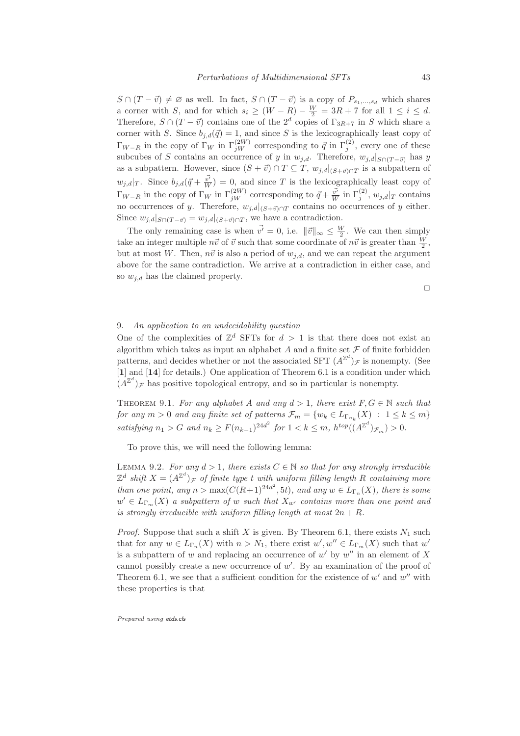$S \cap (T - \vec{v}) \neq \varnothing$ as well. In fact, $S \cap (T - \vec{v})$ is a copy of $P_{s_1,\ldots,s_d}$ which shares a corner with $S$, and for which $s_i \geq (W - R) - \frac{W}{2} = 3R + 7$ for all $1 \leq i \leq d$. Therefore, $S \cap (T - \vec{v})$ contains one of the $2^d$ copies of $\Gamma_{3R+7}$ in $S$ which share a corner with $S$. Since $b_{j,d}(\vec{q}) = 1$, and since $S$ is the lexicographically least copy of $\Gamma_{W-R}$ in the copy of $\Gamma_W$ in $\Gamma_{jW}^{(2W)}$ corresponding to $\vec{q}$ in $\Gamma_j^{(2)}$, every one of these subcubes of $S$ contains an occurrence of $y$ in $w_{j,d}$. Therefore, $w_{j,d}|_{S\cap(T-\vec{v})}$ has $y$ as a subpattern. However, since $(S+\vec{v}) \cap T \subseteq T$, $w_{j,d}|_{(S+\vec{v})\cap T}$ is a subpattern of $w_{j,d}|_T$. Since $b_{j,d}(\vec{q} + \frac{\vec{v'}}{W}) = 0$, and since $T$ is the lexicographically least copy of $\Gamma_{W-R}$ in the copy of $\Gamma_W$ in $\Gamma_{jW}^{(2W)}$ corresponding to $\vec{q} + \frac{\vec{v'}}{W}$ in $\Gamma_j^{(2)}$, $w_{j,d}|_T$ contains no occurrences of $y$. Therefore, $w_{j,d}|_{(S+\vec{v})\cap T}$ contains no occurrences of $y$ either. Since $w_{j,d}|_{S\cap(T-\vec{v})} = w_{j,d}|_{(S+\vec{v})\cap T}$, we have a contradiction.

The only remaining case is when $\vec{v'} = 0$, i.e. $\|\vec{v}\|_\infty \leq \frac{W}{2}$. We can then simply take an integer multiple $n\vec{v}$ of $\vec{v}$ such that some coordinate of $n\vec{v}$ is greater than $\frac{W}{2}$, but at most $W$. Then, $n\vec{v}$ is also a period of $w_{j,d}$, and we can repeat the argument above for the same contradiction. We arrive at a contradiction in either case, and so $w_{j,d}$ has the claimed property.

□

## 9. *An application to an undecidability question*

One of the complexities of $\mathbb{Z}^d$ SFTs for $d > 1$ is that there does not exist an algorithm which takes as input an alphabet $A$ and a finite set $\mathcal{F}$ of finite forbidden patterns, and decides whether or not the associated SFT $(A^{\mathbb{Z}^d})_\mathcal{F}$ is nonempty. (See [**1**] and [**14**] for details.) One application of Theorem 6.1 is a condition under which $(A^{\mathbb{Z}^d})_\mathcal{F}$ has positive topological entropy, and so in particular is nonempty.

THEOREM 9.1. *For any alphabet $A$ and any $d > 1$, there exist $F, G \in \mathbb{N}$ such that for any $m > 0$ and any finite set of patterns $\mathcal{F}_m = \{w_k \in L_{\Gamma_{n_k}}(X) \ : \ 1 \leq k \leq m\}$ satisfying $n_1 > G$ and $n_k \geq F(n_{k-1})^{24d^2}$ for $1 < k \leq m$, $h^{top}((A^{\mathbb{Z}^d})_{\mathcal{F}_m}) > 0$.*

To prove this, we will need the following lemma:

LEMMA 9.2. *For any $d > 1$, there exists $C \in \mathbb{N}$ so that for any strongly irreducible $\mathbb{Z}^d$ shift $X = (A^{\mathbb{Z}^d})_\mathcal{F}$ of finite type $t$ with uniform filling length $R$ containing more than one point, any $n > \max(C(R+1)^{24d^2}, 5t)$, and any $w \in L_{\Gamma_n}(X)$, there is some $w' \in L_{\Gamma_m}(X)$ a subpattern of $w$ such that $X_{w'}$ contains more than one point and is strongly irreducible with uniform filling length at most $2n + R$.*

*Proof.* Suppose that such a shift $X$ is given. By Theorem 6.1, there exists $N_1$ such that for any $w \in L_{\Gamma_n}(X)$ with $n > N_1$, there exist $w', w'' \in L_{\Gamma_m}(X)$ such that $w'$ is a subpattern of $w$ and replacing an occurrence of $w'$ by $w''$ in an element of $X$ cannot possibly create a new occurrence of $w'$. By an examination of the proof of Theorem 6.1, we see that a sufficient condition for the existence of $w'$ and $w''$ with these properties is that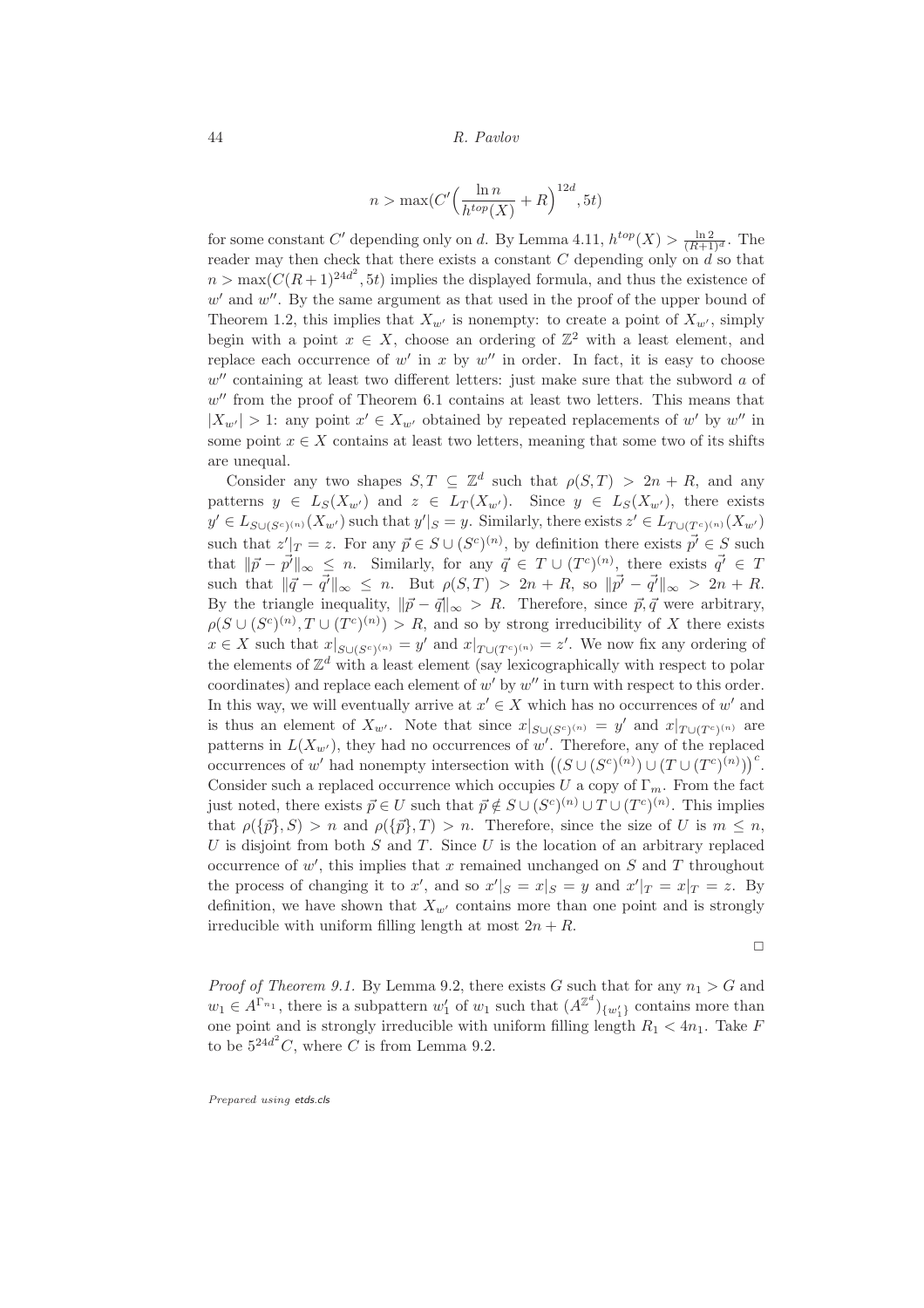$$n > \max(C'\Big(\frac{\ln n}{h^{top}(X)} + R\Big)^{12d}, 5t)$$

for some constant $C'$ depending only on $d$. By Lemma 4.11, $h^{top}(X) > \frac{\ln 2}{(R+1)^d}$. The reader may then check that there exists a constant $C$ depending only on $d$ so that $n > \max(C(R+1)^{24d^2}, 5t)$ implies the displayed formula, and thus the existence of $w'$ and $w''$. By the same argument as that used in the proof of the upper bound of Theorem 1.2, this implies that $X_{w'}$ is nonempty: to create a point of $X_{w'}$, simply begin with a point $x \in X$, choose an ordering of $\mathbb{Z}^2$ with a least element, and replace each occurrence of $w'$ in $x$ by $w''$ in order. In fact, it is easy to choose $w''$ containing at least two different letters: just make sure that the subword $a$ of $w''$ from the proof of Theorem 6.1 contains at least two letters. This means that $|X_{w'}| > 1$: any point $x' \in X_{w'}$ obtained by repeated replacements of $w'$ by $w''$ in some point $x \in X$ contains at least two letters, meaning that some two of its shifts are unequal.

Consider any two shapes $S, T \subseteq \mathbb{Z}^d$ such that $\rho(S,T) > 2n + R$, and any patterns $y \in L_S(X_{w'})$ and $z \in L_T(X_{w'})$. Since $y \in L_S(X_{w'})$, there exists $y' \in L_{S \cup (S^c)^{(n)}}(X_{w'})$ such that $y'|_S = y$. Similarly, there exists $z' \in L_{T \cup (T^c)^{(n)}}(X_{w'})$ such that $z'|_T = z$. For any $\vec{p} \in S \cup (S^c)^{(n)}$, by definition there exists $\vec{p'} \in S$ such that $\|\vec{p} - \vec{p'}\|_\infty \leq n$. Similarly, for any $\vec{q} \in T \cup (T^c)^{(n)}$, there exists $\vec{q'} \in T$ such that $\|\vec{q} - \vec{q'}\|_\infty \leq n$. But $\rho(S,T) > 2n + R$, so $\|\vec{p'} - \vec{q'}\|_\infty > 2n + R$. By the triangle inequality, $\|\vec{p} - \vec{q}\|_\infty > R$. Therefore, since $\vec{p}, \vec{q}$ were arbitrary, $\rho(S \cup (S^c)^{(n)}, T \cup (T^c)^{(n)}) > R$, and so by strong irreducibility of $X$ there exists $x \in X$ such that $x|_{S \cup (S^c)^{(n)}} = y'$ and $x|_{T \cup (T^c)^{(n)}} = z'$. We now fix any ordering of the elements of $\mathbb{Z}^d$ with a least element (say lexicographically with respect to polar coordinates) and replace each element of $w'$ by $w''$ in turn with respect to this order. In this way, we will eventually arrive at $x' \in X$ which has no occurrences of $w'$ and is thus an element of $X_{w'}$. Note that since $x|_{S \cup (S^c)^{(n)}} = y'$ and $x|_{T \cup (T^c)^{(n)}}$ are patterns in $L(X_{w'})$, they had no occurrences of $w'$. Therefore, any of the replaced occurrences of $w'$ had nonempty intersection with $\big((S \cup (S^c)^{(n)}) \cup (T \cup (T^c)^{(n)})\big)^c$. Consider such a replaced occurrence which occupies $U$ a copy of $\Gamma_m$. From the fact just noted, there exists $\vec{p} \in U$ such that $\vec{p} \notin S \cup (S^c)^{(n)} \cup T \cup (T^c)^{(n)}$. This implies that $\rho(\{\vec{p}\}, S) > n$ and $\rho(\{\vec{p}\}, T) > n$. Therefore, since the size of $U$ is $m \leq n$, $U$ is disjoint from both $S$ and $T$. Since $U$ is the location of an arbitrary replaced occurrence of $w'$, this implies that $x$ remained unchanged on $S$ and $T$ throughout the process of changing it to $x'$, and so $x'|_S = x|_S = y$ and $x'|_T = x|_T = z$. By definition, we have shown that $X_{w'}$ contains more than one point and is strongly irreducible with uniform filling length at most $2n + R$.

□

*Proof of Theorem 9.1.* By Lemma 9.2, there exists $G$ such that for any $n_1 > G$ and $w_1 \in A^{\Gamma_{n_1}}$, there is a subpattern $w_1'$ of $w_1$ such that $(A^{\mathbb{Z}^d})_{\{w_1'\}}$ contains more than one point and is strongly irreducible with uniform filling length $R_1 < 4n_1$. Take $F$ to be $5^{24d^2}C$, where $C$ is from Lemma 9.2.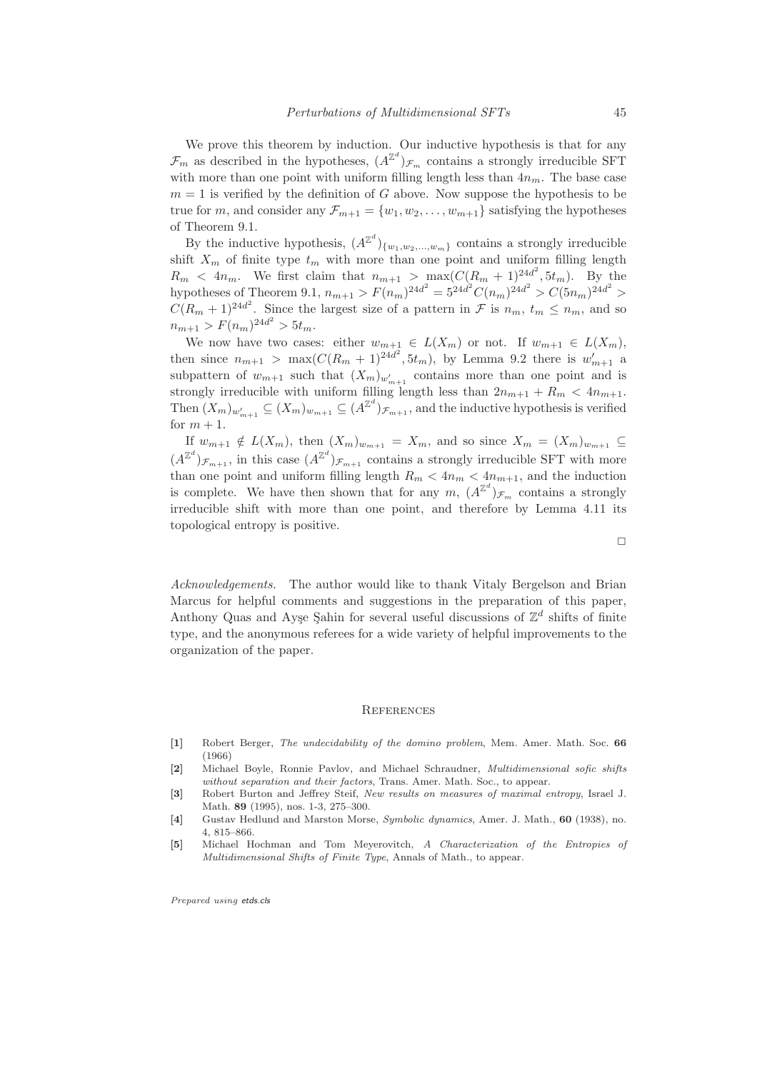We prove this theorem by induction. Our inductive hypothesis is that for any $\mathcal{F}_m$ as described in the hypotheses, $(A^{\mathbb{Z}^d})_{\mathcal{F}_m}$ contains a strongly irreducible SFT with more than one point with uniform filling length less than $4n_m$. The base case $m = 1$ is verified by the definition of $G$ above. Now suppose the hypothesis to be true for $m$, and consider any $\mathcal{F}_{m+1} = \{w_1, w_2, \ldots, w_{m+1}\}$ satisfying the hypotheses of Theorem 9.1.

By the inductive hypothesis, $(A^{\mathbb{Z}^d})_{\{w_1,w_2,\ldots,w_m\}}$ contains a strongly irreducible shift $X_m$ of finite type $t_m$ with more than one point and uniform filling length $R_m < 4n_m$. We first claim that $n_{m+1} > \max(C(R_m+1)^{24d^2}, 5t_m)$. By the hypotheses of Theorem 9.1, $n_{m+1} > F(n_m)^{24d^2} = 5^{24d^2}C(n_m)^{24d^2} > C(5n_m)^{24d^2} > C(R_m+1)^{24d^2}$. Since the largest size of a pattern in $\mathcal{F}$ is $n_m$, $t_m \leq n_m$, and so $n_{m+1} > F(n_m)^{24d^2} > 5t_m$.

We now have two cases: either $w_{m+1} \in L(X_m)$ or not. If $w_{m+1} \in L(X_m)$, then since $n_{m+1} > \max(C(R_m+1)^{24d^2}, 5t_m)$, by Lemma 9.2 there is $w'_{m+1}$ a subpattern of $w_{m+1}$ such that $(X_m)_{w'_{m+1}}$ contains more than one point and is strongly irreducible with uniform filling length less than $2n_{m+1} + R_m < 4n_{m+1}$. Then $(X_m)_{w'_{m+1}} \subseteq (X_m)_{w_{m+1}} \subseteq (A^{\mathbb{Z}^d})_{\mathcal{F}_{m+1}}$, and the inductive hypothesis is verified for $m+1$.

If $w_{m+1} \notin L(X_m)$, then $(X_m)_{w_{m+1}} = X_m$, and so since $X_m = (X_m)_{w_{m+1}} \subseteq (A^{\mathbb{Z}^d})_{\mathcal{F}_{m+1}}$, in this case $(A^{\mathbb{Z}^d})_{\mathcal{F}_{m+1}}$ contains a strongly irreducible SFT with more than one point and uniform filling length $R_m < 4n_m < 4n_{m+1}$, and the induction is complete. We have then shown that for any $m$, $(A^{\mathbb{Z}^d})_{\mathcal{F}_m}$ contains a strongly irreducible shift with more than one point, and therefore by Lemma 4.11 its topological entropy is positive.

□

*Acknowledgements.* The author would like to thank Vitaly Bergelson and Brian Marcus for helpful comments and suggestions in the preparation of this paper, Anthony Quas and Ayşe Şahin for several useful discussions of $\mathbb{Z}^d$ shifts of finite type, and the anonymous referees for a wide variety of helpful improvements to the organization of the paper.

## References

[1] Robert Berger, *The undecidability of the domino problem*, Mem. Amer. Math. Soc. **66** (1966)

[2] Michael Boyle, Ronnie Pavlov, and Michael Schraudner, *Multidimensional sofic shifts without separation and their factors*, Trans. Amer. Math. Soc., to appear.

[3] Robert Burton and Jeffrey Steif, *New results on measures of maximal entropy*, Israel J. Math. **89** (1995), nos. 1-3, 275–300.

[4] Gustav Hedlund and Marston Morse, *Symbolic dynamics*, Amer. J. Math., **60** (1938), no. 4, 815–866.

[5] Michael Hochman and Tom Meyerovitch, *A Characterization of the Entropies of Multidimensional Shifts of Finite Type*, Annals of Math., to appear.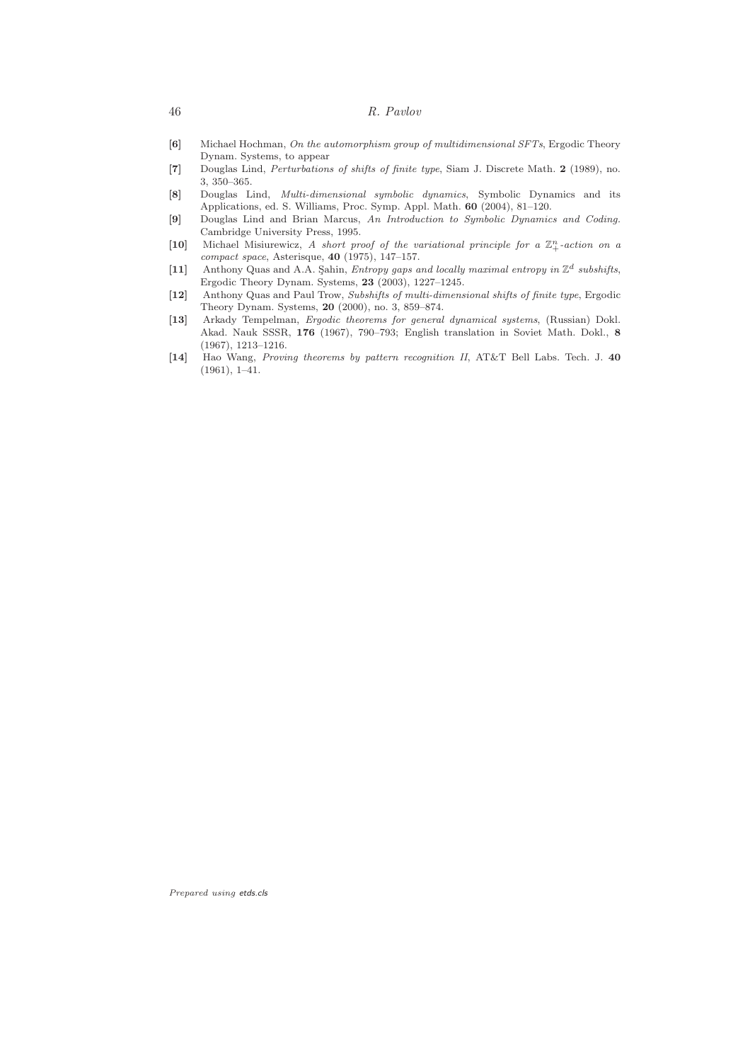[6] Michael Hochman, *On the automorphism group of multidimensional SFTs*, Ergodic Theory Dynam. Systems, to appear

[7] Douglas Lind, *Perturbations of shifts of finite type*, Siam J. Discrete Math. **2** (1989), no. 3, 350–365.

[8] Douglas Lind, *Multi-dimensional symbolic dynamics*, Symbolic Dynamics and its Applications, ed. S. Williams, Proc. Symp. Appl. Math. **60** (2004), 81–120.

[9] Douglas Lind and Brian Marcus, *An Introduction to Symbolic Dynamics and Coding.* Cambridge University Press, 1995.

[10] Michael Misiurewicz, *A short proof of the variational principle for a $\mathbb{Z}_+^n$-action on a compact space*, Asterisque, **40** (1975), 147–157.

[11] Anthony Quas and A.A. Şahin, *Entropy gaps and locally maximal entropy in $\mathbb{Z}^d$ subshifts*, Ergodic Theory Dynam. Systems, **23** (2003), 1227–1245.

[12] Anthony Quas and Paul Trow, *Subshifts of multi-dimensional shifts of finite type*, Ergodic Theory Dynam. Systems, **20** (2000), no. 3, 859–874.

[13] Arkady Tempelman, *Ergodic theorems for general dynamical systems*, (Russian) Dokl. Akad. Nauk SSSR, **176** (1967), 790–793; English translation in Soviet Math. Dokl., **8** (1967), 1213–1216.

[14] Hao Wang, *Proving theorems by pattern recognition II*, AT&T Bell Labs. Tech. J. **40** (1961), 1–41.